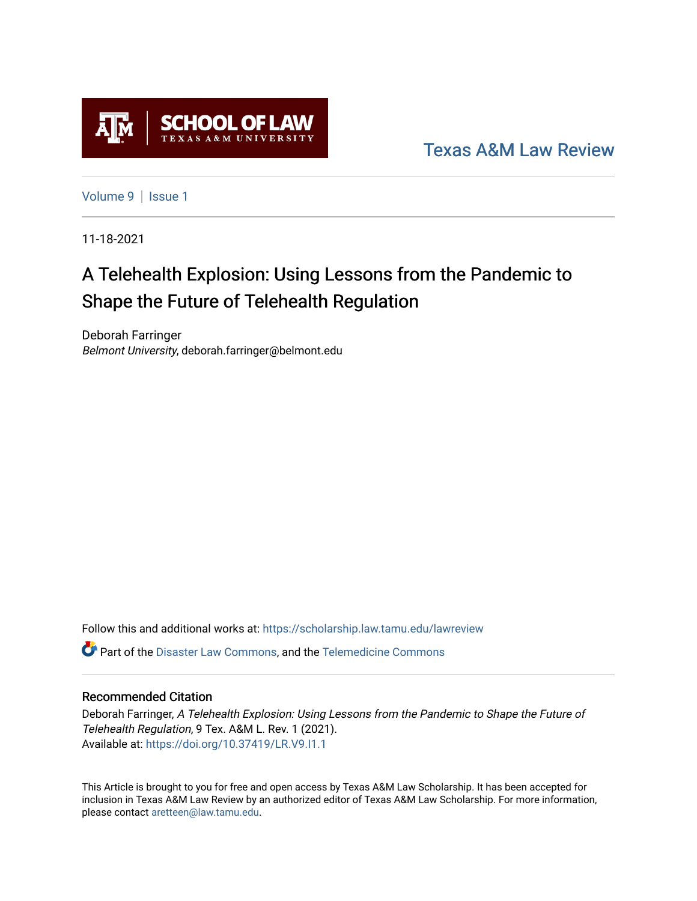Texas A&M Law Review

Volume 9 | Issue 1

11-18-2021

# A Telehealth Explosion: Using Lessons from the Pandemic to Shape the Future of Telehealth Regulation

Deborah Farringer
*Belmont University*, deborah.farringer@belmont.edu

Follow this and additional works at: https://scholarship.law.tamu.edu/lawreview

Part of the Disaster Law Commons, and the Telemedicine Commons

## Recommended Citation

Deborah Farringer, *A Telehealth Explosion: Using Lessons from the Pandemic to Shape the Future of Telehealth Regulation*, 9 Tex. A&M L. Rev. 1 (2021).
Available at: https://doi.org/10.37419/LR.V9.I1.1

This Article is brought to you for free and open access by Texas A&M Law Scholarship. It has been accepted for inclusion in Texas A&M Law Review by an authorized editor of Texas A&M Law Scholarship. For more information, please contact aretteen@law.tamu.edu.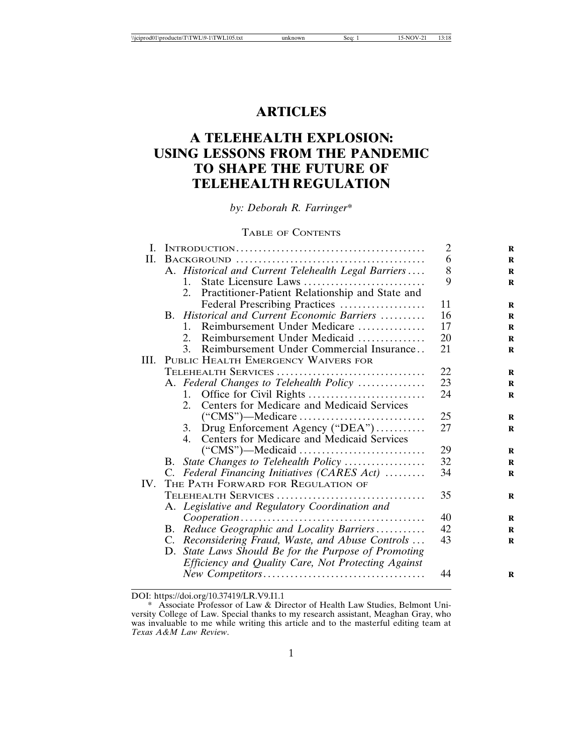# ARTICLES

# A TELEHEALTH EXPLOSION: USING LESSONS FROM THE PANDEMIC TO SHAPE THE FUTURE OF TELEHEALTH REGULATION

*by: Deborah R. Farringer\**

TABLE OF CONTENTS

| | | | |
|---|---|---|---|
| I. | INTRODUCTION | 2 | R |
| II. | BACKGROUND | 6 | R |
| | A. *Historical and Current Telehealth Legal Barriers* | 8 | R |
| | 1. State Licensure Laws | 9 | R |
| | 2. Practitioner-Patient Relationship and State and Federal Prescribing Practices | 11 | R |
| | B. *Historical and Current Economic Barriers* | 16 | R |
| | 1. Reimbursement Under Medicare | 17 | R |
| | 2. Reimbursement Under Medicaid | 20 | R |
| | 3. Reimbursement Under Commercial Insurance | 21 | R |
| III. | PUBLIC HEALTH EMERGENCY WAIVERS FOR TELEHEALTH SERVICES | 22 | R |
| | A. *Federal Changes to Telehealth Policy* | 23 | R |
| | 1. Office for Civil Rights | 24 | R |
| | 2. Centers for Medicare and Medicaid Services ("CMS")—Medicare | 25 | R |
| | 3. Drug Enforcement Agency ("DEA") | 27 | R |
| | 4. Centers for Medicare and Medicaid Services ("CMS")—Medicaid | 29 | R |
| | B. *State Changes to Telehealth Policy* | 32 | R |
| | C. *Federal Financing Initiatives (CARES Act)* | 34 | R |
| IV. | THE PATH FORWARD FOR REGULATION OF TELEHEALTH SERVICES | 35 | R |
| | A. *Legislative and Regulatory Coordination and Cooperation* | 40 | R |
| | B. *Reduce Geographic and Locality Barriers* | 42 | R |
| | C. *Reconsidering Fraud, Waste, and Abuse Controls* | 43 | R |
| | D. *State Laws Should Be for the Purpose of Promoting Efficiency and Quality Care, Not Protecting Against New Competitors* | 44 | R |

DOI: https://doi.org/10.37419/LR.V9.I1.1

\* Associate Professor of Law & Director of Health Law Studies, Belmont University College of Law. Special thanks to my research assistant, Meaghan Gray, who was invaluable to me while writing this article and to the masterful editing team at *Texas A&M Law Review*.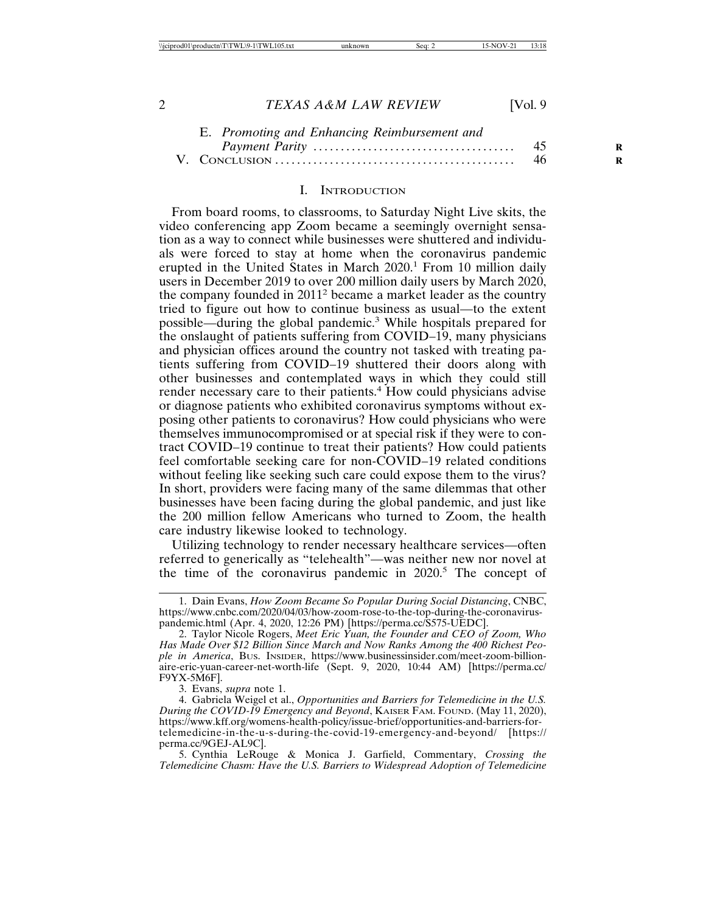E. *Promoting and Enhancing Reimbursement and Payment Parity* .................................... 45

V. CONCLUSION ........................................... 46

## I. INTRODUCTION

From board rooms, to classrooms, to Saturday Night Live skits, the video conferencing app Zoom became a seemingly overnight sensation as a way to connect while businesses were shuttered and individuals were forced to stay at home when the coronavirus pandemic erupted in the United States in March 2020.[1] From 10 million daily users in December 2019 to over 200 million daily users by March 2020, the company founded in 2011[2] became a market leader as the country tried to figure out how to continue business as usual—to the extent possible—during the global pandemic.[3] While hospitals prepared for the onslaught of patients suffering from COVID–19, many physicians and physician offices around the country not tasked with treating patients suffering from COVID–19 shuttered their doors along with other businesses and contemplated ways in which they could still render necessary care to their patients.[4] How could physicians advise or diagnose patients who exhibited coronavirus symptoms without exposing other patients to coronavirus? How could physicians who were themselves immunocompromised or at special risk if they were to contract COVID–19 continue to treat their patients? How could patients feel comfortable seeking care for non-COVID–19 related conditions without feeling like seeking such care could expose them to the virus? In short, providers were facing many of the same dilemmas that other businesses have been facing during the global pandemic, and just like the 200 million fellow Americans who turned to Zoom, the health care industry likewise looked to technology.

Utilizing technology to render necessary healthcare services—often referred to generically as "telehealth"—was neither new nor novel at the time of the coronavirus pandemic in 2020.[5] The concept of

---

1. Dain Evans, *How Zoom Became So Popular During Social Distancing*, CNBC, https://www.cnbc.com/2020/04/03/how-zoom-rose-to-the-top-during-the-coronavirus-pandemic.html (Apr. 4, 2020, 12:26 PM) [https://perma.cc/S575-UEDC].

2. Taylor Nicole Rogers, *Meet Eric Yuan, the Founder and CEO of Zoom, Who Has Made Over $12 Billion Since March and Now Ranks Among the 400 Richest People in America*, BUS. INSIDER, https://www.businessinsider.com/meet-zoom-billionaire-eric-yuan-career-net-worth-life (Sept. 9, 2020, 10:44 AM) [https://perma.cc/F9YX-5M6F].

3. Evans, *supra* note 1.

4. Gabriela Weigel et al., *Opportunities and Barriers for Telemedicine in the U.S. During the COVID-19 Emergency and Beyond*, KAISER FAM. FOUND. (May 11, 2020), https://www.kff.org/womens-health-policy/issue-brief/opportunities-and-barriers-for-telemedicine-in-the-u-s-during-the-covid-19-emergency-and-beyond/ [https://perma.cc/9GEJ-AL9C].

5. Cynthia LeRouge & Monica J. Garfield, Commentary, *Crossing the Telemedicine Chasm: Have the U.S. Barriers to Widespread Adoption of Telemedicine*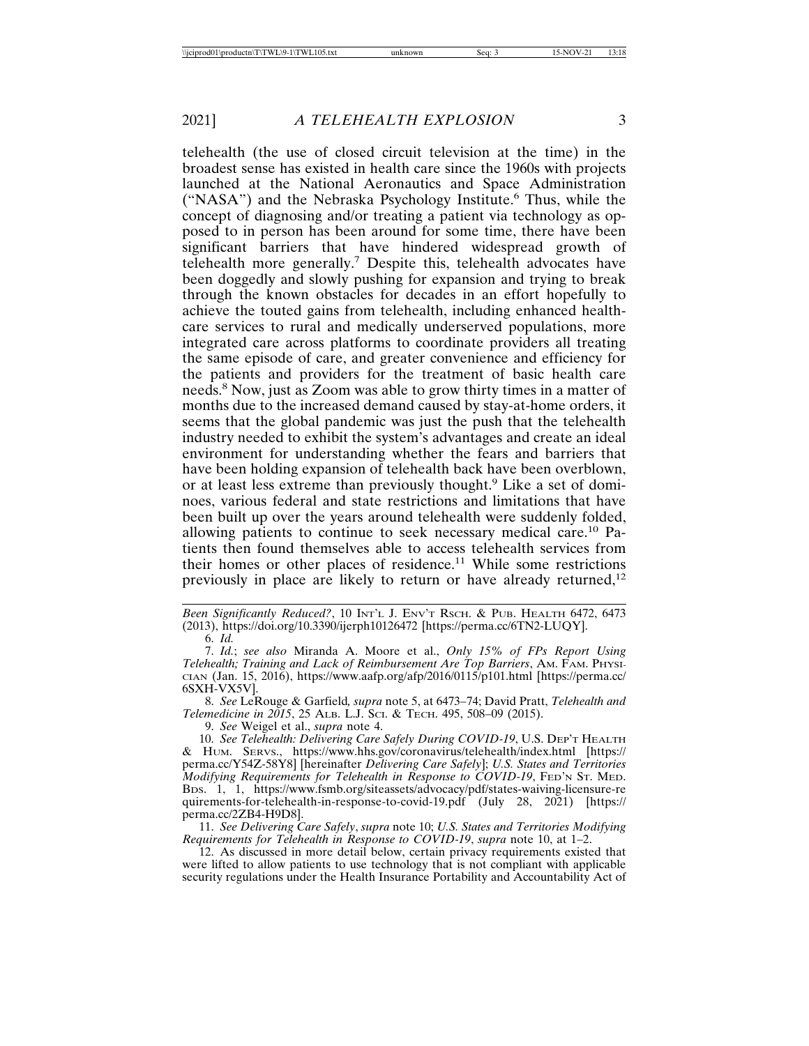telehealth (the use of closed circuit television at the time) in the broadest sense has existed in health care since the 1960s with projects launched at the National Aeronautics and Space Administration ("NASA") and the Nebraska Psychology Institute.[6] Thus, while the concept of diagnosing and/or treating a patient via technology as opposed to in person has been around for some time, there have been significant barriers that have hindered widespread growth of telehealth more generally.[7] Despite this, telehealth advocates have been doggedly and slowly pushing for expansion and trying to break through the known obstacles for decades in an effort hopefully to achieve the touted gains from telehealth, including enhanced healthcare services to rural and medically underserved populations, more integrated care across platforms to coordinate providers all treating the same episode of care, and greater convenience and efficiency for the patients and providers for the treatment of basic health care needs.[8] Now, just as Zoom was able to grow thirty times in a matter of months due to the increased demand caused by stay-at-home orders, it seems that the global pandemic was just the push that the telehealth industry needed to exhibit the system's advantages and create an ideal environment for understanding whether the fears and barriers that have been holding expansion of telehealth back have been overblown, or at least less extreme than previously thought.[9] Like a set of dominoes, various federal and state restrictions and limitations that have been built up over the years around telehealth were suddenly folded, allowing patients to continue to seek necessary medical care.[10] Patients then found themselves able to access telehealth services from their homes or other places of residence.[11] While some restrictions previously in place are likely to return or have already returned,[12]

---

*Been Significantly Reduced?*, 10 INT'L J. ENV'T RSCH. & PUB. HEALTH 6472, 6473 (2013), https://doi.org/10.3390/ijerph10126472 [https://perma.cc/6TN2-LUQY].

6. *Id.*

7. *Id.*; *see also* Miranda A. Moore et al., *Only 15% of FPs Report Using Telehealth; Training and Lack of Reimbursement Are Top Barriers*, AM. FAM. PHYSICIAN (Jan. 15, 2016), https://www.aafp.org/afp/2016/0115/p101.html [https://perma.cc/6SXH-VX5V].

8. *See* LeRouge & Garfield, *supra* note 5, at 6473–74; David Pratt, *Telehealth and Telemedicine in 2015*, 25 ALB. L.J. SCI. & TECH. 495, 508–09 (2015).

9. *See* Weigel et al., *supra* note 4.

10. *See Telehealth: Delivering Care Safely During COVID-19*, U.S. DEP'T HEALTH & HUM. SERVS., https://www.hhs.gov/coronavirus/telehealth/index.html [https://perma.cc/Y54Z-58Y8] [hereinafter *Delivering Care Safely*]; *U.S. States and Territories Modifying Requirements for Telehealth in Response to COVID-19*, FED'N ST. MED. BDS. 1, 1, https://www.fsmb.org/siteassets/advocacy/pdf/states-waiving-licensure-requirements-for-telehealth-in-response-to-covid-19.pdf (July 28, 2021) [https://perma.cc/2ZB4-H9D8].

11. *See Delivering Care Safely*, *supra* note 10; *U.S. States and Territories Modifying Requirements for Telehealth in Response to COVID-19*, *supra* note 10, at 1–2.

12. As discussed in more detail below, certain privacy requirements existed that were lifted to allow patients to use technology that is not compliant with applicable security regulations under the Health Insurance Portability and Accountability Act of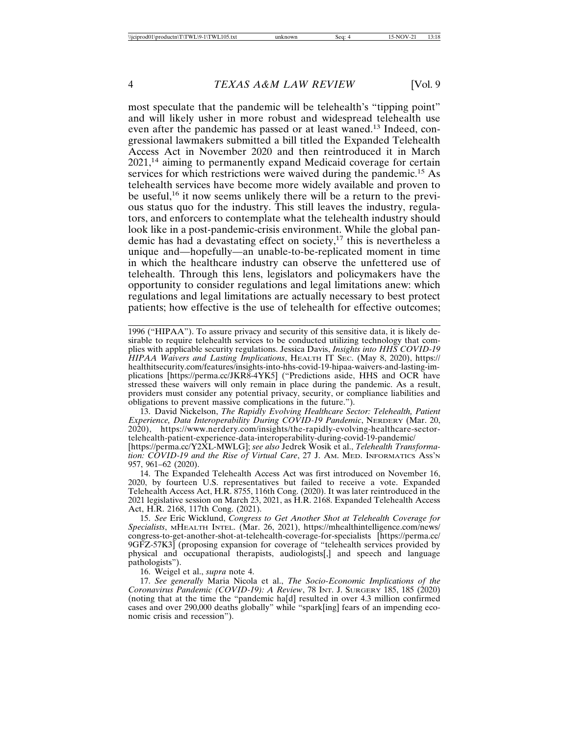most speculate that the pandemic will be telehealth's "tipping point" and will likely usher in more robust and widespread telehealth use even after the pandemic has passed or at least waned.[13] Indeed, congressional lawmakers submitted a bill titled the Expanded Telehealth Access Act in November 2020 and then reintroduced it in March 2021,[14] aiming to permanently expand Medicaid coverage for certain services for which restrictions were waived during the pandemic.[15] As telehealth services have become more widely available and proven to be useful,[16] it now seems unlikely there will be a return to the previous status quo for the industry. This still leaves the industry, regulators, and enforcers to contemplate what the telehealth industry should look like in a post-pandemic-crisis environment. While the global pandemic has had a devastating effect on society,[17] this is nevertheless a unique and—hopefully—an unable-to-be-replicated moment in time in which the healthcare industry can observe the unfettered use of telehealth. Through this lens, legislators and policymakers have the opportunity to consider regulations and legal limitations anew: which regulations and legal limitations are actually necessary to best protect patients; how effective is the use of telehealth for effective outcomes;

---

1996 ("HIPAA"). To assure privacy and security of this sensitive data, it is likely desirable to require telehealth services to be conducted utilizing technology that complies with applicable security regulations. Jessica Davis, *Insights into HHS COVID-19 HIPAA Waivers and Lasting Implications*, HEALTH IT SEC. (May 8, 2020), https://healthitsecurity.com/features/insights-into-hhs-covid-19-hipaa-waivers-and-lasting-implications [https://perma.cc/JKR8-4YK5] ("Predictions aside, HHS and OCR have stressed these waivers will only remain in place during the pandemic. As a result, providers must consider any potential privacy, security, or compliance liabilities and obligations to prevent massive complications in the future.").

13. David Nickelson, *The Rapidly Evolving Healthcare Sector: Telehealth, Patient Experience, Data Interoperability During COVID-19 Pandemic*, NERDERY (Mar. 20, 2020), https://www.nerdery.com/insights/the-rapidly-evolving-healthcare-sector-telehealth-patient-experience-data-interoperability-during-covid-19-pandemic/ [https://perma.cc/Y2XL-MWLG]; *see also* Jedrek Wosik et al., *Telehealth Transformation: COVID-19 and the Rise of Virtual Care*, 27 J. AM. MED. INFORMATICS ASS'N 957, 961–62 (2020).

14. The Expanded Telehealth Access Act was first introduced on November 16, 2020, by fourteen U.S. representatives but failed to receive a vote. Expanded Telehealth Access Act, H.R. 8755, 116th Cong. (2020). It was later reintroduced in the 2021 legislative session on March 23, 2021, as H.R. 2168. Expanded Telehealth Access Act, H.R. 2168, 117th Cong. (2021).

15. *See* Eric Wicklund, *Congress to Get Another Shot at Telehealth Coverage for Specialists*, MHEALTH INTEL. (Mar. 26, 2021), https://mhealthintelligence.com/news/congress-to-get-another-shot-at-telehealth-coverage-for-specialists [https://perma.cc/9GFZ-57K3] (proposing expansion for coverage of "telehealth services provided by physical and occupational therapists, audiologists[,] and speech and language pathologists").

16. Weigel et al., *supra* note 4.

17. *See generally* Maria Nicola et al., *The Socio-Economic Implications of the Coronavirus Pandemic (COVID-19): A Review*, 78 INT. J. SURGERY 185, 185 (2020) (noting that at the time the "pandemic ha[d] resulted in over 4.3 million confirmed cases and over 290,000 deaths globally" while "spark[ing] fears of an impending economic crisis and recession").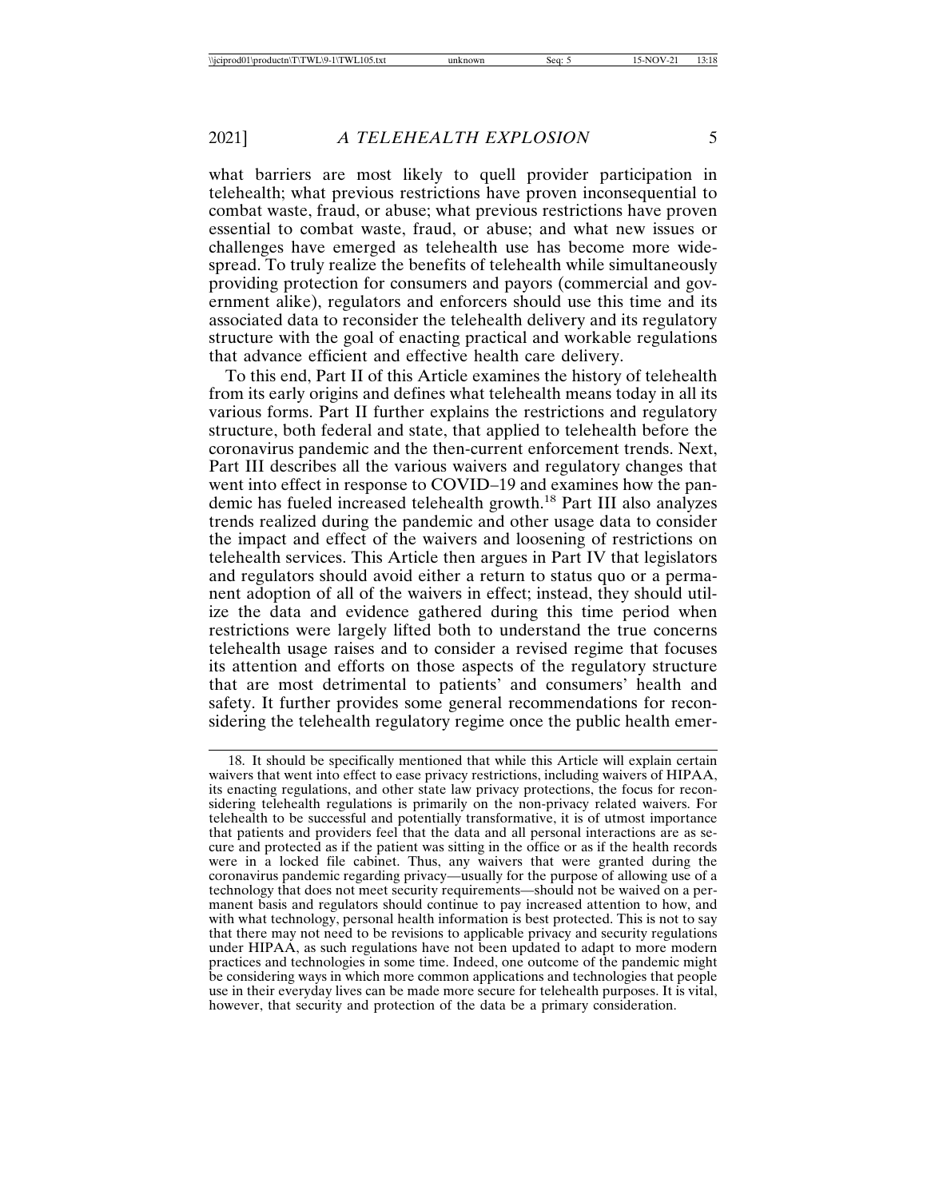what barriers are most likely to quell provider participation in telehealth; what previous restrictions have proven inconsequential to combat waste, fraud, or abuse; what previous restrictions have proven essential to combat waste, fraud, or abuse; and what new issues or challenges have emerged as telehealth use has become more widespread. To truly realize the benefits of telehealth while simultaneously providing protection for consumers and payors (commercial and government alike), regulators and enforcers should use this time and its associated data to reconsider the telehealth delivery and its regulatory structure with the goal of enacting practical and workable regulations that advance efficient and effective health care delivery.

To this end, Part II of this Article examines the history of telehealth from its early origins and defines what telehealth means today in all its various forms. Part II further explains the restrictions and regulatory structure, both federal and state, that applied to telehealth before the coronavirus pandemic and the then-current enforcement trends. Next, Part III describes all the various waivers and regulatory changes that went into effect in response to COVID–19 and examines how the pandemic has fueled increased telehealth growth.[18] Part III also analyzes trends realized during the pandemic and other usage data to consider the impact and effect of the waivers and loosening of restrictions on telehealth services. This Article then argues in Part IV that legislators and regulators should avoid either a return to status quo or a permanent adoption of all of the waivers in effect; instead, they should utilize the data and evidence gathered during this time period when restrictions were largely lifted both to understand the true concerns telehealth usage raises and to consider a revised regime that focuses its attention and efforts on those aspects of the regulatory structure that are most detrimental to patients' and consumers' health and safety. It further provides some general recommendations for reconsidering the telehealth regulatory regime once the public health emer-

18. It should be specifically mentioned that while this Article will explain certain waivers that went into effect to ease privacy restrictions, including waivers of HIPAA, its enacting regulations, and other state law privacy protections, the focus for reconsidering telehealth regulations is primarily on the non-privacy related waivers. For telehealth to be successful and potentially transformative, it is of utmost importance that patients and providers feel that the data and all personal interactions are as secure and protected as if the patient was sitting in the office or as if the health records were in a locked file cabinet. Thus, any waivers that were granted during the coronavirus pandemic regarding privacy—usually for the purpose of allowing use of a technology that does not meet security requirements—should not be waived on a permanent basis and regulators should continue to pay increased attention to how, and with what technology, personal health information is best protected. This is not to say that there may not need to be revisions to applicable privacy and security regulations under HIPAA, as such regulations have not been updated to adapt to more modern practices and technologies in some time. Indeed, one outcome of the pandemic might be considering ways in which more common applications and technologies that people use in their everyday lives can be made more secure for telehealth purposes. It is vital, however, that security and protection of the data be a primary consideration.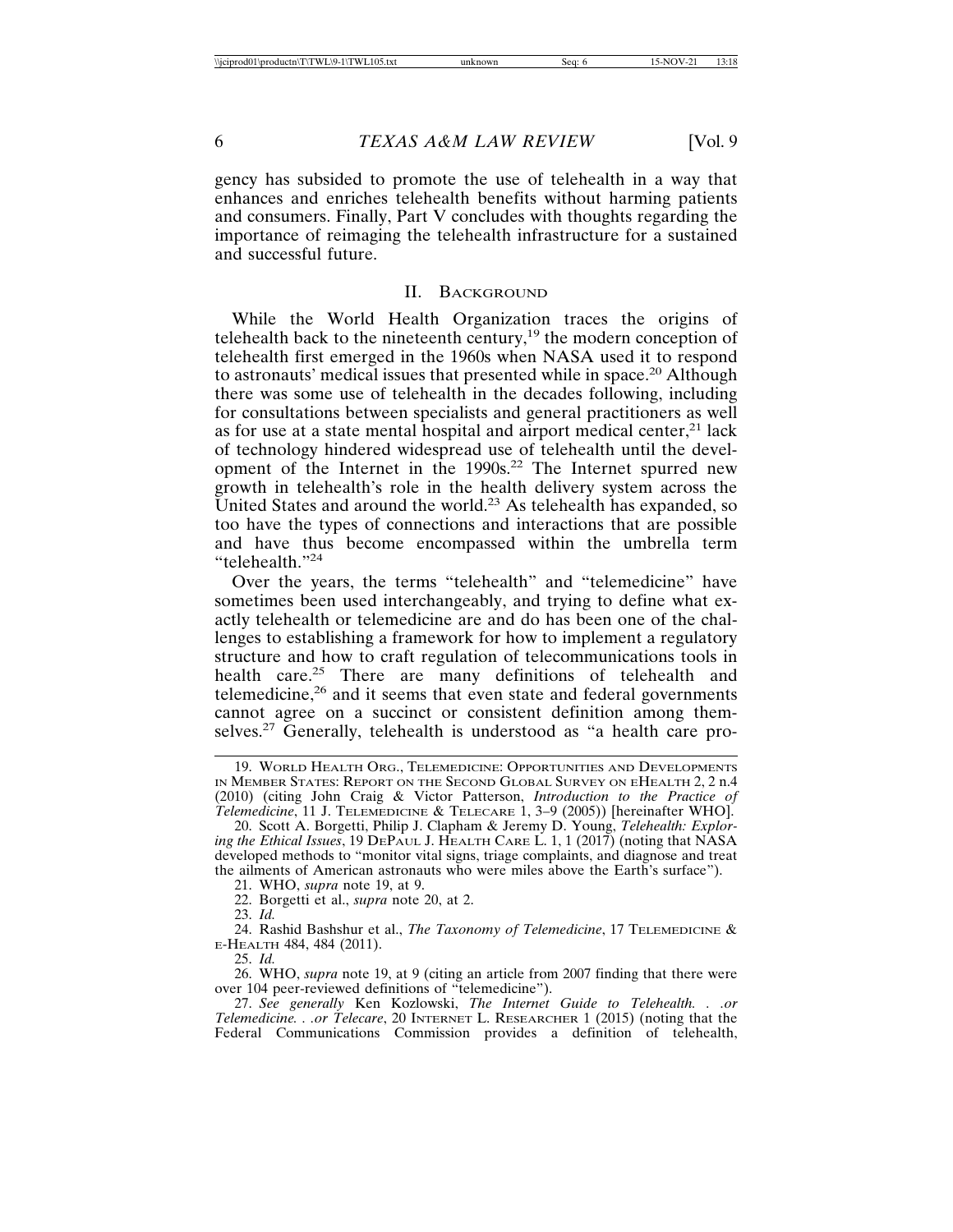gency has subsided to promote the use of telehealth in a way that enhances and enriches telehealth benefits without harming patients and consumers. Finally, Part V concludes with thoughts regarding the importance of reimaging the telehealth infrastructure for a sustained and successful future.

## II. Background

While the World Health Organization traces the origins of telehealth back to the nineteenth century,[19] the modern conception of telehealth first emerged in the 1960s when NASA used it to respond to astronauts' medical issues that presented while in space.[20] Although there was some use of telehealth in the decades following, including for consultations between specialists and general practitioners as well as for use at a state mental hospital and airport medical center,[21] lack of technology hindered widespread use of telehealth until the development of the Internet in the 1990s.[22] The Internet spurred new growth in telehealth's role in the health delivery system across the United States and around the world.[23] As telehealth has expanded, so too have the types of connections and interactions that are possible and have thus become encompassed within the umbrella term "telehealth."[24]

Over the years, the terms "telehealth" and "telemedicine" have sometimes been used interchangeably, and trying to define what exactly telehealth or telemedicine are and do has been one of the challenges to establishing a framework for how to implement a regulatory structure and how to craft regulation of telecommunications tools in health care.[25] There are many definitions of telehealth and telemedicine,[26] and it seems that even state and federal governments cannot agree on a succinct or consistent definition among themselves.[27] Generally, telehealth is understood as "a health care pro-

---

19. World Health Org., Telemedicine: Opportunities and Developments in Member States: Report on the Second Global Survey on eHealth 2, 2 n.4 (2010) (citing John Craig & Victor Patterson, *Introduction to the Practice of Telemedicine*, 11 J. Telemedicine & Telecare 1, 3–9 (2005)) [hereinafter WHO].

20. Scott A. Borgetti, Philip J. Clapham & Jeremy D. Young, *Telehealth: Exploring the Ethical Issues*, 19 DePaul J. Health Care L. 1, 1 (2017) (noting that NASA developed methods to "monitor vital signs, triage complaints, and diagnose and treat the ailments of American astronauts who were miles above the Earth's surface").

21. WHO, *supra* note 19, at 9.

22. Borgetti et al., *supra* note 20, at 2.

23. *Id.*

24. Rashid Bashshur et al., *The Taxonomy of Telemedicine*, 17 Telemedicine & e-Health 484, 484 (2011).

25. *Id.*

26. WHO, *supra* note 19, at 9 (citing an article from 2007 finding that there were over 104 peer-reviewed definitions of "telemedicine").

27. *See generally* Ken Kozlowski, *The Internet Guide to Telehealth. . .or Telemedicine. . .or Telecare*, 20 Internet L. Researcher 1 (2015) (noting that the Federal Communications Commission provides a definition of telehealth,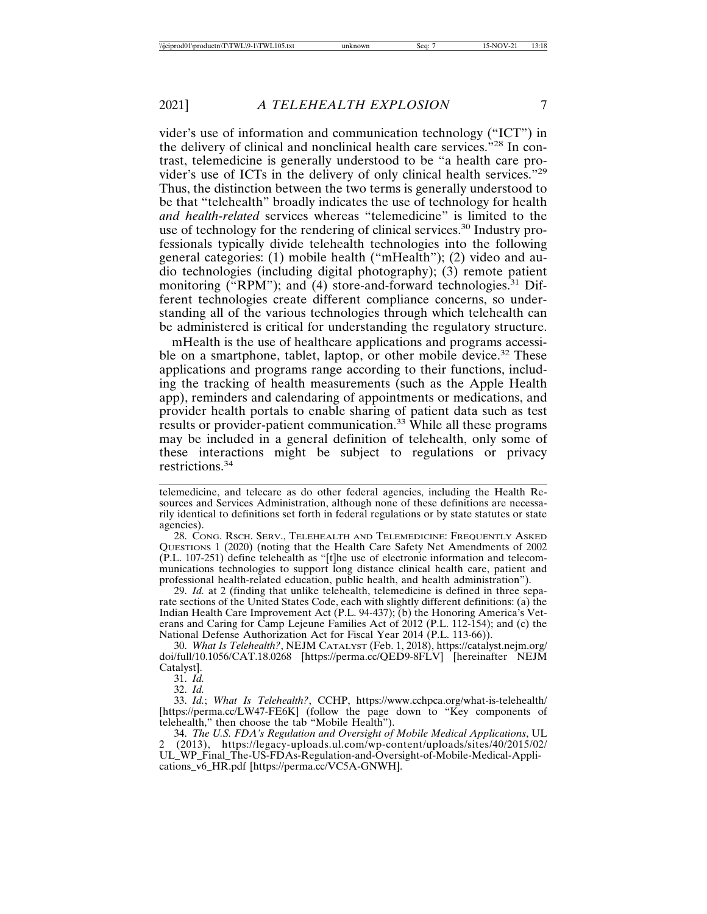vider's use of information and communication technology ("ICT") in the delivery of clinical and nonclinical health care services."[28] In contrast, telemedicine is generally understood to be "a health care provider's use of ICTs in the delivery of only clinical health services."[29] Thus, the distinction between the two terms is generally understood to be that "telehealth" broadly indicates the use of technology for health *and health-related* services whereas "telemedicine" is limited to the use of technology for the rendering of clinical services.[30] Industry professionals typically divide telehealth technologies into the following general categories: (1) mobile health ("mHealth"); (2) video and audio technologies (including digital photography); (3) remote patient monitoring ("RPM"); and (4) store-and-forward technologies.[31] Different technologies create different compliance concerns, so understanding all of the various technologies through which telehealth can be administered is critical for understanding the regulatory structure.

mHealth is the use of healthcare applications and programs accessible on a smartphone, tablet, laptop, or other mobile device.[32] These applications and programs range according to their functions, including the tracking of health measurements (such as the Apple Health app), reminders and calendaring of appointments or medications, and provider health portals to enable sharing of patient data such as test results or provider-patient communication.[33] While all these programs may be included in a general definition of telehealth, only some of these interactions might be subject to regulations or privacy restrictions.[34]

---

telemedicine, and telecare as do other federal agencies, including the Health Resources and Services Administration, although none of these definitions are necessarily identical to definitions set forth in federal regulations or by state statutes or state agencies).

28. Cong. Rsch. Serv., Telehealth and Telemedicine: Frequently Asked Questions 1 (2020) (noting that the Health Care Safety Net Amendments of 2002 (P.L. 107-251) define telehealth as "[t]he use of electronic information and telecommunications technologies to support long distance clinical health care, patient and professional health-related education, public health, and health administration").

29. *Id.* at 2 (finding that unlike telehealth, telemedicine is defined in three separate sections of the United States Code, each with slightly different definitions: (a) the Indian Health Care Improvement Act (P.L. 94-437); (b) the Honoring America's Veterans and Caring for Camp Lejeune Families Act of 2012 (P.L. 112-154); and (c) the National Defense Authorization Act for Fiscal Year 2014 (P.L. 113-66)).

30. *What Is Telehealth?*, NEJM Catalyst (Feb. 1, 2018), https://catalyst.nejm.org/doi/full/10.1056/CAT.18.0268 [https://perma.cc/QED9-8FLV] [hereinafter NEJM Catalyst].

31. *Id.*

32. *Id.*

33. *Id.*; *What Is Telehealth?*, CCHP, https://www.cchpca.org/what-is-telehealth/ [https://perma.cc/LW47-FE6K] (follow the page down to "Key components of telehealth," then choose the tab "Mobile Health").

34. *The U.S. FDA's Regulation and Oversight of Mobile Medical Applications*, UL 2 (2013), https://legacy-uploads.ul.com/wp-content/uploads/sites/40/2015/02/UL_WP_Final_The-US-FDAs-Regulation-and-Oversight-of-Mobile-Medical-Applications_v6_HR.pdf [https://perma.cc/VC5A-GNWH].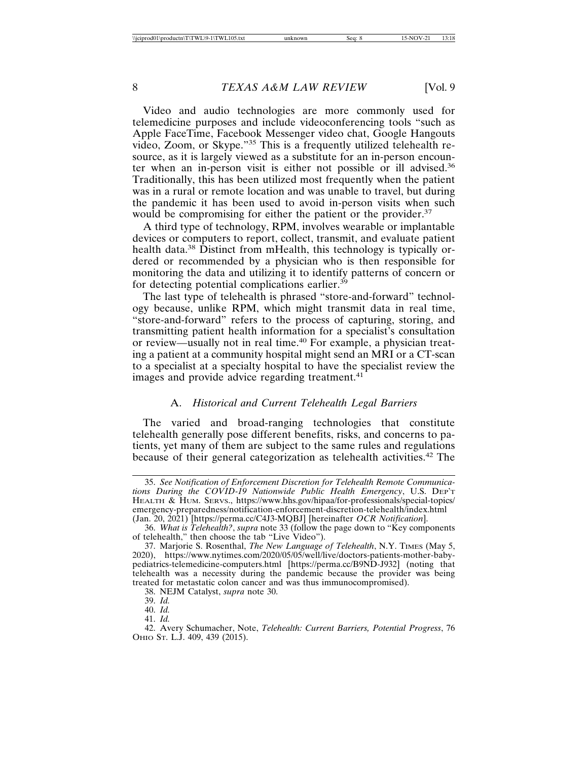Video and audio technologies are more commonly used for telemedicine purposes and include videoconferencing tools "such as Apple FaceTime, Facebook Messenger video chat, Google Hangouts video, Zoom, or Skype."[35] This is a frequently utilized telehealth resource, as it is largely viewed as a substitute for an in-person encounter when an in-person visit is either not possible or ill advised.[36] Traditionally, this has been utilized most frequently when the patient was in a rural or remote location and was unable to travel, but during the pandemic it has been used to avoid in-person visits when such would be compromising for either the patient or the provider.[37]

A third type of technology, RPM, involves wearable or implantable devices or computers to report, collect, transmit, and evaluate patient health data.[38] Distinct from mHealth, this technology is typically ordered or recommended by a physician who is then responsible for monitoring the data and utilizing it to identify patterns of concern or for detecting potential complications earlier.[39]

The last type of telehealth is phrased "store-and-forward" technology because, unlike RPM, which might transmit data in real time, "store-and-forward" refers to the process of capturing, storing, and transmitting patient health information for a specialist's consultation or review—usually not in real time.[40] For example, a physician treating a patient at a community hospital might send an MRI or a CT-scan to a specialist at a specialty hospital to have the specialist review the images and provide advice regarding treatment.[41]

### A. *Historical and Current Telehealth Legal Barriers*

The varied and broad-ranging technologies that constitute telehealth generally pose different benefits, risks, and concerns to patients, yet many of them are subject to the same rules and regulations because of their general categorization as telehealth activities.[42] The

---

35. *See Notification of Enforcement Discretion for Telehealth Remote Communications During the COVID-19 Nationwide Public Health Emergency*, U.S. DEP'T HEALTH & HUM. SERVS., https://www.hhs.gov/hipaa/for-professionals/special-topics/emergency-preparedness/notification-enforcement-discretion-telehealth/index.html (Jan. 20, 2021) [https://perma.cc/C4J3-MQBJ] [hereinafter *OCR Notification*].

36. *What is Telehealth?*, *supra* note 33 (follow the page down to "Key components of telehealth," then choose the tab "Live Video").

37. Marjorie S. Rosenthal, *The New Language of Telehealth*, N.Y. TIMES (May 5, 2020), https://www.nytimes.com/2020/05/05/well/live/doctors-patients-mother-baby-pediatrics-telemedicine-computers.html [https://perma.cc/B9ND-J932] (noting that telehealth was a necessity during the pandemic because the provider was being treated for metastatic colon cancer and was thus immunocompromised).

38. NEJM Catalyst, *supra* note 30.

39. *Id.*

40. *Id.*

41. *Id.*

42. Avery Schumacher, Note, *Telehealth: Current Barriers, Potential Progress*, 76 OHIO ST. L.J. 409, 439 (2015).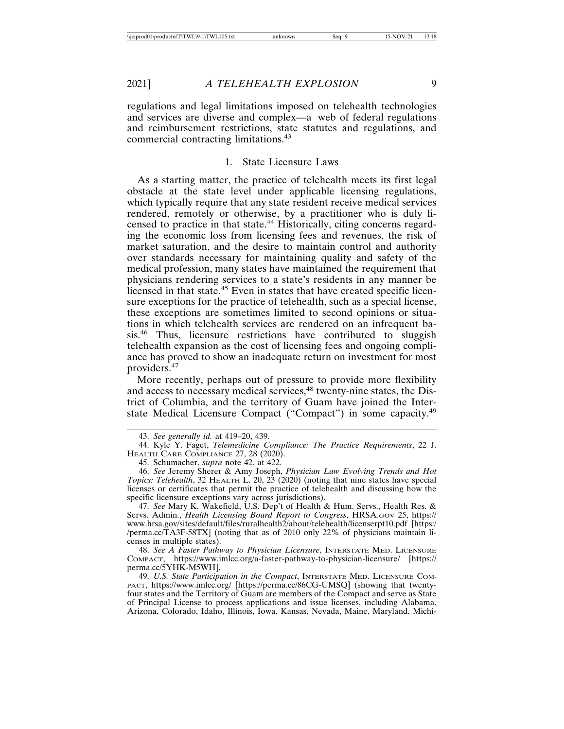regulations and legal limitations imposed on telehealth technologies and services are diverse and complex—a web of federal regulations and reimbursement restrictions, state statutes and regulations, and commercial contracting limitations.[43]

### 1. State Licensure Laws

As a starting matter, the practice of telehealth meets its first legal obstacle at the state level under applicable licensing regulations, which typically require that any state resident receive medical services rendered, remotely or otherwise, by a practitioner who is duly licensed to practice in that state.[44] Historically, citing concerns regarding the economic loss from licensing fees and revenues, the risk of market saturation, and the desire to maintain control and authority over standards necessary for maintaining quality and safety of the medical profession, many states have maintained the requirement that physicians rendering services to a state's residents in any manner be licensed in that state.[45] Even in states that have created specific licensure exceptions for the practice of telehealth, such as a special license, these exceptions are sometimes limited to second opinions or situations in which telehealth services are rendered on an infrequent basis.[46] Thus, licensure restrictions have contributed to sluggish telehealth expansion as the cost of licensing fees and ongoing compliance has proved to show an inadequate return on investment for most providers.[47]

More recently, perhaps out of pressure to provide more flexibility and access to necessary medical services,[48] twenty-nine states, the District of Columbia, and the territory of Guam have joined the Interstate Medical Licensure Compact ("Compact") in some capacity.[49]

---

43. *See generally id.* at 419–20, 439.

44. Kyle Y. Faget, *Telemedicine Compliance: The Practice Requirements*, 22 J. Health Care Compliance 27, 28 (2020).

45. Schumacher, *supra* note 42, at 422.

46. *See* Jeremy Sherer & Amy Joseph, *Physician Law Evolving Trends and Hot Topics: Telehealth*, 32 Health L. 20, 23 (2020) (noting that nine states have special licenses or certificates that permit the practice of telehealth and discussing how the specific licensure exceptions vary across jurisdictions).

47. *See* Mary K. Wakefield, U.S. Dep't of Health & Hum. Servs., Health Res. & Servs. Admin., *Health Licensing Board Report to Congress*, HRSA.gov 25, https://www.hrsa.gov/sites/default/files/ruralhealth2/about/telehealth/licenserpt10.pdf [https://perma.cc/TA3F-58TX] (noting that as of 2010 only 22% of physicians maintain licenses in multiple states).

48. *See A Faster Pathway to Physician Licensure*, Interstate Med. Licensure Compact, https://www.imlcc.org/a-faster-pathway-to-physician-licensure/ [https://perma.cc/5YHK-M5WH].

49. *U.S. State Participation in the Compact*, Interstate Med. Licensure Compact, https://www.imlcc.org/ [https://perma.cc/86CG-UMSQ] (showing that twenty-four states and the Territory of Guam are members of the Compact and serve as State of Principal License to process applications and issue licenses, including Alabama, Arizona, Colorado, Idaho, Illinois, Iowa, Kansas, Nevada, Maine, Maryland, Michi-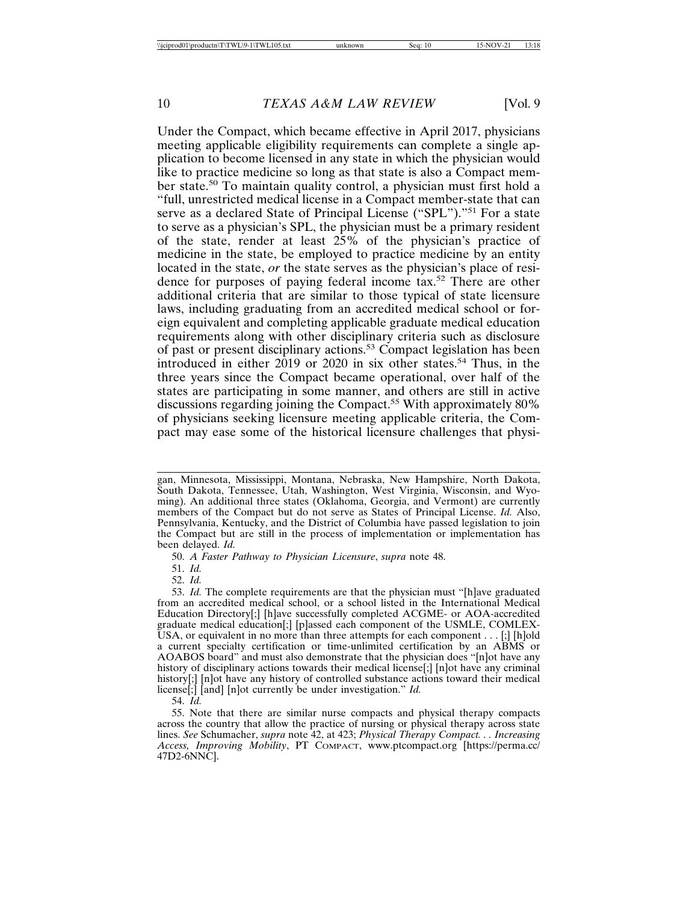Under the Compact, which became effective in April 2017, physicians meeting applicable eligibility requirements can complete a single application to become licensed in any state in which the physician would like to practice medicine so long as that state is also a Compact member state.[50] To maintain quality control, a physician must first hold a "full, unrestricted medical license in a Compact member-state that can serve as a declared State of Principal License ("SPL")."[51] For a state to serve as a physician's SPL, the physician must be a primary resident of the state, render at least 25% of the physician's practice of medicine in the state, be employed to practice medicine by an entity located in the state, *or* the state serves as the physician's place of residence for purposes of paying federal income tax.[52] There are other additional criteria that are similar to those typical of state licensure laws, including graduating from an accredited medical school or foreign equivalent and completing applicable graduate medical education requirements along with other disciplinary criteria such as disclosure of past or present disciplinary actions.[53] Compact legislation has been introduced in either 2019 or 2020 in six other states.[54] Thus, in the three years since the Compact became operational, over half of the states are participating in some manner, and others are still in active discussions regarding joining the Compact.[55] With approximately 80% of physicians seeking licensure meeting applicable criteria, the Compact may ease some of the historical licensure challenges that physi-

---

gan, Minnesota, Mississippi, Montana, Nebraska, New Hampshire, North Dakota, South Dakota, Tennessee, Utah, Washington, West Virginia, Wisconsin, and Wyoming). An additional three states (Oklahoma, Georgia, and Vermont) are currently members of the Compact but do not serve as States of Principal License. *Id.* Also, Pennsylvania, Kentucky, and the District of Columbia have passed legislation to join the Compact but are still in the process of implementation or implementation has been delayed. *Id.*

50. *A Faster Pathway to Physician Licensure*, *supra* note 48.

51. *Id.*

52. *Id.*

53. *Id.* The complete requirements are that the physician must "[h]ave graduated from an accredited medical school, or a school listed in the International Medical Education Directory[;] [h]ave successfully completed ACGME- or AOA-accredited graduate medical education[;] [p]assed each component of the USMLE, COMLEX-USA, or equivalent in no more than three attempts for each component . . . [;] [h]old a current specialty certification or time-unlimited certification by an ABMS or AOABOS board" and must also demonstrate that the physician does "[n]ot have any history of disciplinary actions towards their medical license[;] [n]ot have any criminal history[;] [n]ot have any history of controlled substance actions toward their medical license[;] [and] [n]ot currently be under investigation." *Id.*

54. *Id.*

55. Note that there are similar nurse compacts and physical therapy compacts across the country that allow the practice of nursing or physical therapy across state lines. *See* Schumacher, *supra* note 42, at 423; *Physical Therapy Compact. . . Increasing Access, Improving Mobility*, PT COMPACT, www.ptcompact.org [https://perma.cc/47D2-6NNC].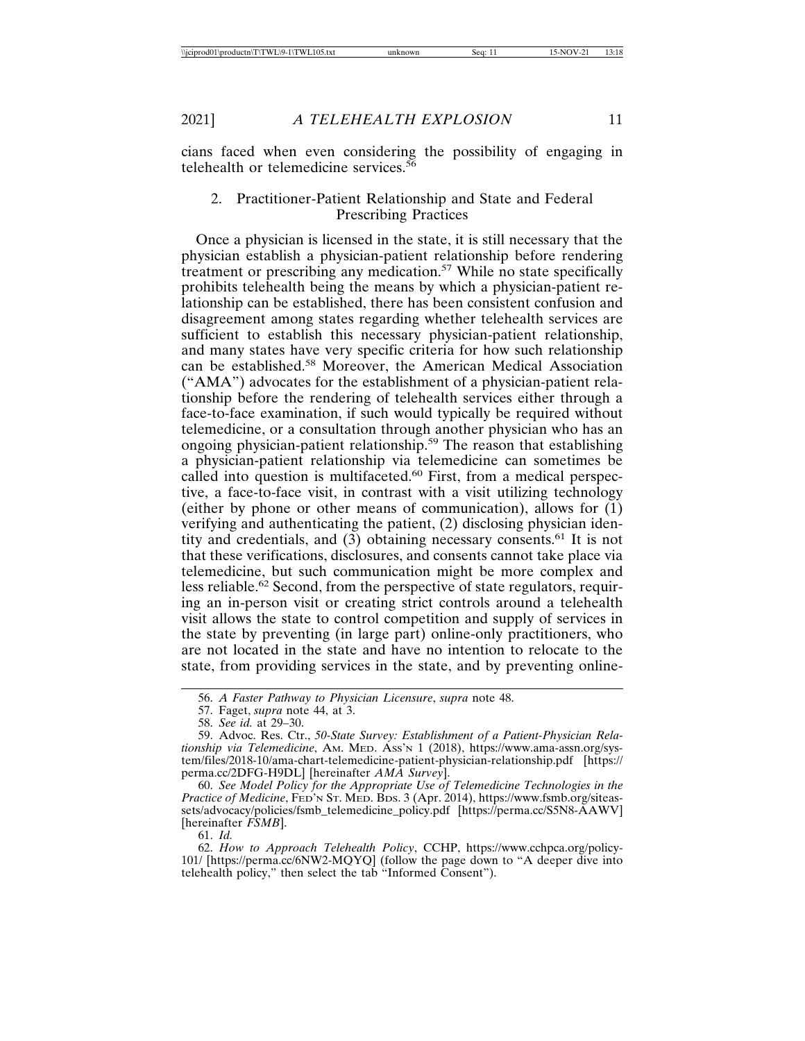cians faced when even considering the possibility of engaging in telehealth or telemedicine services.[56]

### 2. Practitioner-Patient Relationship and State and Federal Prescribing Practices

Once a physician is licensed in the state, it is still necessary that the physician establish a physician-patient relationship before rendering treatment or prescribing any medication.[57] While no state specifically prohibits telehealth being the means by which a physician-patient relationship can be established, there has been consistent confusion and disagreement among states regarding whether telehealth services are sufficient to establish this necessary physician-patient relationship, and many states have very specific criteria for how such relationship can be established.[58] Moreover, the American Medical Association ("AMA") advocates for the establishment of a physician-patient relationship before the rendering of telehealth services either through a face-to-face examination, if such would typically be required without telemedicine, or a consultation through another physician who has an ongoing physician-patient relationship.[59] The reason that establishing a physician-patient relationship via telemedicine can sometimes be called into question is multifaceted.[60] First, from a medical perspective, a face-to-face visit, in contrast with a visit utilizing technology (either by phone or other means of communication), allows for (1) verifying and authenticating the patient, (2) disclosing physician identity and credentials, and (3) obtaining necessary consents.[61] It is not that these verifications, disclosures, and consents cannot take place via telemedicine, but such communication might be more complex and less reliable.[62] Second, from the perspective of state regulators, requiring an in-person visit or creating strict controls around a telehealth visit allows the state to control competition and supply of services in the state by preventing (in large part) online-only practitioners, who are not located in the state and have no intention to relocate to the state, from providing services in the state, and by preventing online-

---

56. *A Faster Pathway to Physician Licensure*, *supra* note 48.

57. Faget, *supra* note 44, at 3.

58. *See id.* at 29–30.

59. Advoc. Res. Ctr., *50-State Survey: Establishment of a Patient-Physician Relationship via Telemedicine*, AM. MED. ASS'N 1 (2018), https://www.ama-assn.org/system/files/2018-10/ama-chart-telemedicine-patient-physician-relationship.pdf [https://perma.cc/2DFG-H9DL] [hereinafter *AMA Survey*].

60. *See Model Policy for the Appropriate Use of Telemedicine Technologies in the Practice of Medicine*, FED'N ST. MED. BDS. 3 (Apr. 2014), https://www.fsmb.org/siteassets/advocacy/policies/fsmb_telemedicine_policy.pdf [https://perma.cc/S5N8-AAWV] [hereinafter *FSMB*].

61. *Id.*

62. *How to Approach Telehealth Policy*, CCHP, https://www.cchpca.org/policy-101/ [https://perma.cc/6NW2-MQYQ] (follow the page down to "A deeper dive into telehealth policy," then select the tab "Informed Consent").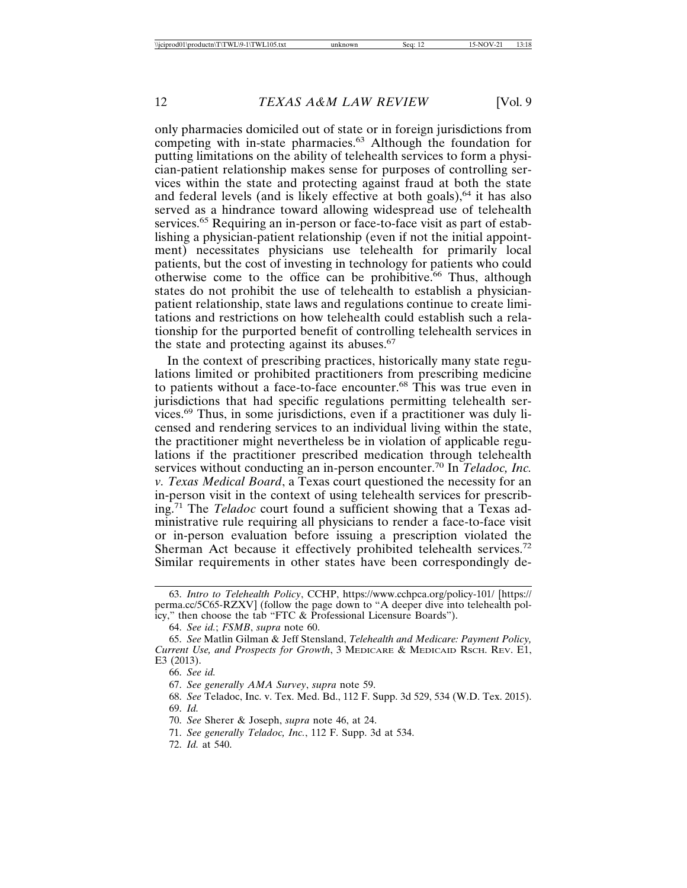only pharmacies domiciled out of state or in foreign jurisdictions from competing with in-state pharmacies.[63] Although the foundation for putting limitations on the ability of telehealth services to form a physician-patient relationship makes sense for purposes of controlling services within the state and protecting against fraud at both the state and federal levels (and is likely effective at both goals),[64] it has also served as a hindrance toward allowing widespread use of telehealth services.[65] Requiring an in-person or face-to-face visit as part of establishing a physician-patient relationship (even if not the initial appointment) necessitates physicians use telehealth for primarily local patients, but the cost of investing in technology for patients who could otherwise come to the office can be prohibitive.[66] Thus, although states do not prohibit the use of telehealth to establish a physician-patient relationship, state laws and regulations continue to create limitations and restrictions on how telehealth could establish such a relationship for the purported benefit of controlling telehealth services in the state and protecting against its abuses.[67]

In the context of prescribing practices, historically many state regulations limited or prohibited practitioners from prescribing medicine to patients without a face-to-face encounter.[68] This was true even in jurisdictions that had specific regulations permitting telehealth services.[69] Thus, in some jurisdictions, even if a practitioner was duly licensed and rendering services to an individual living within the state, the practitioner might nevertheless be in violation of applicable regulations if the practitioner prescribed medication through telehealth services without conducting an in-person encounter.[70] In *Teladoc, Inc. v. Texas Medical Board*, a Texas court questioned the necessity for an in-person visit in the context of using telehealth services for prescribing.[71] The *Teladoc* court found a sufficient showing that a Texas administrative rule requiring all physicians to render a face-to-face visit or in-person evaluation before issuing a prescription violated the Sherman Act because it effectively prohibited telehealth services.[72] Similar requirements in other states have been correspondingly de-

---

63. *Intro to Telehealth Policy*, CCHP, https://www.cchpca.org/policy-101/ [https://perma.cc/5C65-RZXV] (follow the page down to "A deeper dive into telehealth policy," then choose the tab "FTC & Professional Licensure Boards").

64. *See id.*; *FSMB*, *supra* note 60.

65. *See* Matlin Gilman & Jeff Stensland, *Telehealth and Medicare: Payment Policy, Current Use, and Prospects for Growth*, 3 MEDICARE & MEDICAID RSCH. REV. E1, E3 (2013).

66. *See id.*

67. *See generally AMA Survey*, *supra* note 59.

68. *See* Teladoc, Inc. v. Tex. Med. Bd., 112 F. Supp. 3d 529, 534 (W.D. Tex. 2015).

69. *Id.*

70. *See* Sherer & Joseph, *supra* note 46, at 24.

71. *See generally Teladoc, Inc.*, 112 F. Supp. 3d at 534.

72. *Id.* at 540.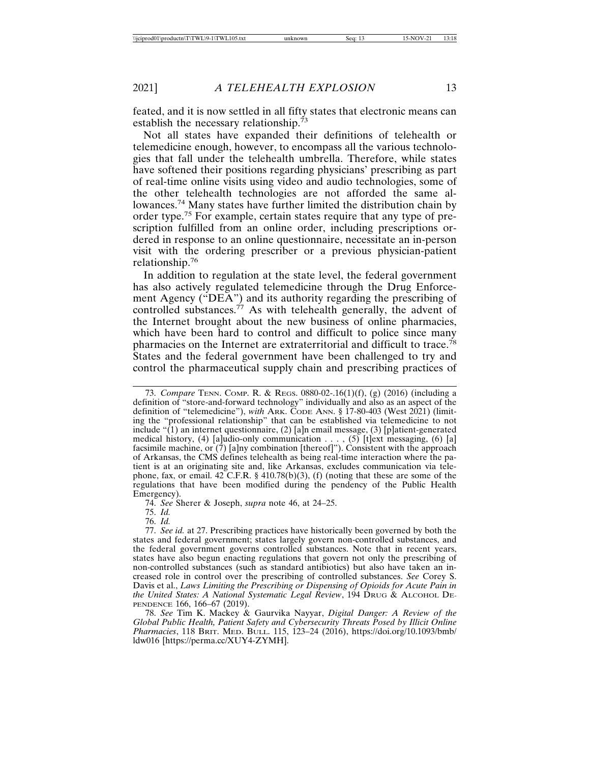feated, and it is now settled in all fifty states that electronic means can establish the necessary relationship.[73]

Not all states have expanded their definitions of telehealth or telemedicine enough, however, to encompass all the various technologies that fall under the telehealth umbrella. Therefore, while states have softened their positions regarding physicians' prescribing as part of real-time online visits using video and audio technologies, some of the other telehealth technologies are not afforded the same allowances.[74] Many states have further limited the distribution chain by order type.[75] For example, certain states require that any type of prescription fulfilled from an online order, including prescriptions ordered in response to an online questionnaire, necessitate an in-person visit with the ordering prescriber or a previous physician-patient relationship.[76]

In addition to regulation at the state level, the federal government has also actively regulated telemedicine through the Drug Enforcement Agency ("DEA") and its authority regarding the prescribing of controlled substances.[77] As with telehealth generally, the advent of the Internet brought about the new business of online pharmacies, which have been hard to control and difficult to police since many pharmacies on the Internet are extraterritorial and difficult to trace.[78] States and the federal government have been challenged to try and control the pharmaceutical supply chain and prescribing practices of

---

73. *Compare* TENN. COMP. R. & REGS. 0880-02-.16(1)(f), (g) (2016) (including a definition of "store-and-forward technology" individually and also as an aspect of the definition of "telemedicine"), *with* ARK. CODE ANN. § 17-80-403 (West 2021) (limiting the "professional relationship" that can be established via telemedicine to not include "(1) an internet questionnaire, (2) [a]n email message, (3) [p]atient-generated medical history, (4) [a]udio-only communication . . . , (5) [t]ext messaging, (6) [a] facsimile machine, or (7) [a]ny combination [thereof]"). Consistent with the approach of Arkansas, the CMS defines telehealth as being real-time interaction where the patient is at an originating site and, like Arkansas, excludes communication via telephone, fax, or email. 42 C.F.R. § 410.78(b)(3), (f) (noting that these are some of the regulations that have been modified during the pendency of the Public Health Emergency).

74. *See* Sherer & Joseph, *supra* note 46, at 24–25.

75. *Id.*

76. *Id.*

77. *See id.* at 27. Prescribing practices have historically been governed by both the states and federal government; states largely govern non-controlled substances, and the federal government governs controlled substances. Note that in recent years, states have also begun enacting regulations that govern not only the prescribing of non-controlled substances (such as standard antibiotics) but also have taken an increased role in control over the prescribing of controlled substances. *See* Corey S. Davis et al., *Laws Limiting the Prescribing or Dispensing of Opioids for Acute Pain in the United States: A National Systematic Legal Review*, 194 DRUG & ALCOHOL DEPENDENCE 166, 166–67 (2019).

78. *See* Tim K. Mackey & Gaurvika Nayyar, *Digital Danger: A Review of the Global Public Health, Patient Safety and Cybersecurity Threats Posed by Illicit Online Pharmacies*, 118 BRIT. MED. BULL. 115, 123–24 (2016), https://doi.org/10.1093/bmb/ldw016 [https://perma.cc/XUY4-ZYMH].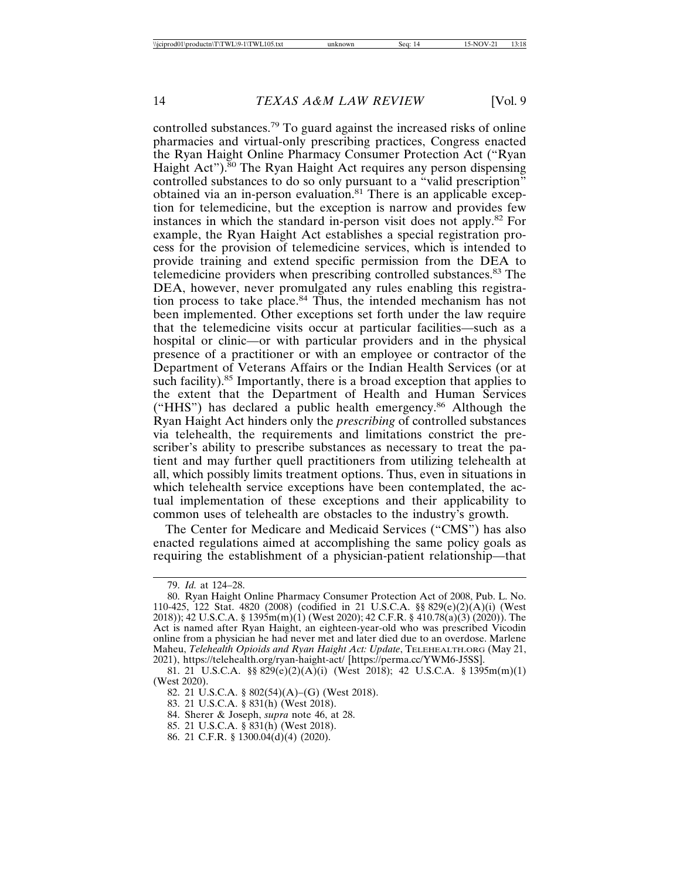controlled substances.[79] To guard against the increased risks of online pharmacies and virtual-only prescribing practices, Congress enacted the Ryan Haight Online Pharmacy Consumer Protection Act ("Ryan Haight Act").[80] The Ryan Haight Act requires any person dispensing controlled substances to do so only pursuant to a "valid prescription" obtained via an in-person evaluation.[81] There is an applicable exception for telemedicine, but the exception is narrow and provides few instances in which the standard in-person visit does not apply.[82] For example, the Ryan Haight Act establishes a special registration process for the provision of telemedicine services, which is intended to provide training and extend specific permission from the DEA to telemedicine providers when prescribing controlled substances.[83] The DEA, however, never promulgated any rules enabling this registration process to take place.[84] Thus, the intended mechanism has not been implemented. Other exceptions set forth under the law require that the telemedicine visits occur at particular facilities—such as a hospital or clinic—or with particular providers and in the physical presence of a practitioner or with an employee or contractor of the Department of Veterans Affairs or the Indian Health Services (or at such facility).[85] Importantly, there is a broad exception that applies to the extent that the Department of Health and Human Services ("HHS") has declared a public health emergency.[86] Although the Ryan Haight Act hinders only the *prescribing* of controlled substances via telehealth, the requirements and limitations constrict the prescriber's ability to prescribe substances as necessary to treat the patient and may further quell practitioners from utilizing telehealth at all, which possibly limits treatment options. Thus, even in situations in which telehealth service exceptions have been contemplated, the actual implementation of these exceptions and their applicability to common uses of telehealth are obstacles to the industry's growth.

The Center for Medicare and Medicaid Services ("CMS") has also enacted regulations aimed at accomplishing the same policy goals as requiring the establishment of a physician-patient relationship—that

---

79. *Id.* at 124–28.

80. Ryan Haight Online Pharmacy Consumer Protection Act of 2008, Pub. L. No. 110-425, 122 Stat. 4820 (2008) (codified in 21 U.S.C.A. §§ 829(e)(2)(A)(i) (West 2018)); 42 U.S.C.A. § 1395m(m)(1) (West 2020); 42 C.F.R. § 410.78(a)(3) (2020)). The Act is named after Ryan Haight, an eighteen-year-old who was prescribed Vicodin online from a physician he had never met and later died due to an overdose. Marlene Maheu, *Telehealth Opioids and Ryan Haight Act: Update*, TELEHEALTH.ORG (May 21, 2021), https://telehealth.org/ryan-haight-act/ [https://perma.cc/YWM6-J5SS].

81. 21 U.S.C.A. §§ 829(e)(2)(A)(i) (West 2018); 42 U.S.C.A. § 1395m(m)(1) (West 2020).

82. 21 U.S.C.A. § 802(54)(A)–(G) (West 2018).

83. 21 U.S.C.A. § 831(h) (West 2018).

84. Sherer & Joseph, *supra* note 46, at 28.

85. 21 U.S.C.A. § 831(h) (West 2018).

86. 21 C.F.R. § 1300.04(d)(4) (2020).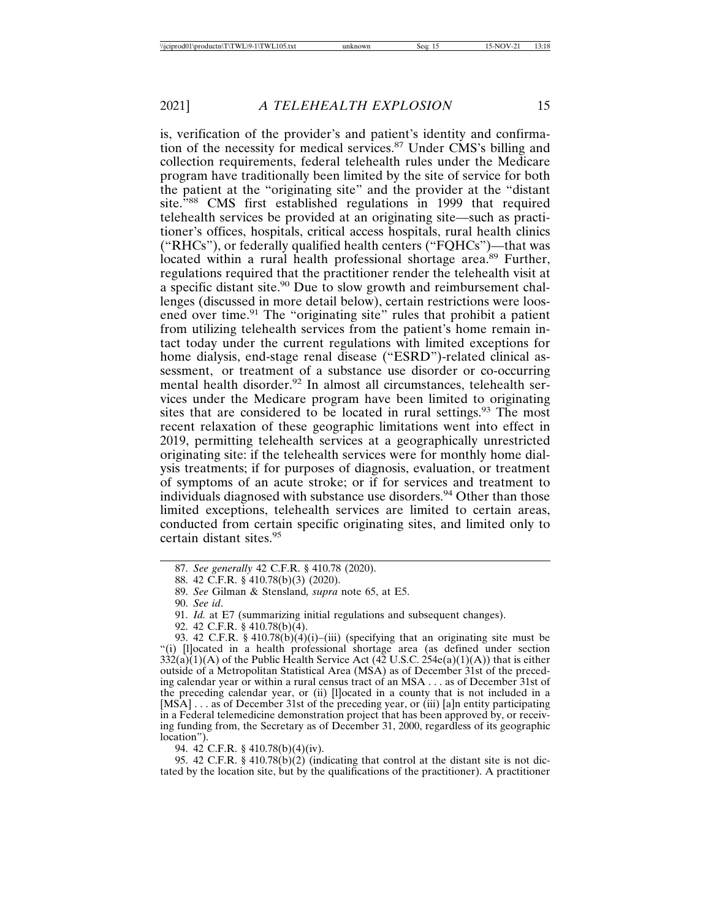is, verification of the provider's and patient's identity and confirmation of the necessity for medical services.[87] Under CMS's billing and collection requirements, federal telehealth rules under the Medicare program have traditionally been limited by the site of service for both the patient at the "originating site" and the provider at the "distant site."[88] CMS first established regulations in 1999 that required telehealth services be provided at an originating site—such as practitioner's offices, hospitals, critical access hospitals, rural health clinics ("RHCs"), or federally qualified health centers ("FQHCs")—that was located within a rural health professional shortage area.[89] Further, regulations required that the practitioner render the telehealth visit at a specific distant site.[90] Due to slow growth and reimbursement challenges (discussed in more detail below), certain restrictions were loosened over time.[91] The "originating site" rules that prohibit a patient from utilizing telehealth services from the patient's home remain intact today under the current regulations with limited exceptions for home dialysis, end-stage renal disease ("ESRD")-related clinical assessment, or treatment of a substance use disorder or co-occurring mental health disorder.[92] In almost all circumstances, telehealth services under the Medicare program have been limited to originating sites that are considered to be located in rural settings.[93] The most recent relaxation of these geographic limitations went into effect in 2019, permitting telehealth services at a geographically unrestricted originating site: if the telehealth services were for monthly home dialysis treatments; if for purposes of diagnosis, evaluation, or treatment of symptoms of an acute stroke; or if for services and treatment to individuals diagnosed with substance use disorders.[94] Other than those limited exceptions, telehealth services are limited to certain areas, conducted from certain specific originating sites, and limited only to certain distant sites.[95]

---

87. *See generally* 42 C.F.R. § 410.78 (2020).

88. 42 C.F.R. § 410.78(b)(3) (2020).

89. *See* Gilman & Stensland*, supra* note 65, at E5.

90. *See id*.

91. *Id.* at E7 (summarizing initial regulations and subsequent changes).

92. 42 C.F.R. § 410.78(b)(4).

93. 42 C.F.R. § 410.78(b)(4)(i)–(iii) (specifying that an originating site must be "(i) [l]ocated in a health professional shortage area (as defined under section 332(a)(1)(A) of the Public Health Service Act (42 U.S.C. 254e(a)(1)(A)) that is either outside of a Metropolitan Statistical Area (MSA) as of December 31st of the preceding calendar year or within a rural census tract of an MSA . . . as of December 31st of the preceding calendar year, or (ii) [l]ocated in a county that is not included in a [MSA] . . . as of December 31st of the preceding year, or (iii) [a]n entity participating in a Federal telemedicine demonstration project that has been approved by, or receiving funding from, the Secretary as of December 31, 2000, regardless of its geographic location").

94. 42 C.F.R. § 410.78(b)(4)(iv).

95. 42 C.F.R. § 410.78(b)(2) (indicating that control at the distant site is not dictated by the location site, but by the qualifications of the practitioner). A practitioner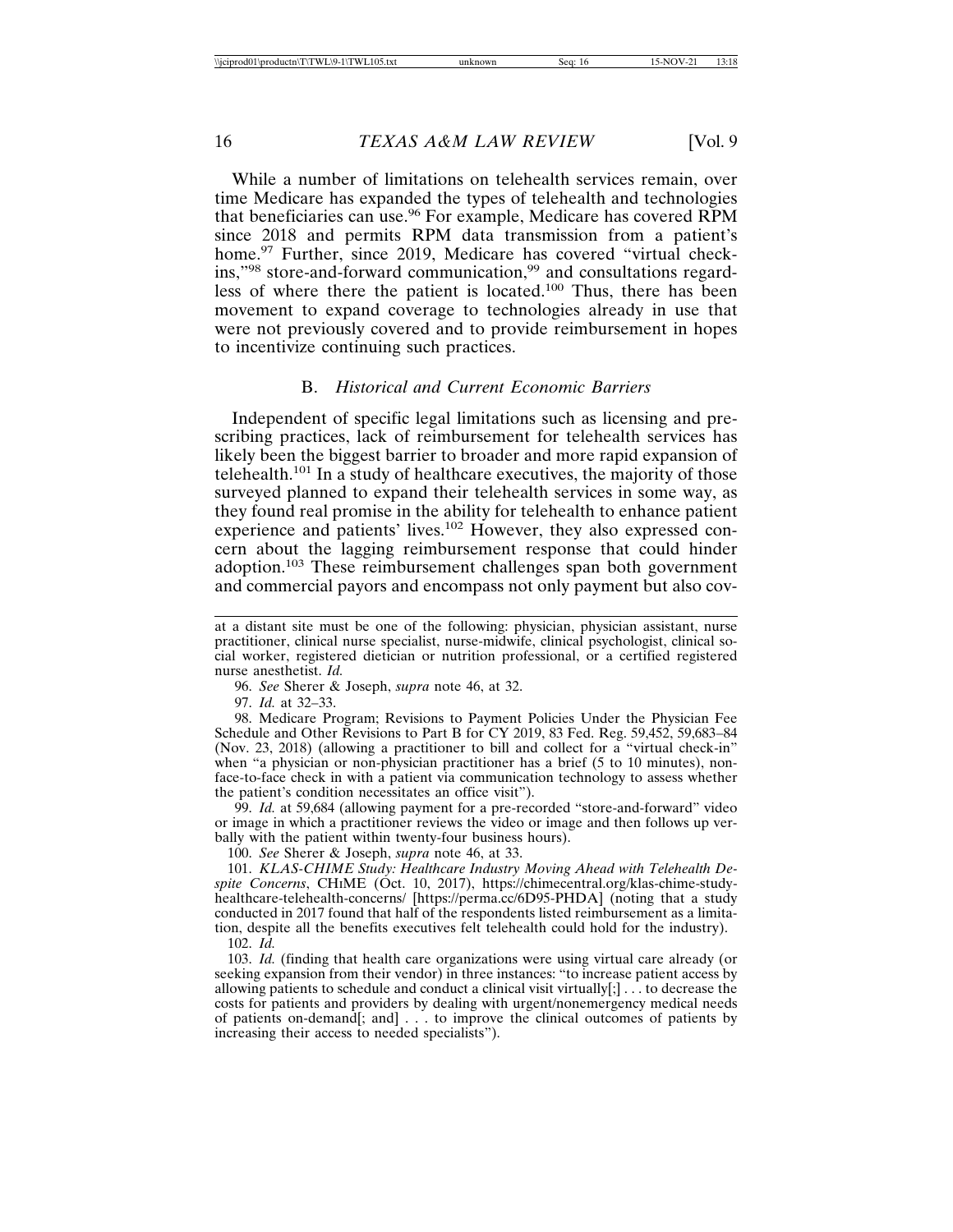While a number of limitations on telehealth services remain, over time Medicare has expanded the types of telehealth and technologies that beneficiaries can use.[96] For example, Medicare has covered RPM since 2018 and permits RPM data transmission from a patient's home.[97] Further, since 2019, Medicare has covered "virtual check-ins,"[98] store-and-forward communication,[99] and consultations regardless of where there the patient is located.[100] Thus, there has been movement to expand coverage to technologies already in use that were not previously covered and to provide reimbursement in hopes to incentivize continuing such practices.

### B. *Historical and Current Economic Barriers*

Independent of specific legal limitations such as licensing and prescribing practices, lack of reimbursement for telehealth services has likely been the biggest barrier to broader and more rapid expansion of telehealth.[101] In a study of healthcare executives, the majority of those surveyed planned to expand their telehealth services in some way, as they found real promise in the ability for telehealth to enhance patient experience and patients' lives.[102] However, they also expressed concern about the lagging reimbursement response that could hinder adoption.[103] These reimbursement challenges span both government and commercial payors and encompass not only payment but also cov-

---

at a distant site must be one of the following: physician, physician assistant, nurse practitioner, clinical nurse specialist, nurse-midwife, clinical psychologist, clinical social worker, registered dietician or nutrition professional, or a certified registered nurse anesthetist. *Id.*

96. *See* Sherer & Joseph, *supra* note 46, at 32.

97. *Id.* at 32–33.

98. Medicare Program; Revisions to Payment Policies Under the Physician Fee Schedule and Other Revisions to Part B for CY 2019, 83 Fed. Reg. 59,452, 59,683–84 (Nov. 23, 2018) (allowing a practitioner to bill and collect for a "virtual check-in" when "a physician or non-physician practitioner has a brief (5 to 10 minutes), non-face-to-face check in with a patient via communication technology to assess whether the patient's condition necessitates an office visit").

99. *Id.* at 59,684 (allowing payment for a pre-recorded "store-and-forward" video or image in which a practitioner reviews the video or image and then follows up verbally with the patient within twenty-four business hours).

100. *See* Sherer & Joseph, *supra* note 46, at 33.

101. *KLAS-CHIME Study: Healthcare Industry Moving Ahead with Telehealth Despite Concerns*, CHIME (Oct. 10, 2017), https://chimecentral.org/klas-chime-study-healthcare-telehealth-concerns/ [https://perma.cc/6D95-PHDA] (noting that a study conducted in 2017 found that half of the respondents listed reimbursement as a limitation, despite all the benefits executives felt telehealth could hold for the industry).

102. *Id.*

103. *Id.* (finding that health care organizations were using virtual care already (or seeking expansion from their vendor) in three instances: "to increase patient access by allowing patients to schedule and conduct a clinical visit virtually[;] . . . to decrease the costs for patients and providers by dealing with urgent/nonemergency medical needs of patients on-demand[; and] . . . to improve the clinical outcomes of patients by increasing their access to needed specialists").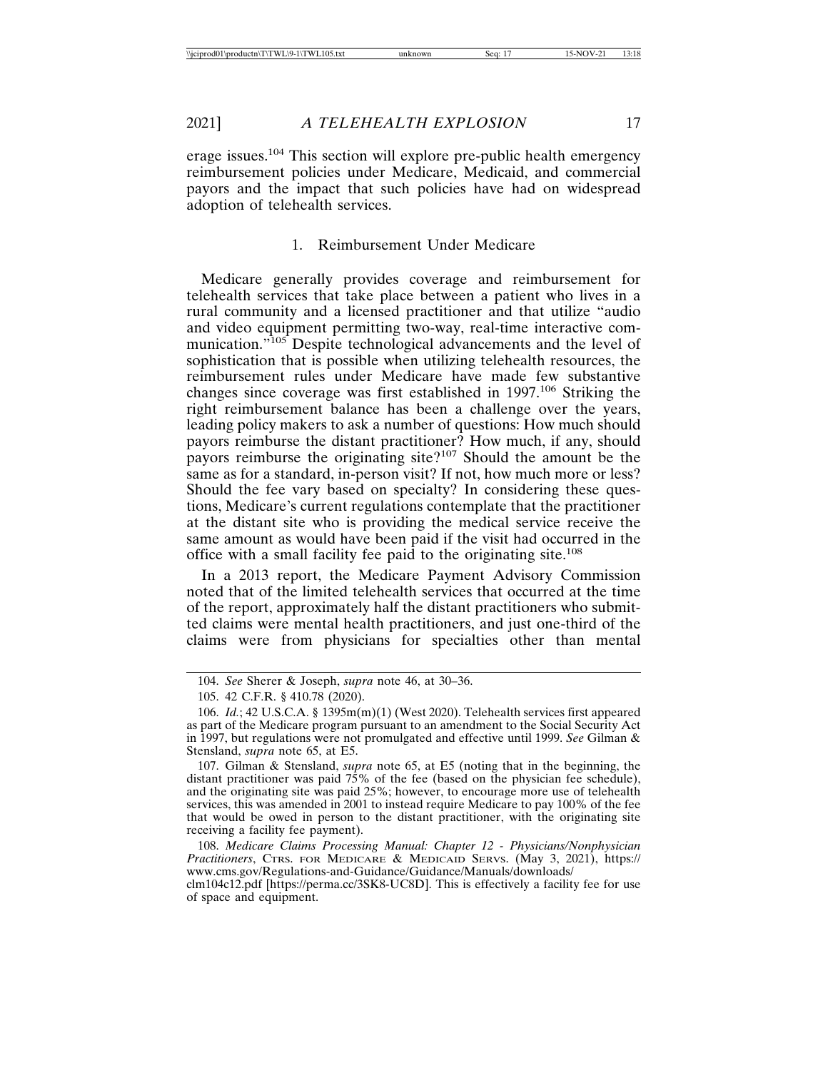erage issues.[104] This section will explore pre-public health emergency reimbursement policies under Medicare, Medicaid, and commercial payors and the impact that such policies have had on widespread adoption of telehealth services.

### 1. Reimbursement Under Medicare

Medicare generally provides coverage and reimbursement for telehealth services that take place between a patient who lives in a rural community and a licensed practitioner and that utilize "audio and video equipment permitting two-way, real-time interactive communication."[105] Despite technological advancements and the level of sophistication that is possible when utilizing telehealth resources, the reimbursement rules under Medicare have made few substantive changes since coverage was first established in 1997.[106] Striking the right reimbursement balance has been a challenge over the years, leading policy makers to ask a number of questions: How much should payors reimburse the distant practitioner? How much, if any, should payors reimburse the originating site?[107] Should the amount be the same as for a standard, in-person visit? If not, how much more or less? Should the fee vary based on specialty? In considering these questions, Medicare's current regulations contemplate that the practitioner at the distant site who is providing the medical service receive the same amount as would have been paid if the visit had occurred in the office with a small facility fee paid to the originating site.[108]

In a 2013 report, the Medicare Payment Advisory Commission noted that of the limited telehealth services that occurred at the time of the report, approximately half the distant practitioners who submitted claims were mental health practitioners, and just one-third of the claims were from physicians for specialties other than mental

---

104. *See* Sherer & Joseph, *supra* note 46, at 30–36.

105. 42 C.F.R. § 410.78 (2020).

106. *Id.*; 42 U.S.C.A. § 1395m(m)(1) (West 2020). Telehealth services first appeared as part of the Medicare program pursuant to an amendment to the Social Security Act in 1997, but regulations were not promulgated and effective until 1999. *See* Gilman & Stensland, *supra* note 65, at E5.

107. Gilman & Stensland, *supra* note 65, at E5 (noting that in the beginning, the distant practitioner was paid 75% of the fee (based on the physician fee schedule), and the originating site was paid 25%; however, to encourage more use of telehealth services, this was amended in 2001 to instead require Medicare to pay 100% of the fee that would be owed in person to the distant practitioner, with the originating site receiving a facility fee payment).

108. *Medicare Claims Processing Manual: Chapter 12 - Physicians/Nonphysician Practitioners*, CTRS. FOR MEDICARE & MEDICAID SERVS. (May 3, 2021), https://www.cms.gov/Regulations-and-Guidance/Guidance/Manuals/downloads/clm104c12.pdf [https://perma.cc/3SK8-UC8D]. This is effectively a facility fee for use of space and equipment.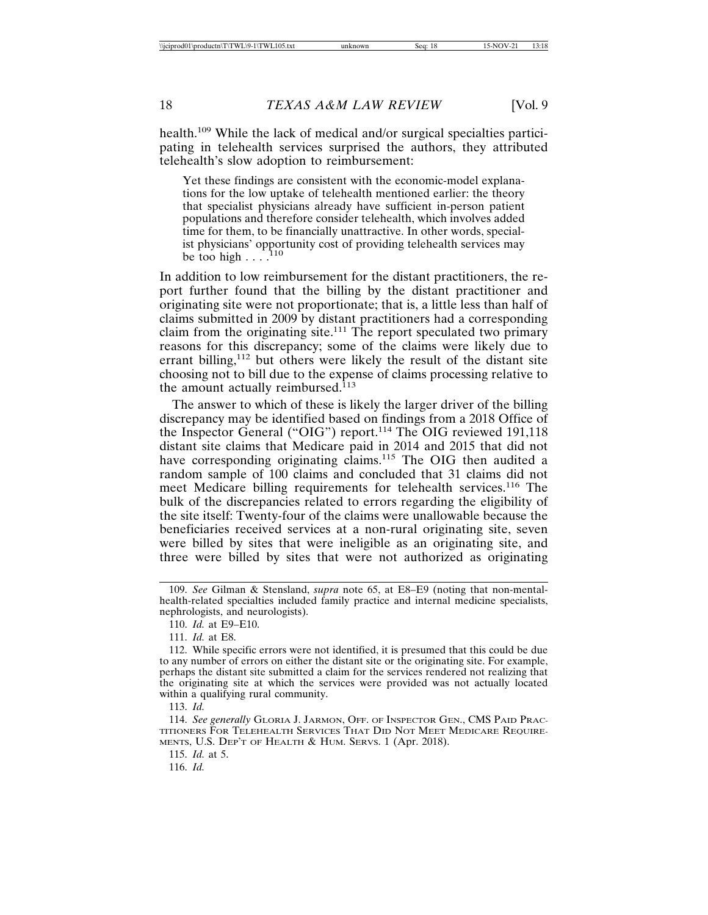health.[109] While the lack of medical and/or surgical specialties participating in telehealth services surprised the authors, they attributed telehealth's slow adoption to reimbursement:

> Yet these findings are consistent with the economic-model explanations for the low uptake of telehealth mentioned earlier: the theory that specialist physicians already have sufficient in-person patient populations and therefore consider telehealth, which involves added time for them, to be financially unattractive. In other words, specialist physicians' opportunity cost of providing telehealth services may be too high . . . .[110]

In addition to low reimbursement for the distant practitioners, the report further found that the billing by the distant practitioner and originating site were not proportionate; that is, a little less than half of claims submitted in 2009 by distant practitioners had a corresponding claim from the originating site.[111] The report speculated two primary reasons for this discrepancy; some of the claims were likely due to errant billing,[112] but others were likely the result of the distant site choosing not to bill due to the expense of claims processing relative to the amount actually reimbursed.[113]

The answer to which of these is likely the larger driver of the billing discrepancy may be identified based on findings from a 2018 Office of the Inspector General ("OIG") report.[114] The OIG reviewed 191,118 distant site claims that Medicare paid in 2014 and 2015 that did not have corresponding originating claims.[115] The OIG then audited a random sample of 100 claims and concluded that 31 claims did not meet Medicare billing requirements for telehealth services.[116] The bulk of the discrepancies related to errors regarding the eligibility of the site itself: Twenty-four of the claims were unallowable because the beneficiaries received services at a non-rural originating site, seven were billed by sites that were ineligible as an originating site, and three were billed by sites that were not authorized as originating

---

109. *See* Gilman & Stensland, *supra* note 65, at E8–E9 (noting that non-mental-health-related specialties included family practice and internal medicine specialists, nephrologists, and neurologists).

110. *Id.* at E9–E10.

111. *Id.* at E8.

112. While specific errors were not identified, it is presumed that this could be due to any number of errors on either the distant site or the originating site. For example, perhaps the distant site submitted a claim for the services rendered not realizing that the originating site at which the services were provided was not actually located within a qualifying rural community.

113. *Id.*

114. *See generally* GLORIA J. JARMON, OFF. OF INSPECTOR GEN., CMS PAID PRACTITIONERS FOR TELEHEALTH SERVICES THAT DID NOT MEET MEDICARE REQUIREMENTS, U.S. DEP'T OF HEALTH & HUM. SERVS. 1 (Apr. 2018).

115. *Id.* at 5.

116. *Id.*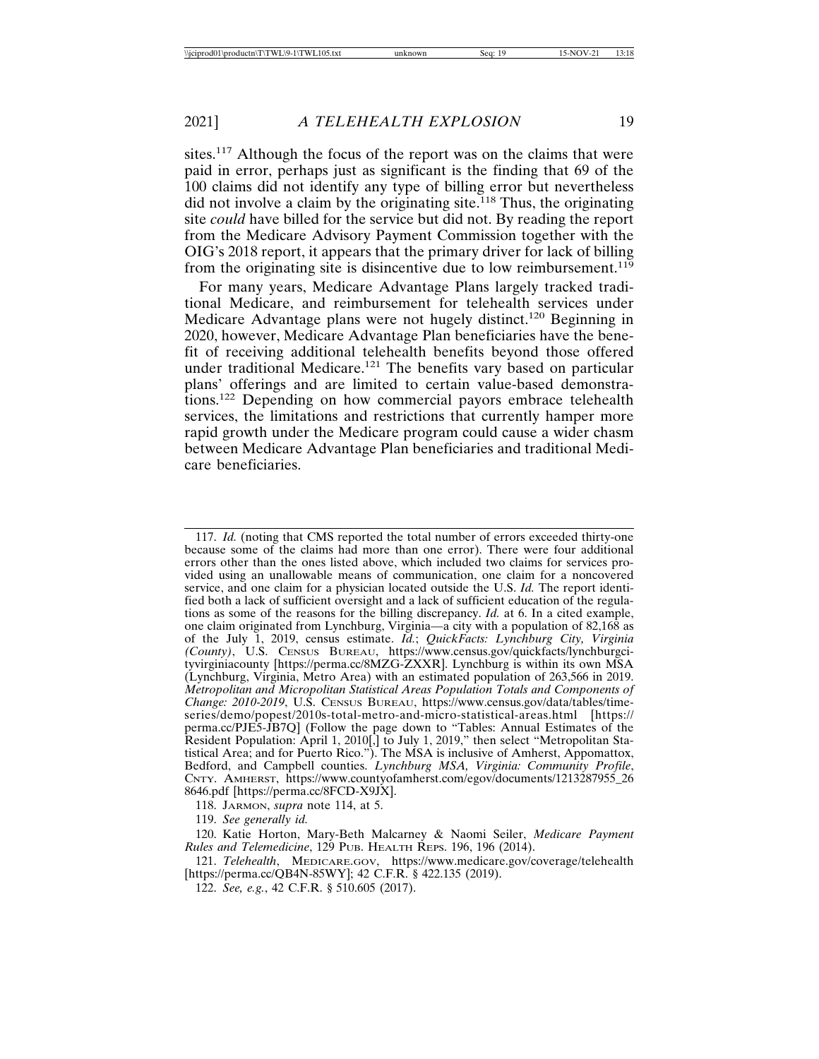sites.[117] Although the focus of the report was on the claims that were paid in error, perhaps just as significant is the finding that 69 of the 100 claims did not identify any type of billing error but nevertheless did not involve a claim by the originating site.[118] Thus, the originating site *could* have billed for the service but did not. By reading the report from the Medicare Advisory Payment Commission together with the OIG's 2018 report, it appears that the primary driver for lack of billing from the originating site is disincentive due to low reimbursement.[119]

For many years, Medicare Advantage Plans largely tracked traditional Medicare, and reimbursement for telehealth services under Medicare Advantage plans were not hugely distinct.[120] Beginning in 2020, however, Medicare Advantage Plan beneficiaries have the benefit of receiving additional telehealth benefits beyond those offered under traditional Medicare.[121] The benefits vary based on particular plans' offerings and are limited to certain value-based demonstrations.[122] Depending on how commercial payors embrace telehealth services, the limitations and restrictions that currently hamper more rapid growth under the Medicare program could cause a wider chasm between Medicare Advantage Plan beneficiaries and traditional Medicare beneficiaries.

---

117. *Id.* (noting that CMS reported the total number of errors exceeded thirty-one because some of the claims had more than one error). There were four additional errors other than the ones listed above, which included two claims for services provided using an unallowable means of communication, one claim for a noncovered service, and one claim for a physician located outside the U.S. *Id.* The report identified both a lack of sufficient oversight and a lack of sufficient education of the regulations as some of the reasons for the billing discrepancy. *Id.* at 6. In a cited example, one claim originated from Lynchburg, Virginia—a city with a population of 82,168 as of the July 1, 2019, census estimate. *Id.*; *QuickFacts: Lynchburg City, Virginia (County)*, U.S. CENSUS BUREAU, https://www.census.gov/quickfacts/lynchburgcityvirginiacounty [https://perma.cc/8MZG-ZXXR]. Lynchburg is within its own MSA (Lynchburg, Virginia, Metro Area) with an estimated population of 263,566 in 2019. *Metropolitan and Micropolitan Statistical Areas Population Totals and Components of Change: 2010-2019*, U.S. CENSUS BUREAU, https://www.census.gov/data/tables/time-series/demo/popest/2010s-total-metro-and-micro-statistical-areas.html [https://perma.cc/PJE5-JB7Q] (Follow the page down to "Tables: Annual Estimates of the Resident Population: April 1, 2010[,] to July 1, 2019," then select "Metropolitan Statistical Area; and for Puerto Rico."). The MSA is inclusive of Amherst, Appomattox, Bedford, and Campbell counties. *Lynchburg MSA, Virginia: Community Profile*, CNTY. AMHERST, https://www.countyofamherst.com/egov/documents/1213287955_268646.pdf [https://perma.cc/8FCD-X9JX].

118. JARMON, *supra* note 114, at 5.

119. *See generally id.*

120. Katie Horton, Mary-Beth Malcarney & Naomi Seiler, *Medicare Payment Rules and Telemedicine*, 129 PUB. HEALTH REPS. 196, 196 (2014).

121. *Telehealth*, MEDICARE.GOV, https://www.medicare.gov/coverage/telehealth [https://perma.cc/QB4N-85WY]; 42 C.F.R. § 422.135 (2019).

122. *See, e.g.*, 42 C.F.R. § 510.605 (2017).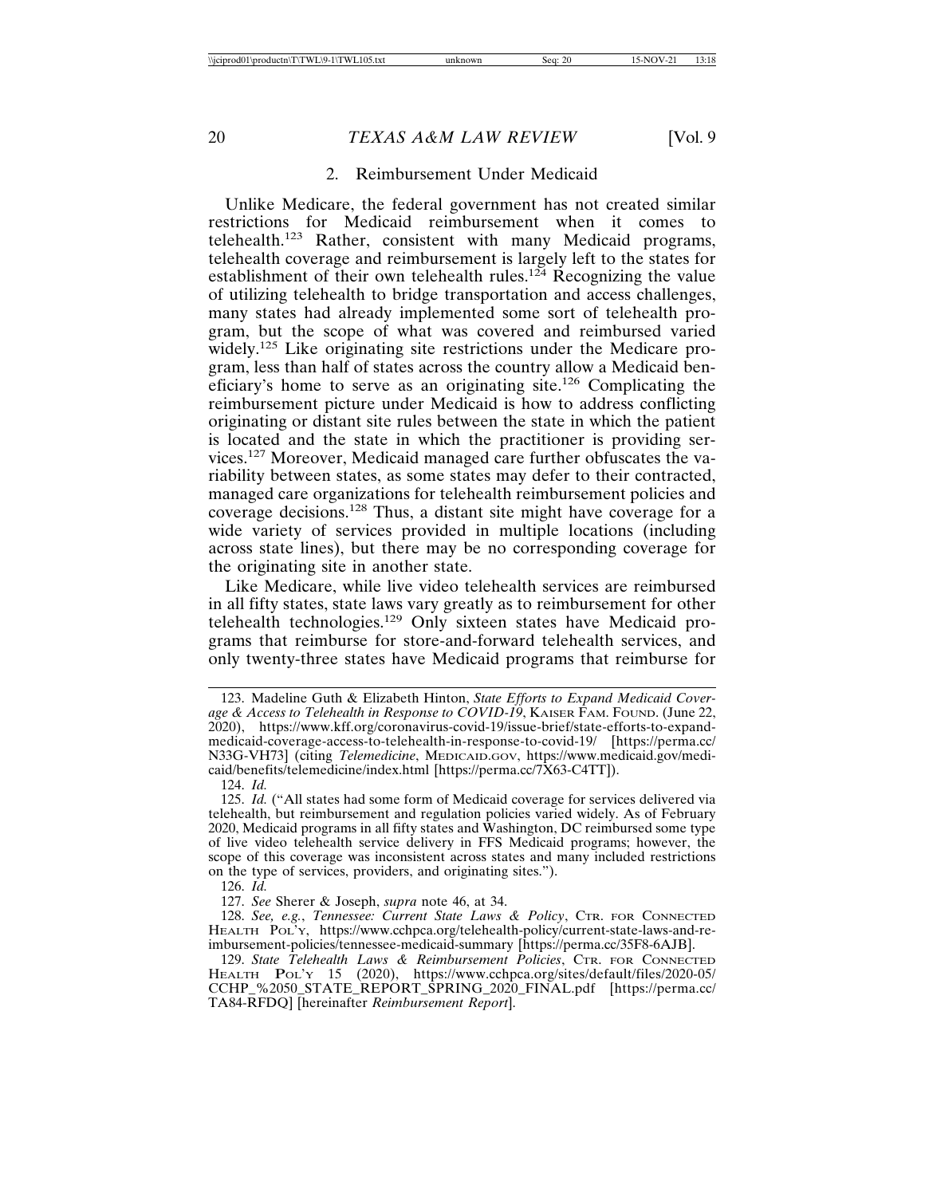### 2. Reimbursement Under Medicaid

Unlike Medicare, the federal government has not created similar restrictions for Medicaid reimbursement when it comes to telehealth.[123] Rather, consistent with many Medicaid programs, telehealth coverage and reimbursement is largely left to the states for establishment of their own telehealth rules.[124] Recognizing the value of utilizing telehealth to bridge transportation and access challenges, many states had already implemented some sort of telehealth program, but the scope of what was covered and reimbursed varied widely.[125] Like originating site restrictions under the Medicare program, less than half of states across the country allow a Medicaid beneficiary's home to serve as an originating site.[126] Complicating the reimbursement picture under Medicaid is how to address conflicting originating or distant site rules between the state in which the patient is located and the state in which the practitioner is providing services.[127] Moreover, Medicaid managed care further obfuscates the variability between states, as some states may defer to their contracted, managed care organizations for telehealth reimbursement policies and coverage decisions.[128] Thus, a distant site might have coverage for a wide variety of services provided in multiple locations (including across state lines), but there may be no corresponding coverage for the originating site in another state.

Like Medicare, while live video telehealth services are reimbursed in all fifty states, state laws vary greatly as to reimbursement for other telehealth technologies.[129] Only sixteen states have Medicaid programs that reimburse for store-and-forward telehealth services, and only twenty-three states have Medicaid programs that reimburse for

---

123. Madeline Guth & Elizabeth Hinton, *State Efforts to Expand Medicaid Coverage & Access to Telehealth in Response to COVID-19*, KAISER FAM. FOUND. (June 22, 2020), https://www.kff.org/coronavirus-covid-19/issue-brief/state-efforts-to-expand-medicaid-coverage-access-to-telehealth-in-response-to-covid-19/ [https://perma.cc/N33G-VH73] (citing *Telemedicine*, MEDICAID.GOV, https://www.medicaid.gov/medicaid/benefits/telemedicine/index.html [https://perma.cc/7X63-C4TT]).

124. *Id.*

125. *Id.* ("All states had some form of Medicaid coverage for services delivered via telehealth, but reimbursement and regulation policies varied widely. As of February 2020, Medicaid programs in all fifty states and Washington, DC reimbursed some type of live video telehealth service delivery in FFS Medicaid programs; however, the scope of this coverage was inconsistent across states and many included restrictions on the type of services, providers, and originating sites.").

126. *Id.*

127. *See* Sherer & Joseph, *supra* note 46, at 34.

128. *See, e.g.*, *Tennessee: Current State Laws & Policy*, CTR. FOR CONNECTED HEALTH POL'Y, https://www.cchpca.org/telehealth-policy/current-state-laws-and-reimbursement-policies/tennessee-medicaid-summary [https://perma.cc/35F8-6AJB].

129. *State Telehealth Laws & Reimbursement Policies*, CTR. FOR CONNECTED HEALTH POL'Y 15 (2020), https://www.cchpca.org/sites/default/files/2020-05/CCHP_%2050_STATE_REPORT_SPRING_2020_FINAL.pdf [https://perma.cc/TA84-RFDQ] [hereinafter *Reimbursement Report*].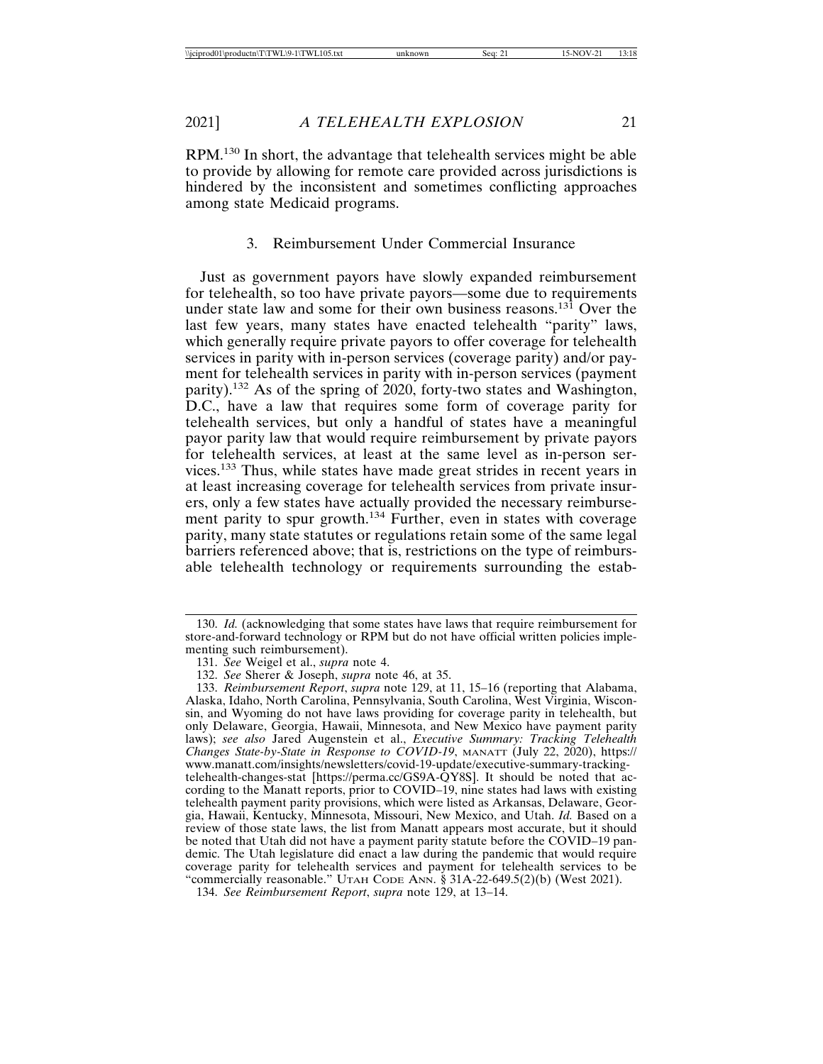RPM.[130] In short, the advantage that telehealth services might be able to provide by allowing for remote care provided across jurisdictions is hindered by the inconsistent and sometimes conflicting approaches among state Medicaid programs.

### 3. Reimbursement Under Commercial Insurance

Just as government payors have slowly expanded reimbursement for telehealth, so too have private payors—some due to requirements under state law and some for their own business reasons.[131] Over the last few years, many states have enacted telehealth "parity" laws, which generally require private payors to offer coverage for telehealth services in parity with in-person services (coverage parity) and/or payment for telehealth services in parity with in-person services (payment parity).[132] As of the spring of 2020, forty-two states and Washington, D.C., have a law that requires some form of coverage parity for telehealth services, but only a handful of states have a meaningful payor parity law that would require reimbursement by private payors for telehealth services, at least at the same level as in-person services.[133] Thus, while states have made great strides in recent years in at least increasing coverage for telehealth services from private insurers, only a few states have actually provided the necessary reimbursement parity to spur growth.[134] Further, even in states with coverage parity, many state statutes or regulations retain some of the same legal barriers referenced above; that is, restrictions on the type of reimbursable telehealth technology or requirements surrounding the estab-

---

130. *Id.* (acknowledging that some states have laws that require reimbursement for store-and-forward technology or RPM but do not have official written policies implementing such reimbursement).

131. *See* Weigel et al., *supra* note 4.

132. *See* Sherer & Joseph, *supra* note 46, at 35.

133. *Reimbursement Report*, *supra* note 129, at 11, 15–16 (reporting that Alabama, Alaska, Idaho, North Carolina, Pennsylvania, South Carolina, West Virginia, Wisconsin, and Wyoming do not have laws providing for coverage parity in telehealth, but only Delaware, Georgia, Hawaii, Minnesota, and New Mexico have payment parity laws); *see also* Jared Augenstein et al., *Executive Summary: Tracking Telehealth Changes State-by-State in Response to COVID-19*, MANATT (July 22, 2020), https://www.manatt.com/insights/newsletters/covid-19-update/executive-summary-tracking-telehealth-changes-stat [https://perma.cc/GS9A-QY8S]. It should be noted that according to the Manatt reports, prior to COVID–19, nine states had laws with existing telehealth payment parity provisions, which were listed as Arkansas, Delaware, Georgia, Hawaii, Kentucky, Minnesota, Missouri, New Mexico, and Utah. *Id.* Based on a review of those state laws, the list from Manatt appears most accurate, but it should be noted that Utah did not have a payment parity statute before the COVID–19 pandemic. The Utah legislature did enact a law during the pandemic that would require coverage parity for telehealth services and payment for telehealth services to be "commercially reasonable." UTAH CODE ANN. § 31A-22-649.5(2)(b) (West 2021).

134. *See Reimbursement Report*, *supra* note 129, at 13–14.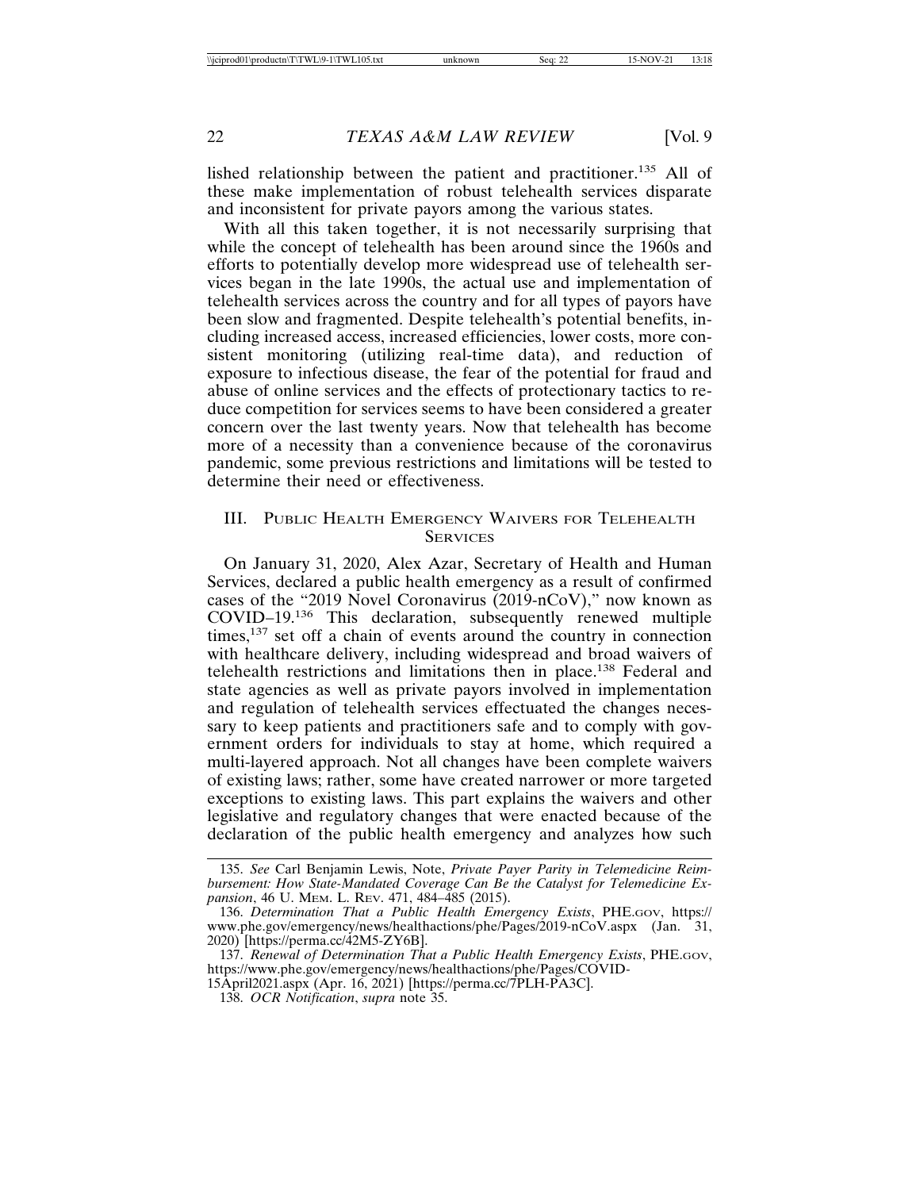lished relationship between the patient and practitioner.[135] All of these make implementation of robust telehealth services disparate and inconsistent for private payors among the various states.

With all this taken together, it is not necessarily surprising that while the concept of telehealth has been around since the 1960s and efforts to potentially develop more widespread use of telehealth services began in the late 1990s, the actual use and implementation of telehealth services across the country and for all types of payors have been slow and fragmented. Despite telehealth's potential benefits, including increased access, increased efficiencies, lower costs, more consistent monitoring (utilizing real-time data), and reduction of exposure to infectious disease, the fear of the potential for fraud and abuse of online services and the effects of protectionary tactics to reduce competition for services seems to have been considered a greater concern over the last twenty years. Now that telehealth has become more of a necessity than a convenience because of the coronavirus pandemic, some previous restrictions and limitations will be tested to determine their need or effectiveness.

## III. Public Health Emergency Waivers for Telehealth Services

On January 31, 2020, Alex Azar, Secretary of Health and Human Services, declared a public health emergency as a result of confirmed cases of the "2019 Novel Coronavirus (2019-nCoV)," now known as COVID–19.[136] This declaration, subsequently renewed multiple times,[137] set off a chain of events around the country in connection with healthcare delivery, including widespread and broad waivers of telehealth restrictions and limitations then in place.[138] Federal and state agencies as well as private payors involved in implementation and regulation of telehealth services effectuated the changes necessary to keep patients and practitioners safe and to comply with government orders for individuals to stay at home, which required a multi-layered approach. Not all changes have been complete waivers of existing laws; rather, some have created narrower or more targeted exceptions to existing laws. This part explains the waivers and other legislative and regulatory changes that were enacted because of the declaration of the public health emergency and analyzes how such

---

135. *See* Carl Benjamin Lewis, Note, *Private Payer Parity in Telemedicine Reimbursement: How State-Mandated Coverage Can Be the Catalyst for Telemedicine Expansion*, 46 U. Mem. L. Rev. 471, 484–485 (2015).

136. *Determination That a Public Health Emergency Exists*, PHE.gov, https://www.phe.gov/emergency/news/healthactions/phe/Pages/2019-nCoV.aspx (Jan. 31, 2020) [https://perma.cc/42M5-ZY6B].

137. *Renewal of Determination That a Public Health Emergency Exists*, PHE.gov, https://www.phe.gov/emergency/news/healthactions/phe/Pages/COVID-15April2021.aspx (Apr. 16, 2021) [https://perma.cc/7PLH-PA3C].

138. *OCR Notification*, *supra* note 35.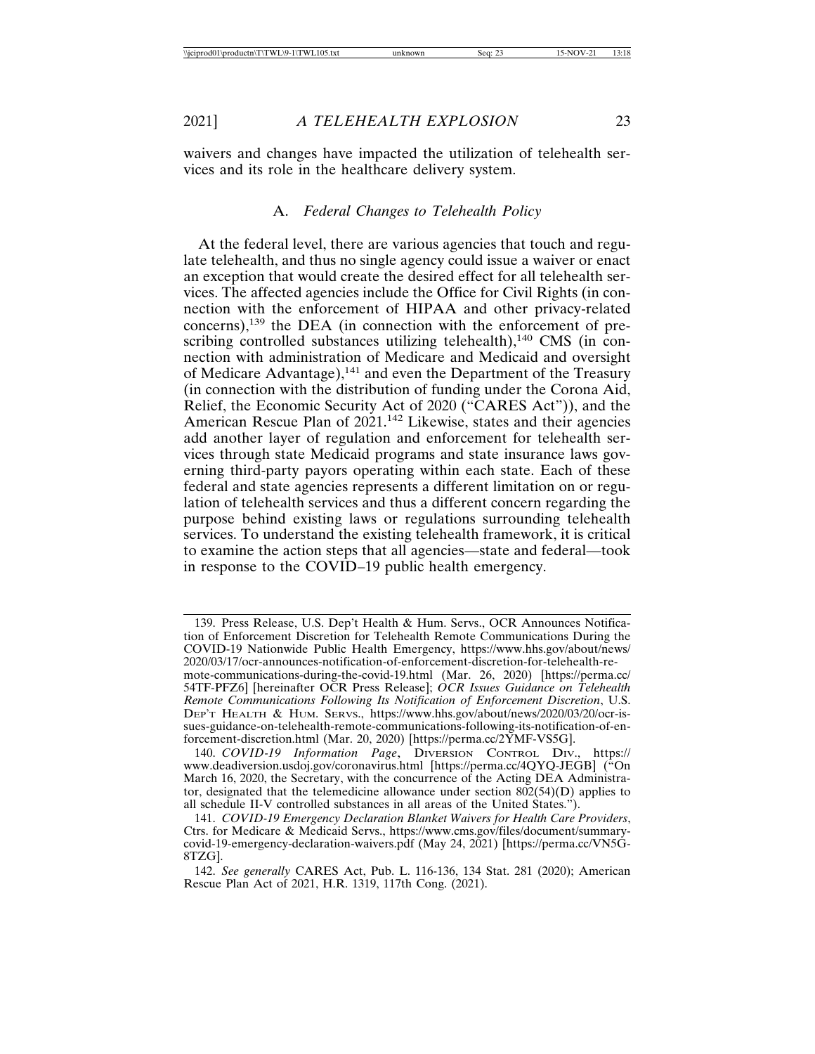waivers and changes have impacted the utilization of telehealth services and its role in the healthcare delivery system.

### A. *Federal Changes to Telehealth Policy*

At the federal level, there are various agencies that touch and regulate telehealth, and thus no single agency could issue a waiver or enact an exception that would create the desired effect for all telehealth services. The affected agencies include the Office for Civil Rights (in connection with the enforcement of HIPAA and other privacy-related concerns),[139] the DEA (in connection with the enforcement of prescribing controlled substances utilizing telehealth),[140] CMS (in connection with administration of Medicare and Medicaid and oversight of Medicare Advantage),[141] and even the Department of the Treasury (in connection with the distribution of funding under the Corona Aid, Relief, the Economic Security Act of 2020 ("CARES Act")), and the American Rescue Plan of 2021.[142] Likewise, states and their agencies add another layer of regulation and enforcement for telehealth services through state Medicaid programs and state insurance laws governing third-party payors operating within each state. Each of these federal and state agencies represents a different limitation on or regulation of telehealth services and thus a different concern regarding the purpose behind existing laws or regulations surrounding telehealth services. To understand the existing telehealth framework, it is critical to examine the action steps that all agencies—state and federal—took in response to the COVID–19 public health emergency.

---

139. Press Release, U.S. Dep't Health & Hum. Servs., OCR Announces Notification of Enforcement Discretion for Telehealth Remote Communications During the COVID-19 Nationwide Public Health Emergency, https://www.hhs.gov/about/news/2020/03/17/ocr-announces-notification-of-enforcement-discretion-for-telehealth-remote-communications-during-the-covid-19.html (Mar. 26, 2020) [https://perma.cc/54TF-PFZ6] [hereinafter OCR Press Release]; *OCR Issues Guidance on Telehealth Remote Communications Following Its Notification of Enforcement Discretion*, U.S. Dep't Health & Hum. Servs., https://www.hhs.gov/about/news/2020/03/20/ocr-issues-guidance-on-telehealth-remote-communications-following-its-notification-of-enforcement-discretion.html (Mar. 20, 2020) [https://perma.cc/2YMF-VS5G].

140. *COVID-19 Information Page*, Diversion Control Div., https://www.deadiversion.usdoj.gov/coronavirus.html [https://perma.cc/4QYQ-JEGB] ("On March 16, 2020, the Secretary, with the concurrence of the Acting DEA Administrator, designated that the telemedicine allowance under section 802(54)(D) applies to all schedule II-V controlled substances in all areas of the United States.").

141. *COVID-19 Emergency Declaration Blanket Waivers for Health Care Providers*, Ctrs. for Medicare & Medicaid Servs., https://www.cms.gov/files/document/summary-covid-19-emergency-declaration-waivers.pdf (May 24, 2021) [https://perma.cc/VN5G-8TZG].

142. *See generally* CARES Act, Pub. L. 116-136, 134 Stat. 281 (2020); American Rescue Plan Act of 2021, H.R. 1319, 117th Cong. (2021).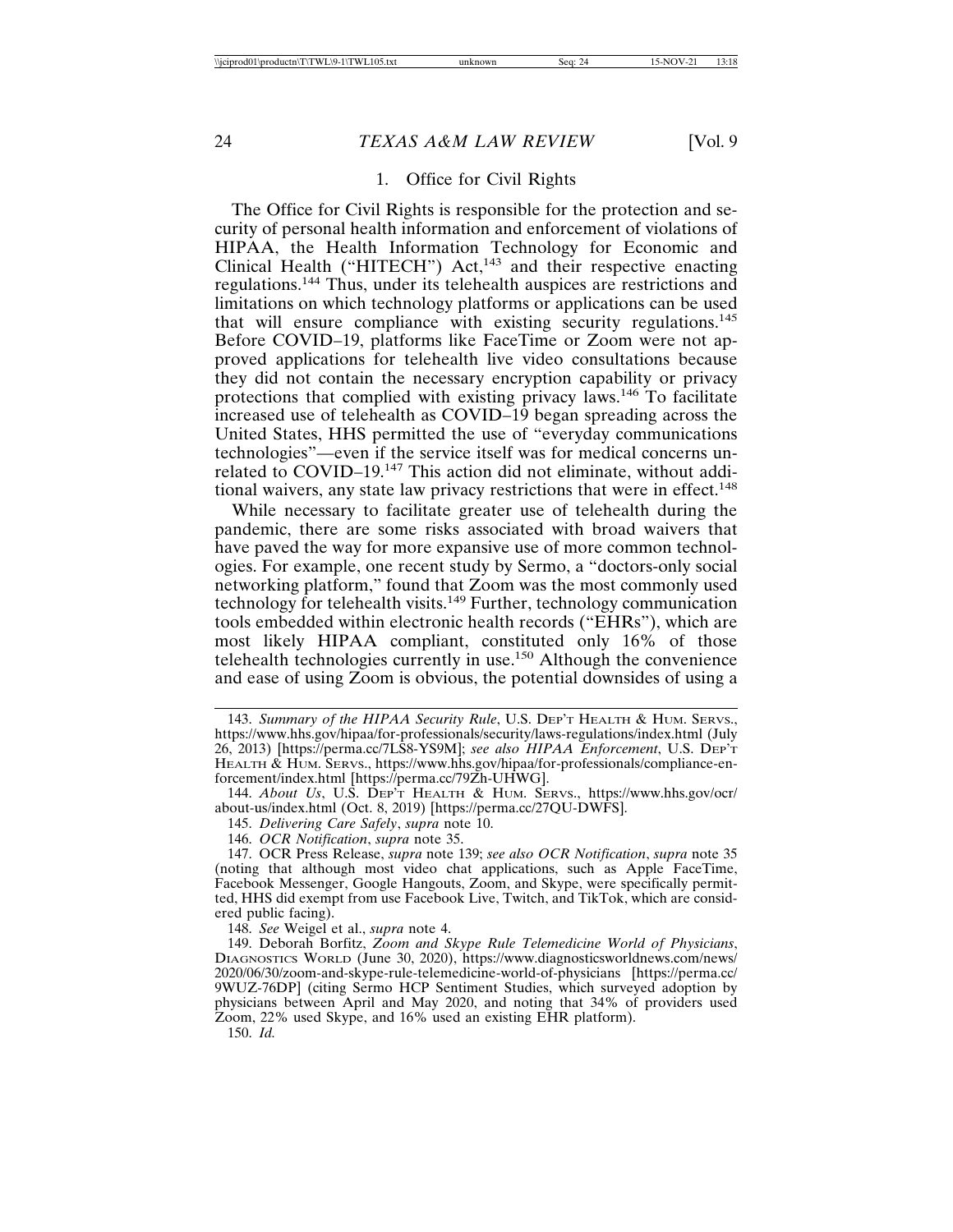### 1. Office for Civil Rights

The Office for Civil Rights is responsible for the protection and security of personal health information and enforcement of violations of HIPAA, the Health Information Technology for Economic and Clinical Health ("HITECH") Act,[143] and their respective enacting regulations.[144] Thus, under its telehealth auspices are restrictions and limitations on which technology platforms or applications can be used that will ensure compliance with existing security regulations.[145] Before COVID–19, platforms like FaceTime or Zoom were not approved applications for telehealth live video consultations because they did not contain the necessary encryption capability or privacy protections that complied with existing privacy laws.[146] To facilitate increased use of telehealth as COVID–19 began spreading across the United States, HHS permitted the use of "everyday communications technologies"—even if the service itself was for medical concerns unrelated to COVID–19.[147] This action did not eliminate, without additional waivers, any state law privacy restrictions that were in effect.[148]

While necessary to facilitate greater use of telehealth during the pandemic, there are some risks associated with broad waivers that have paved the way for more expansive use of more common technologies. For example, one recent study by Sermo, a "doctors-only social networking platform," found that Zoom was the most commonly used technology for telehealth visits.[149] Further, technology communication tools embedded within electronic health records ("EHRs"), which are most likely HIPAA compliant, constituted only 16% of those telehealth technologies currently in use.[150] Although the convenience and ease of using Zoom is obvious, the potential downsides of using a

143. *Summary of the HIPAA Security Rule*, U.S. DEP'T HEALTH & HUM. SERVS., https://www.hhs.gov/hipaa/for-professionals/security/laws-regulations/index.html (July 26, 2013) [https://perma.cc/7LS8-YS9M]; *see also HIPAA Enforcement*, U.S. DEP'T HEALTH & HUM. SERVS., https://www.hhs.gov/hipaa/for-professionals/compliance-enforcement/index.html [https://perma.cc/79Zh-UHWG].

144. *About Us*, U.S. DEP'T HEALTH & HUM. SERVS., https://www.hhs.gov/ocr/about-us/index.html (Oct. 8, 2019) [https://perma.cc/27QU-DWFS].

145. *Delivering Care Safely*, *supra* note 10.

146. *OCR Notification*, *supra* note 35.

147. OCR Press Release, *supra* note 139; *see also OCR Notification*, *supra* note 35 (noting that although most video chat applications, such as Apple FaceTime, Facebook Messenger, Google Hangouts, Zoom, and Skype, were specifically permitted, HHS did exempt from use Facebook Live, Twitch, and TikTok, which are considered public facing).

148. *See* Weigel et al., *supra* note 4.

149. Deborah Borfitz, *Zoom and Skype Rule Telemedicine World of Physicians*, DIAGNOSTICS WORLD (June 30, 2020), https://www.diagnosticsworldnews.com/news/2020/06/30/zoom-and-skype-rule-telemedicine-world-of-physicians [https://perma.cc/9WUZ-76DP] (citing Sermo HCP Sentiment Studies, which surveyed adoption by physicians between April and May 2020, and noting that 34% of providers used Zoom, 22% used Skype, and 16% used an existing EHR platform).

150. *Id.*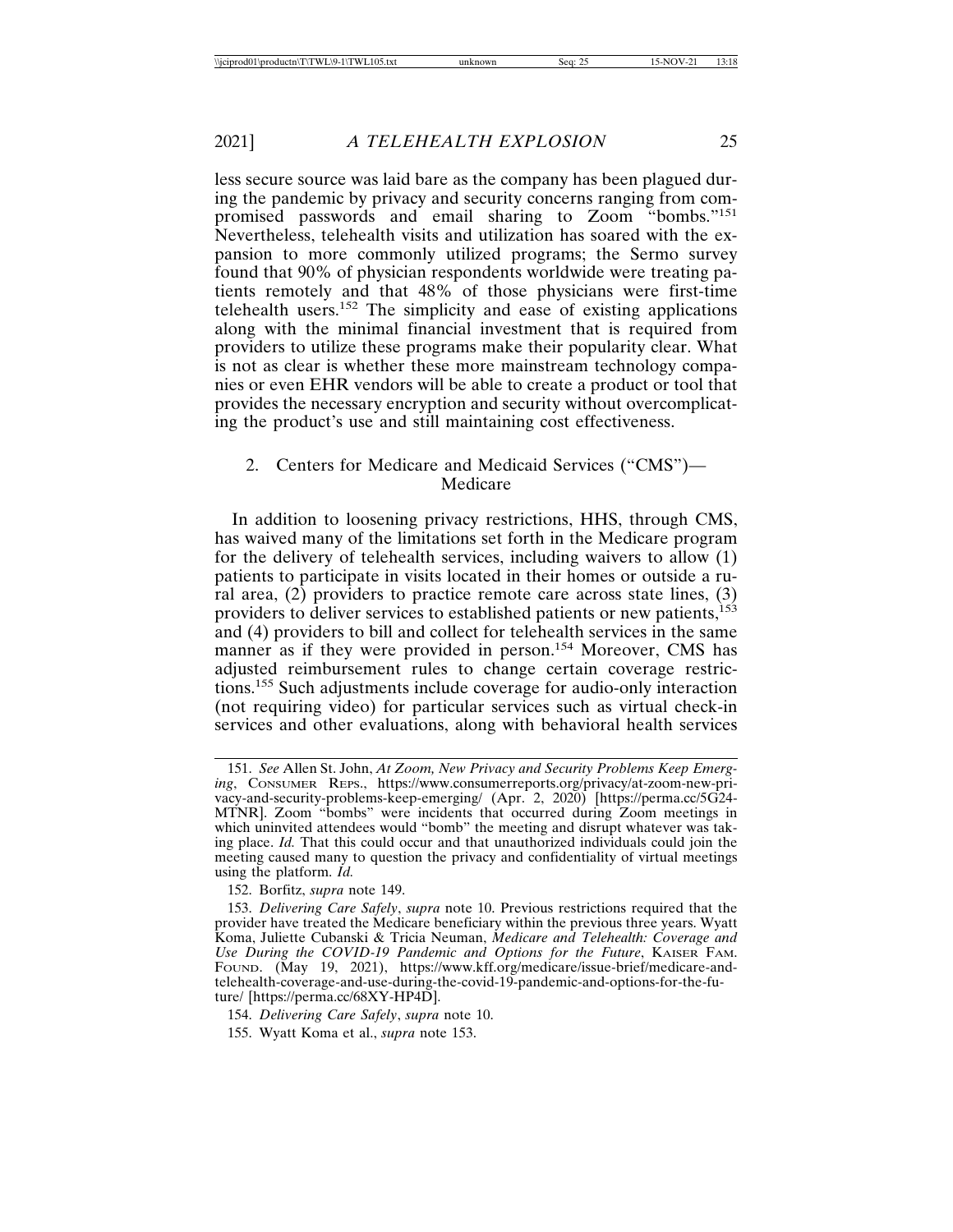less secure source was laid bare as the company has been plagued during the pandemic by privacy and security concerns ranging from compromised passwords and email sharing to Zoom "bombs."[151] Nevertheless, telehealth visits and utilization has soared with the expansion to more commonly utilized programs; the Sermo survey found that 90% of physician respondents worldwide were treating patients remotely and that 48% of those physicians were first-time telehealth users.[152] The simplicity and ease of existing applications along with the minimal financial investment that is required from providers to utilize these programs make their popularity clear. What is not as clear is whether these more mainstream technology companies or even EHR vendors will be able to create a product or tool that provides the necessary encryption and security without overcomplicating the product's use and still maintaining cost effectiveness.

### 2. Centers for Medicare and Medicaid Services ("CMS")—Medicare

In addition to loosening privacy restrictions, HHS, through CMS, has waived many of the limitations set forth in the Medicare program for the delivery of telehealth services, including waivers to allow (1) patients to participate in visits located in their homes or outside a rural area, (2) providers to practice remote care across state lines, (3) providers to deliver services to established patients or new patients,[153] and (4) providers to bill and collect for telehealth services in the same manner as if they were provided in person.[154] Moreover, CMS has adjusted reimbursement rules to change certain coverage restrictions.[155] Such adjustments include coverage for audio-only interaction (not requiring video) for particular services such as virtual check-in services and other evaluations, along with behavioral health services

---

151. *See* Allen St. John, *At Zoom, New Privacy and Security Problems Keep Emerging*, Consumer Reps., https://www.consumerreports.org/privacy/at-zoom-new-privacy-and-security-problems-keep-emerging/ (Apr. 2, 2020) [https://perma.cc/5G24-MTNR]. Zoom "bombs" were incidents that occurred during Zoom meetings in which uninvited attendees would "bomb" the meeting and disrupt whatever was taking place. *Id.* That this could occur and that unauthorized individuals could join the meeting caused many to question the privacy and confidentiality of virtual meetings using the platform. *Id.*

152. Borfitz, *supra* note 149.

153. *Delivering Care Safely*, *supra* note 10. Previous restrictions required that the provider have treated the Medicare beneficiary within the previous three years. Wyatt Koma, Juliette Cubanski & Tricia Neuman, *Medicare and Telehealth: Coverage and Use During the COVID-19 Pandemic and Options for the Future*, Kaiser Fam. Found. (May 19, 2021), https://www.kff.org/medicare/issue-brief/medicare-and-telehealth-coverage-and-use-during-the-covid-19-pandemic-and-options-for-the-future/ [https://perma.cc/68XY-HP4D].

154. *Delivering Care Safely*, *supra* note 10.

155. Wyatt Koma et al., *supra* note 153.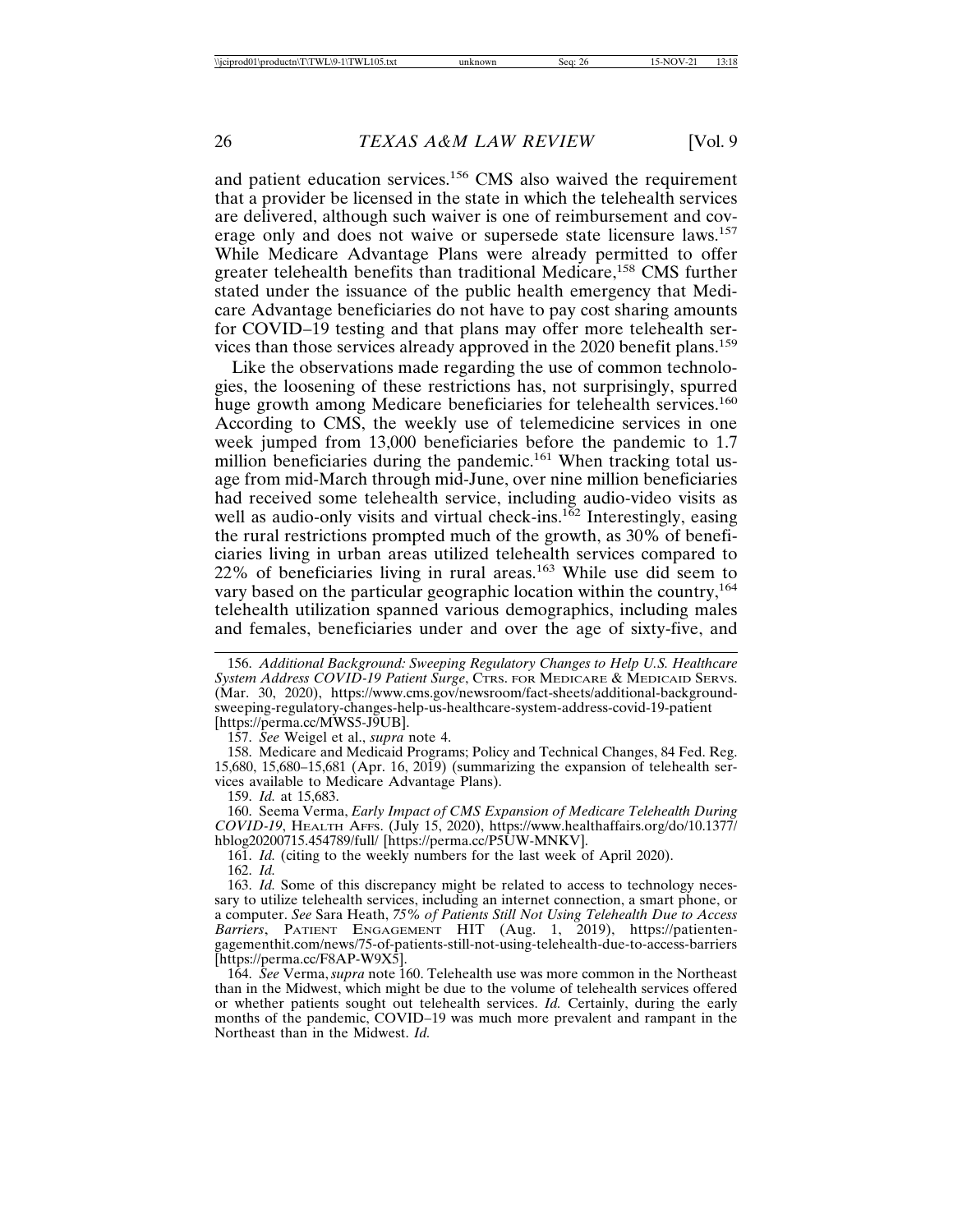and patient education services.[156] CMS also waived the requirement that a provider be licensed in the state in which the telehealth services are delivered, although such waiver is one of reimbursement and coverage only and does not waive or supersede state licensure laws.[157] While Medicare Advantage Plans were already permitted to offer greater telehealth benefits than traditional Medicare,[158] CMS further stated under the issuance of the public health emergency that Medicare Advantage beneficiaries do not have to pay cost sharing amounts for COVID–19 testing and that plans may offer more telehealth services than those services already approved in the 2020 benefit plans.[159]

Like the observations made regarding the use of common technologies, the loosening of these restrictions has, not surprisingly, spurred huge growth among Medicare beneficiaries for telehealth services.[160] According to CMS, the weekly use of telemedicine services in one week jumped from 13,000 beneficiaries before the pandemic to 1.7 million beneficiaries during the pandemic.[161] When tracking total usage from mid-March through mid-June, over nine million beneficiaries had received some telehealth service, including audio-video visits as well as audio-only visits and virtual check-ins.[162] Interestingly, easing the rural restrictions prompted much of the growth, as 30% of beneficiaries living in urban areas utilized telehealth services compared to 22% of beneficiaries living in rural areas.[163] While use did seem to vary based on the particular geographic location within the country,[164] telehealth utilization spanned various demographics, including males and females, beneficiaries under and over the age of sixty-five, and

156. *Additional Background: Sweeping Regulatory Changes to Help U.S. Healthcare System Address COVID-19 Patient Surge*, CTRS. FOR MEDICARE & MEDICAID SERVS. (Mar. 30, 2020), https://www.cms.gov/newsroom/fact-sheets/additional-background-sweeping-regulatory-changes-help-us-healthcare-system-address-covid-19-patient [https://perma.cc/MWS5-J9UB].

157. *See* Weigel et al., *supra* note 4.

158. Medicare and Medicaid Programs; Policy and Technical Changes, 84 Fed. Reg. 15,680, 15,680–15,681 (Apr. 16, 2019) (summarizing the expansion of telehealth services available to Medicare Advantage Plans).

159. *Id.* at 15,683.

160. Seema Verma, *Early Impact of CMS Expansion of Medicare Telehealth During COVID-19*, HEALTH AFFS. (July 15, 2020), https://www.healthaffairs.org/do/10.1377/hblog20200715.454789/full/ [https://perma.cc/P5UW-MNKV].

161. *Id.* (citing to the weekly numbers for the last week of April 2020).

162. *Id.*

163. *Id.* Some of this discrepancy might be related to access to technology necessary to utilize telehealth services, including an internet connection, a smart phone, or a computer. *See* Sara Heath, *75% of Patients Still Not Using Telehealth Due to Access Barriers*, PATIENT ENGAGEMENT HIT (Aug. 1, 2019), https://patientengagementhit.com/news/75-of-patients-still-not-using-telehealth-due-to-access-barriers [https://perma.cc/F8AP-W9X5].

164. *See* Verma, *supra* note 160. Telehealth use was more common in the Northeast than in the Midwest, which might be due to the volume of telehealth services offered or whether patients sought out telehealth services. *Id.* Certainly, during the early months of the pandemic, COVID–19 was much more prevalent and rampant in the Northeast than in the Midwest. *Id.*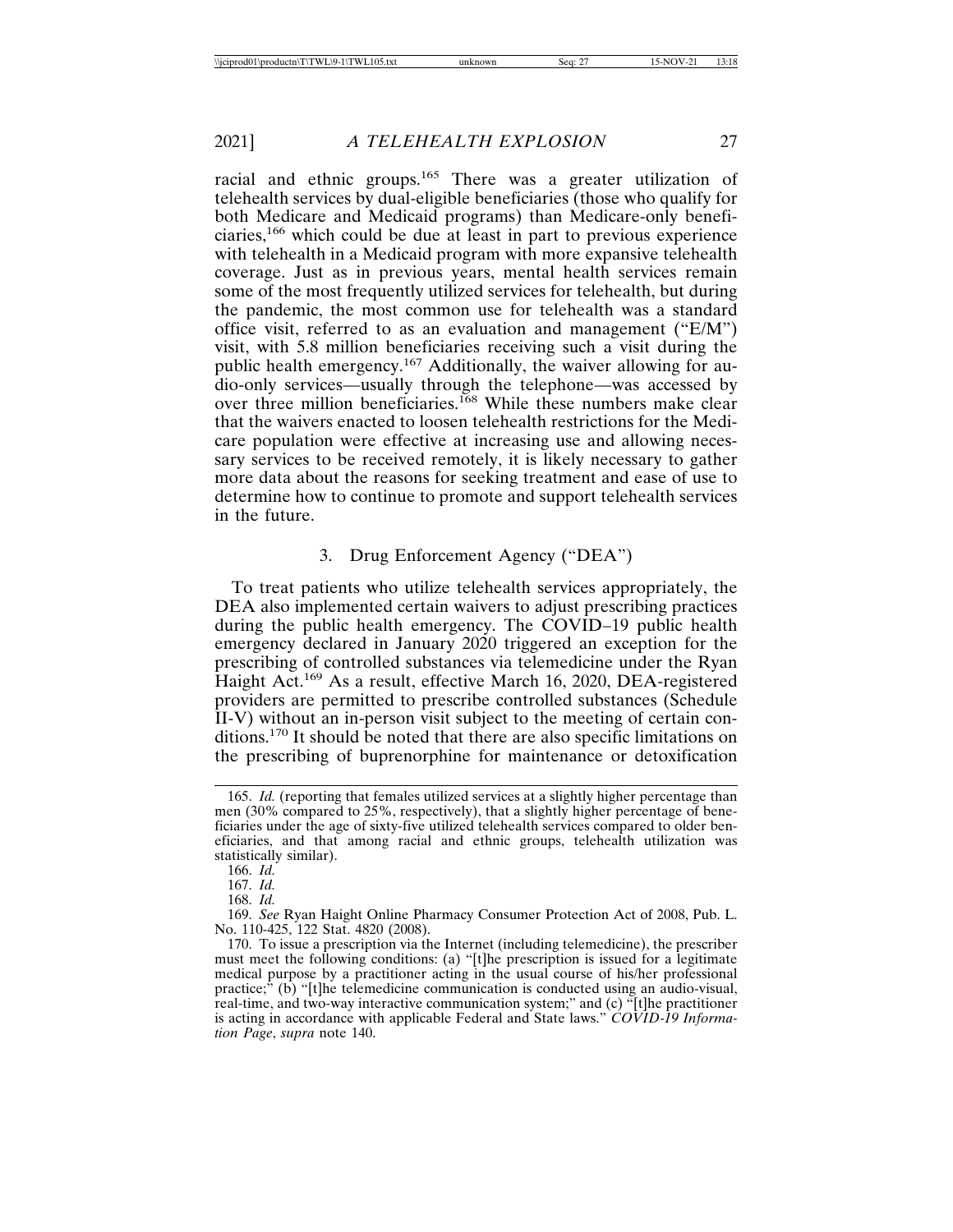racial and ethnic groups.[165] There was a greater utilization of telehealth services by dual-eligible beneficiaries (those who qualify for both Medicare and Medicaid programs) than Medicare-only beneficiaries,[166] which could be due at least in part to previous experience with telehealth in a Medicaid program with more expansive telehealth coverage. Just as in previous years, mental health services remain some of the most frequently utilized services for telehealth, but during the pandemic, the most common use for telehealth was a standard office visit, referred to as an evaluation and management ("E/M") visit, with 5.8 million beneficiaries receiving such a visit during the public health emergency.[167] Additionally, the waiver allowing for audio-only services—usually through the telephone—was accessed by over three million beneficiaries.[168] While these numbers make clear that the waivers enacted to loosen telehealth restrictions for the Medicare population were effective at increasing use and allowing necessary services to be received remotely, it is likely necessary to gather more data about the reasons for seeking treatment and ease of use to determine how to continue to promote and support telehealth services in the future.

### 3. Drug Enforcement Agency ("DEA")

To treat patients who utilize telehealth services appropriately, the DEA also implemented certain waivers to adjust prescribing practices during the public health emergency. The COVID–19 public health emergency declared in January 2020 triggered an exception for the prescribing of controlled substances via telemedicine under the Ryan Haight Act.[169] As a result, effective March 16, 2020, DEA-registered providers are permitted to prescribe controlled substances (Schedule II-V) without an in-person visit subject to the meeting of certain conditions.[170] It should be noted that there are also specific limitations on the prescribing of buprenorphine for maintenance or detoxification

---

165. *Id.* (reporting that females utilized services at a slightly higher percentage than men (30% compared to 25%, respectively), that a slightly higher percentage of beneficiaries under the age of sixty-five utilized telehealth services compared to older beneficiaries, and that among racial and ethnic groups, telehealth utilization was statistically similar).

166. *Id.*

167. *Id.*

168. *Id.*

169. *See* Ryan Haight Online Pharmacy Consumer Protection Act of 2008, Pub. L. No. 110-425, 122 Stat. 4820 (2008).

170. To issue a prescription via the Internet (including telemedicine), the prescriber must meet the following conditions: (a) "[t]he prescription is issued for a legitimate medical purpose by a practitioner acting in the usual course of his/her professional practice;" (b) "[t]he telemedicine communication is conducted using an audio-visual, real-time, and two-way interactive communication system;" and (c) "[t]he practitioner is acting in accordance with applicable Federal and State laws." *COVID-19 Information Page*, *supra* note 140.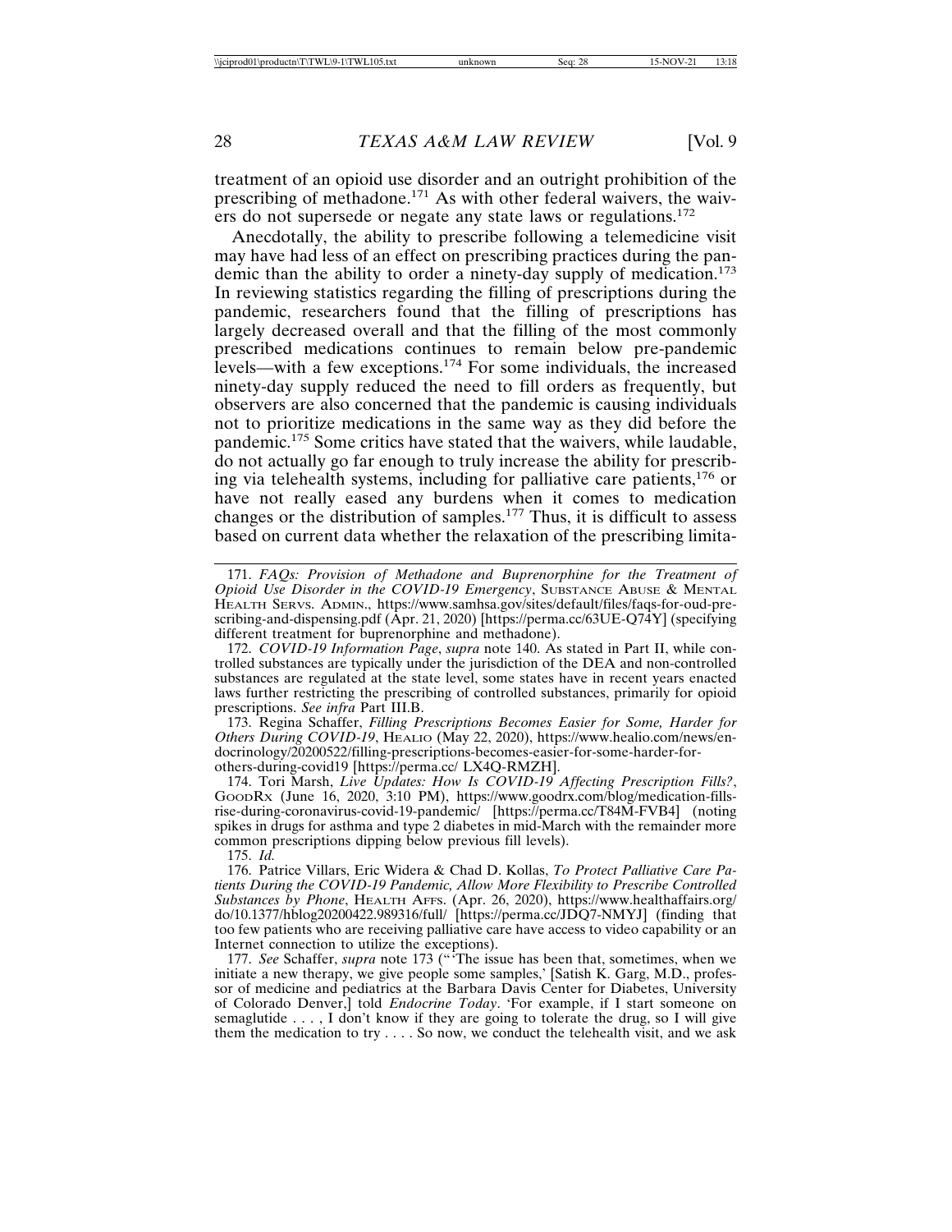treatment of an opioid use disorder and an outright prohibition of the prescribing of methadone.[171] As with other federal waivers, the waivers do not supersede or negate any state laws or regulations.[172]

Anecdotally, the ability to prescribe following a telemedicine visit may have had less of an effect on prescribing practices during the pandemic than the ability to order a ninety-day supply of medication.[173] In reviewing statistics regarding the filling of prescriptions during the pandemic, researchers found that the filling of prescriptions has largely decreased overall and that the filling of the most commonly prescribed medications continues to remain below pre-pandemic levels—with a few exceptions.[174] For some individuals, the increased ninety-day supply reduced the need to fill orders as frequently, but observers are also concerned that the pandemic is causing individuals not to prioritize medications in the same way as they did before the pandemic.[175] Some critics have stated that the waivers, while laudable, do not actually go far enough to truly increase the ability for prescribing via telehealth systems, including for palliative care patients,[176] or have not really eased any burdens when it comes to medication changes or the distribution of samples.[177] Thus, it is difficult to assess based on current data whether the relaxation of the prescribing limita-

---

171. *FAQs: Provision of Methadone and Buprenorphine for the Treatment of Opioid Use Disorder in the COVID-19 Emergency*, Substance Abuse & Mental Health Servs. Admin., https://www.samhsa.gov/sites/default/files/faqs-for-oud-prescribing-and-dispensing.pdf (Apr. 21, 2020) [https://perma.cc/63UE-Q74Y] (specifying different treatment for buprenorphine and methadone).

172. *COVID-19 Information Page*, *supra* note 140. As stated in Part II, while controlled substances are typically under the jurisdiction of the DEA and non-controlled substances are regulated at the state level, some states have in recent years enacted laws further restricting the prescribing of controlled substances, primarily for opioid prescriptions. *See infra* Part III.B.

173. Regina Schaffer, *Filling Prescriptions Becomes Easier for Some, Harder for Others During COVID-19*, Healio (May 22, 2020), https://www.healio.com/news/endocrinology/20200522/filling-prescriptions-becomes-easier-for-some-harder-for-others-during-covid19 [https://perma.cc/ LX4Q-RMZH].

174. Tori Marsh, *Live Updates: How Is COVID-19 Affecting Prescription Fills?*, GoodRx (June 16, 2020, 3:10 PM), https://www.goodrx.com/blog/medication-fills-rise-during-coronavirus-covid-19-pandemic/ [https://perma.cc/T84M-FVB4] (noting spikes in drugs for asthma and type 2 diabetes in mid-March with the remainder more common prescriptions dipping below previous fill levels).

175. *Id.*

176. Patrice Villars, Eric Widera & Chad D. Kollas, *To Protect Palliative Care Patients During the COVID-19 Pandemic, Allow More Flexibility to Prescribe Controlled Substances by Phone*, Health Affs. (Apr. 26, 2020), https://www.healthaffairs.org/do/10.1377/hblog20200422.989316/full/ [https://perma.cc/JDQ7-NMYJ] (finding that too few patients who are receiving palliative care have access to video capability or an Internet connection to utilize the exceptions).

177. *See* Schaffer, *supra* note 173 ("'The issue has been that, sometimes, when we initiate a new therapy, we give people some samples,' [Satish K. Garg, M.D., professor of medicine and pediatrics at the Barbara Davis Center for Diabetes, University of Colorado Denver,] told *Endocrine Today*. 'For example, if I start someone on semaglutide . . . , I don't know if they are going to tolerate the drug, so I will give them the medication to try . . . . So now, we conduct the telehealth visit, and we ask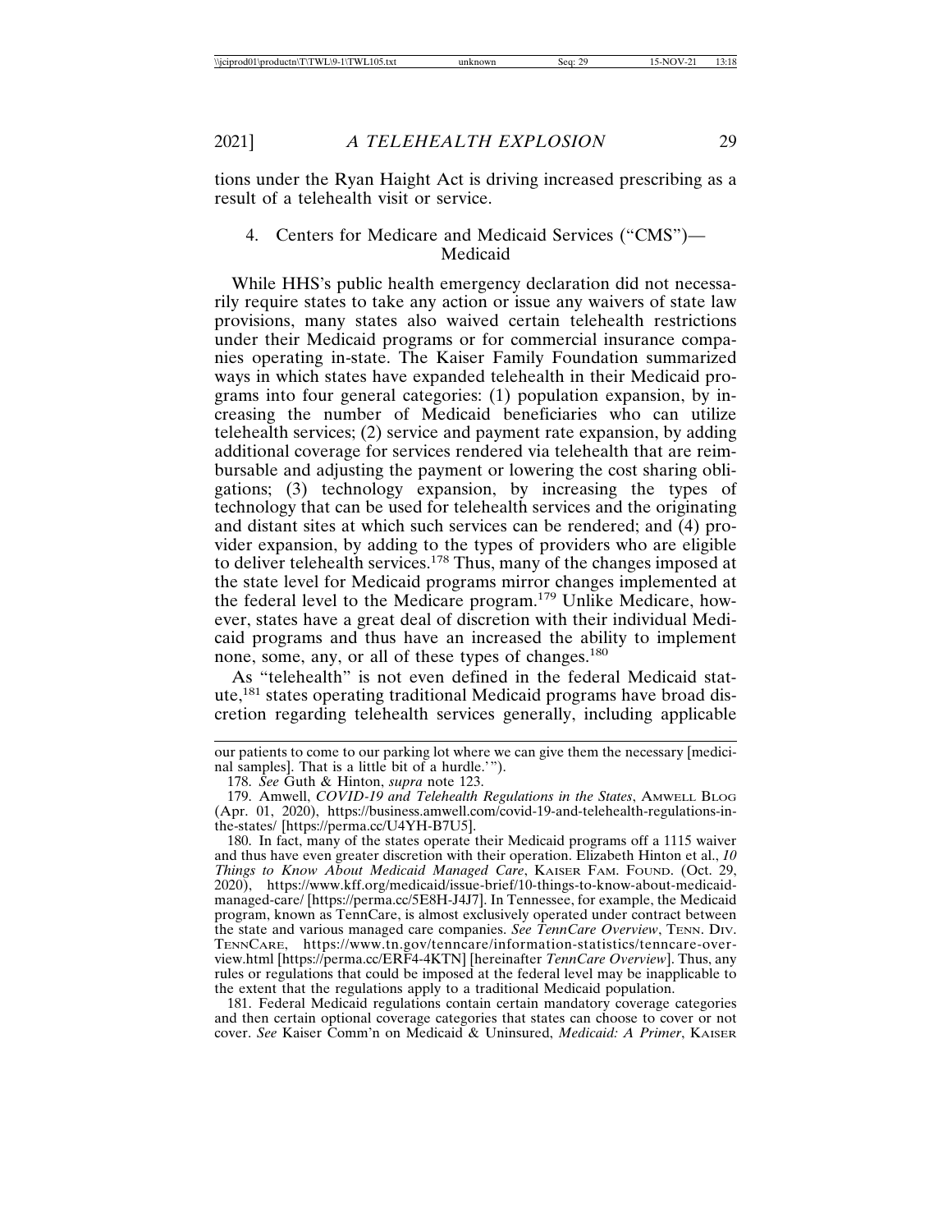tions under the Ryan Haight Act is driving increased prescribing as a result of a telehealth visit or service.

### 4. Centers for Medicare and Medicaid Services ("CMS")—Medicaid

While HHS's public health emergency declaration did not necessarily require states to take any action or issue any waivers of state law provisions, many states also waived certain telehealth restrictions under their Medicaid programs or for commercial insurance companies operating in-state. The Kaiser Family Foundation summarized ways in which states have expanded telehealth in their Medicaid programs into four general categories: (1) population expansion, by increasing the number of Medicaid beneficiaries who can utilize telehealth services; (2) service and payment rate expansion, by adding additional coverage for services rendered via telehealth that are reimbursable and adjusting the payment or lowering the cost sharing obligations; (3) technology expansion, by increasing the types of technology that can be used for telehealth services and the originating and distant sites at which such services can be rendered; and (4) provider expansion, by adding to the types of providers who are eligible to deliver telehealth services.[178] Thus, many of the changes imposed at the state level for Medicaid programs mirror changes implemented at the federal level to the Medicare program.[179] Unlike Medicare, however, states have a great deal of discretion with their individual Medicaid programs and thus have an increased the ability to implement none, some, any, or all of these types of changes.[180]

As "telehealth" is not even defined in the federal Medicaid statute,[181] states operating traditional Medicaid programs have broad discretion regarding telehealth services generally, including applicable

---

our patients to come to our parking lot where we can give them the necessary [medicinal samples]. That is a little bit of a hurdle.'").

178. *See* Guth & Hinton, *supra* note 123.

179. Amwell, *COVID-19 and Telehealth Regulations in the States*, AMWELL BLOG (Apr. 01, 2020), https://business.amwell.com/covid-19-and-telehealth-regulations-in-the-states/ [https://perma.cc/U4YH-B7U5].

180. In fact, many of the states operate their Medicaid programs off a 1115 waiver and thus have even greater discretion with their operation. Elizabeth Hinton et al., *10 Things to Know About Medicaid Managed Care*, KAISER FAM. FOUND. (Oct. 29, 2020), https://www.kff.org/medicaid/issue-brief/10-things-to-know-about-medicaid-managed-care/ [https://perma.cc/5E8H-J4J7]. In Tennessee, for example, the Medicaid program, known as TennCare, is almost exclusively operated under contract between the state and various managed care companies. *See TennCare Overview*, TENN. DIV. TENNCARE, https://www.tn.gov/tenncare/information-statistics/tenncare-overview.html [https://perma.cc/ERF4-4KTN] [hereinafter *TennCare Overview*]. Thus, any rules or regulations that could be imposed at the federal level may be inapplicable to the extent that the regulations apply to a traditional Medicaid population.

181. Federal Medicaid regulations contain certain mandatory coverage categories and then certain optional coverage categories that states can choose to cover or not cover. *See* Kaiser Comm'n on Medicaid & Uninsured, *Medicaid: A Primer*, KAISER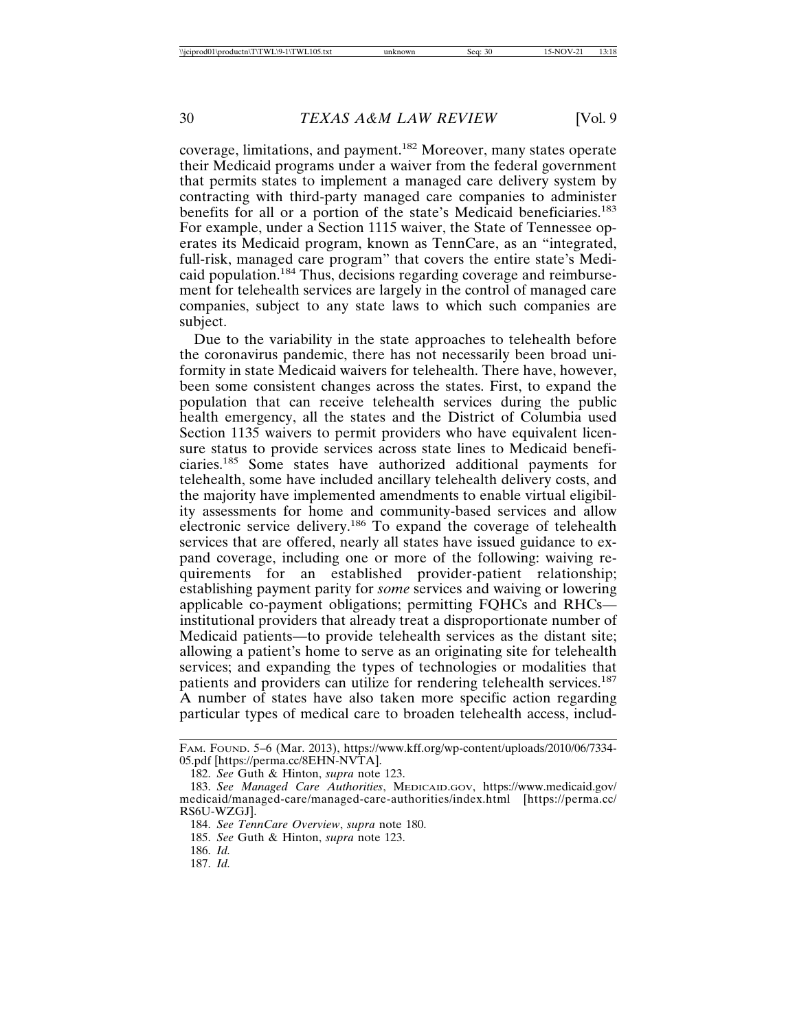coverage, limitations, and payment.[182] Moreover, many states operate their Medicaid programs under a waiver from the federal government that permits states to implement a managed care delivery system by contracting with third-party managed care companies to administer benefits for all or a portion of the state's Medicaid beneficiaries.[183] For example, under a Section 1115 waiver, the State of Tennessee operates its Medicaid program, known as TennCare, as an "integrated, full-risk, managed care program" that covers the entire state's Medicaid population.[184] Thus, decisions regarding coverage and reimbursement for telehealth services are largely in the control of managed care companies, subject to any state laws to which such companies are subject.

Due to the variability in the state approaches to telehealth before the coronavirus pandemic, there has not necessarily been broad uniformity in state Medicaid waivers for telehealth. There have, however, been some consistent changes across the states. First, to expand the population that can receive telehealth services during the public health emergency, all the states and the District of Columbia used Section 1135 waivers to permit providers who have equivalent licensure status to provide services across state lines to Medicaid beneficiaries.[185] Some states have authorized additional payments for telehealth, some have included ancillary telehealth delivery costs, and the majority have implemented amendments to enable virtual eligibility assessments for home and community-based services and allow electronic service delivery.[186] To expand the coverage of telehealth services that are offered, nearly all states have issued guidance to expand coverage, including one or more of the following: waiving requirements for an established provider-patient relationship; establishing payment parity for *some* services and waiving or lowering applicable co-payment obligations; permitting FQHCs and RHCs—institutional providers that already treat a disproportionate number of Medicaid patients—to provide telehealth services as the distant site; allowing a patient's home to serve as an originating site for telehealth services; and expanding the types of technologies or modalities that patients and providers can utilize for rendering telehealth services.[187] A number of states have also taken more specific action regarding particular types of medical care to broaden telehealth access, includ-

FAM. FOUND. 5–6 (Mar. 2013), https://www.kff.org/wp-content/uploads/2010/06/7334-05.pdf [https://perma.cc/8EHN-NVTA].

182. *See* Guth & Hinton, *supra* note 123.

183. *See Managed Care Authorities*, MEDICAID.GOV, https://www.medicaid.gov/medicaid/managed-care/managed-care-authorities/index.html [https://perma.cc/RS6U-WZGJ].

184. *See TennCare Overview*, *supra* note 180.

185. *See* Guth & Hinton, *supra* note 123.

186. *Id.*

187. *Id.*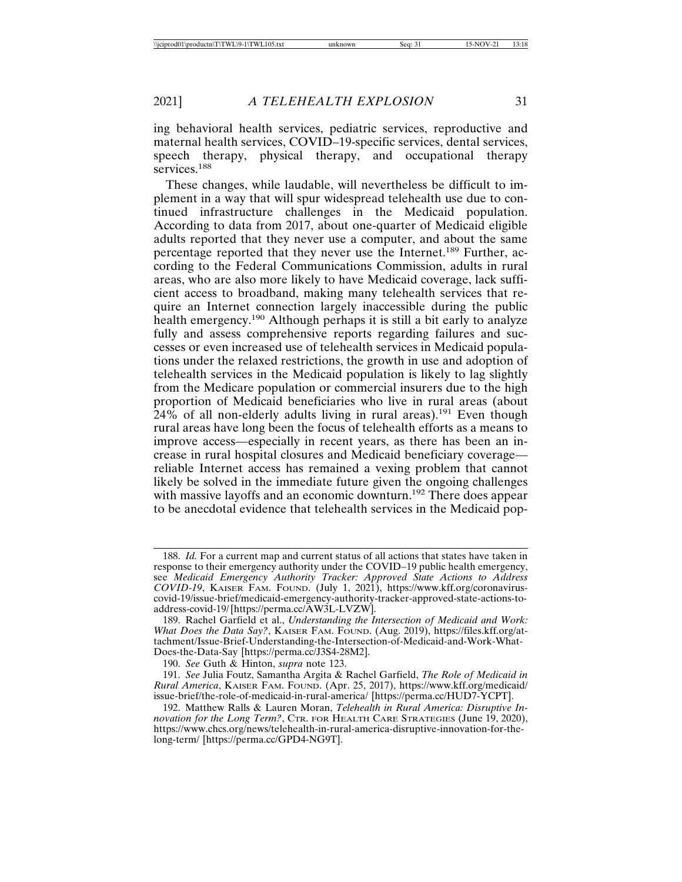ing behavioral health services, pediatric services, reproductive and maternal health services, COVID–19-specific services, dental services, speech therapy, physical therapy, and occupational therapy services.[188]

These changes, while laudable, will nevertheless be difficult to implement in a way that will spur widespread telehealth use due to continued infrastructure challenges in the Medicaid population. According to data from 2017, about one-quarter of Medicaid eligible adults reported that they never use a computer, and about the same percentage reported that they never use the Internet.[189] Further, according to the Federal Communications Commission, adults in rural areas, who are also more likely to have Medicaid coverage, lack sufficient access to broadband, making many telehealth services that require an Internet connection largely inaccessible during the public health emergency.[190] Although perhaps it is still a bit early to analyze fully and assess comprehensive reports regarding failures and successes or even increased use of telehealth services in Medicaid populations under the relaxed restrictions, the growth in use and adoption of telehealth services in the Medicaid population is likely to lag slightly from the Medicare population or commercial insurers due to the high proportion of Medicaid beneficiaries who live in rural areas (about 24% of all non-elderly adults living in rural areas).[191] Even though rural areas have long been the focus of telehealth efforts as a means to improve access—especially in recent years, as there has been an increase in rural hospital closures and Medicaid beneficiary coverage—reliable Internet access has remained a vexing problem that cannot likely be solved in the immediate future given the ongoing challenges with massive layoffs and an economic downturn.[192] There does appear to be anecdotal evidence that telehealth services in the Medicaid pop-

---

188. *Id.* For a current map and current status of all actions that states have taken in response to their emergency authority under the COVID–19 public health emergency, see *Medicaid Emergency Authority Tracker: Approved State Actions to Address COVID-19*, KAISER FAM. FOUND. (July 1, 2021), https://www.kff.org/coronavirus-covid-19/issue-brief/medicaid-emergency-authority-tracker-approved-state-actions-to-address-covid-19/ [https://perma.cc/AW3L-LVZW].

189. Rachel Garfield et al., *Understanding the Intersection of Medicaid and Work: What Does the Data Say?*, KAISER FAM. FOUND. (Aug. 2019), https://files.kff.org/attachment/Issue-Brief-Understanding-the-Intersection-of-Medicaid-and-Work-What-Does-the-Data-Say [https://perma.cc/J3S4-28M2].

190. *See* Guth & Hinton, *supra* note 123.

191. *See* Julia Foutz, Samantha Argita & Rachel Garfield, *The Role of Medicaid in Rural America*, KAISER FAM. FOUND. (Apr. 25, 2017), https://www.kff.org/medicaid/issue-brief/the-role-of-medicaid-in-rural-america/ [https://perma.cc/HUD7-YCPT].

192. Matthew Ralls & Lauren Moran, *Telehealth in Rural America: Disruptive Innovation for the Long Term?*, CTR. FOR HEALTH CARE STRATEGIES (June 19, 2020), https://www.chcs.org/news/telehealth-in-rural-america-disruptive-innovation-for-the-long-term/ [https://perma.cc/GPD4-NG9T].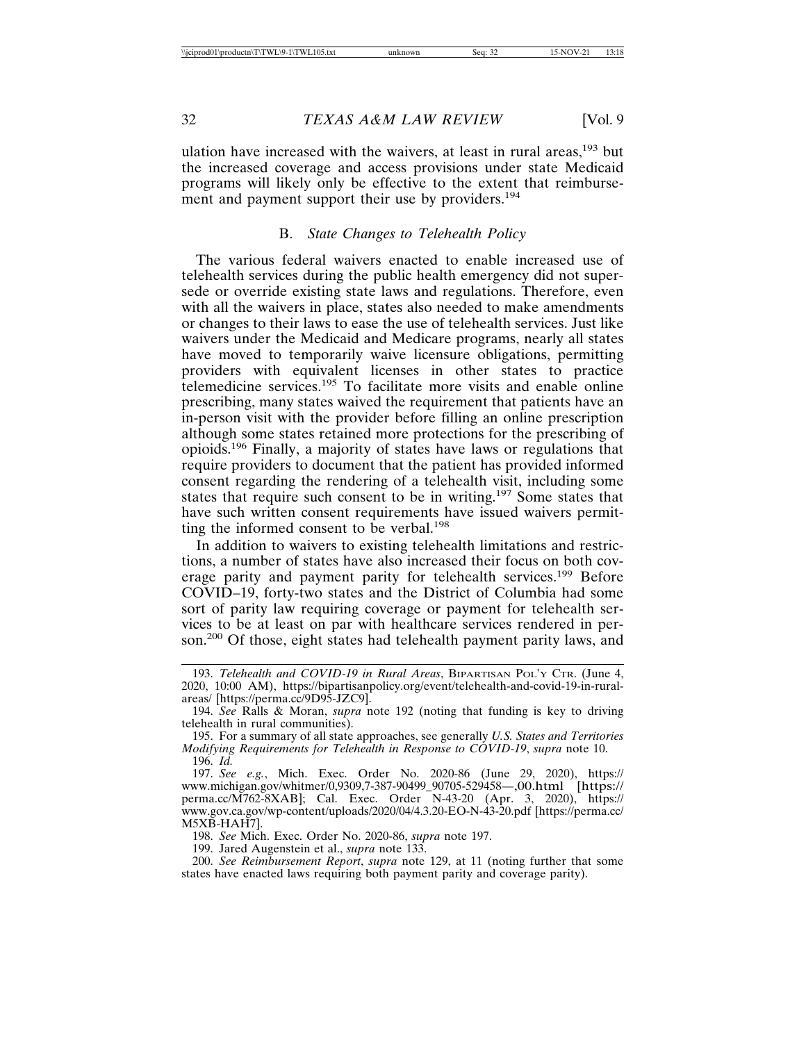ulation have increased with the waivers, at least in rural areas,[193] but the increased coverage and access provisions under state Medicaid programs will likely only be effective to the extent that reimbursement and payment support their use by providers.[194]

### B. *State Changes to Telehealth Policy*

The various federal waivers enacted to enable increased use of telehealth services during the public health emergency did not supersede or override existing state laws and regulations. Therefore, even with all the waivers in place, states also needed to make amendments or changes to their laws to ease the use of telehealth services. Just like waivers under the Medicaid and Medicare programs, nearly all states have moved to temporarily waive licensure obligations, permitting providers with equivalent licenses in other states to practice telemedicine services.[195] To facilitate more visits and enable online prescribing, many states waived the requirement that patients have an in-person visit with the provider before filling an online prescription although some states retained more protections for the prescribing of opioids.[196] Finally, a majority of states have laws or regulations that require providers to document that the patient has provided informed consent regarding the rendering of a telehealth visit, including some states that require such consent to be in writing.[197] Some states that have such written consent requirements have issued waivers permitting the informed consent to be verbal.[198]

In addition to waivers to existing telehealth limitations and restrictions, a number of states have also increased their focus on both coverage parity and payment parity for telehealth services.[199] Before COVID–19, forty-two states and the District of Columbia had some sort of parity law requiring coverage or payment for telehealth services to be at least on par with healthcare services rendered in person.[200] Of those, eight states had telehealth payment parity laws, and

---

193. *Telehealth and COVID-19 in Rural Areas*, BIPARTISAN POL'Y CTR. (June 4, 2020, 10:00 AM), https://bipartisanpolicy.org/event/telehealth-and-covid-19-in-rural-areas/ [https://perma.cc/9D95-JZC9].

194. *See* Ralls & Moran, *supra* note 192 (noting that funding is key to driving telehealth in rural communities).

195. For a summary of all state approaches, see generally *U.S. States and Territories Modifying Requirements for Telehealth in Response to COVID-19*, *supra* note 10.

196. *Id.*

197. *See e.g.*, Mich. Exec. Order No. 2020-86 (June 29, 2020), https://www.michigan.gov/whitmer/0,9309,7-387-90499_90705-529458—,00.html [https://perma.cc/M762-8XAB]; Cal. Exec. Order N-43-20 (Apr. 3, 2020), https://www.gov.ca.gov/wp-content/uploads/2020/04/4.3.20-EO-N-43-20.pdf [https://perma.cc/M5XB-HAH7].

198. *See* Mich. Exec. Order No. 2020-86, *supra* note 197.

199. Jared Augenstein et al., *supra* note 133.

200. *See Reimbursement Report*, *supra* note 129, at 11 (noting further that some states have enacted laws requiring both payment parity and coverage parity).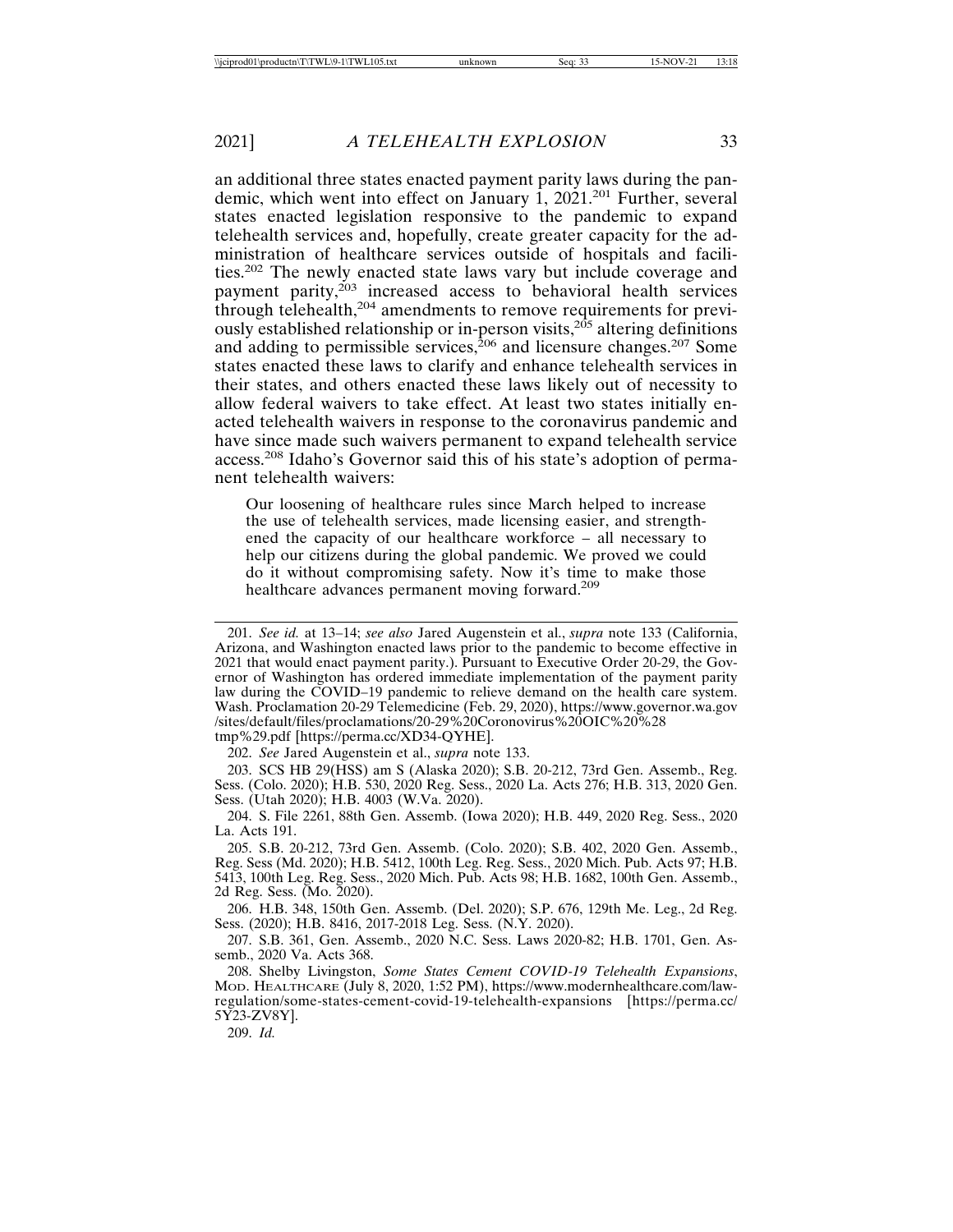an additional three states enacted payment parity laws during the pandemic, which went into effect on January 1, 2021.[201] Further, several states enacted legislation responsive to the pandemic to expand telehealth services and, hopefully, create greater capacity for the administration of healthcare services outside of hospitals and facilities.[202] The newly enacted state laws vary but include coverage and payment parity,[203] increased access to behavioral health services through telehealth,[204] amendments to remove requirements for previously established relationship or in-person visits,[205] altering definitions and adding to permissible services,[206] and licensure changes.[207] Some states enacted these laws to clarify and enhance telehealth services in their states, and others enacted these laws likely out of necessity to allow federal waivers to take effect. At least two states initially enacted telehealth waivers in response to the coronavirus pandemic and have since made such waivers permanent to expand telehealth service access.[208] Idaho's Governor said this of his state's adoption of permanent telehealth waivers:

> Our loosening of healthcare rules since March helped to increase the use of telehealth services, made licensing easier, and strengthened the capacity of our healthcare workforce – all necessary to help our citizens during the global pandemic. We proved we could do it without compromising safety. Now it's time to make those healthcare advances permanent moving forward.[209]

---

201. *See id.* at 13–14; *see also* Jared Augenstein et al., *supra* note 133 (California, Arizona, and Washington enacted laws prior to the pandemic to become effective in 2021 that would enact payment parity.). Pursuant to Executive Order 20-29, the Governor of Washington has ordered immediate implementation of the payment parity law during the COVID–19 pandemic to relieve demand on the health care system. Wash. Proclamation 20-29 Telemedicine (Feb. 29, 2020), https://www.governor.wa.gov/sites/default/files/proclamations/20-29%20Coronovirus%20OIC%20%28tmp%29.pdf [https://perma.cc/XD34-QYHE].

202. *See* Jared Augenstein et al., *supra* note 133.

203. SCS HB 29(HSS) am S (Alaska 2020); S.B. 20-212, 73rd Gen. Assemb., Reg. Sess. (Colo. 2020); H.B. 530, 2020 Reg. Sess., 2020 La. Acts 276; H.B. 313, 2020 Gen. Sess. (Utah 2020); H.B. 4003 (W.Va. 2020).

204. S. File 2261, 88th Gen. Assemb. (Iowa 2020); H.B. 449, 2020 Reg. Sess., 2020 La. Acts 191.

205. S.B. 20-212, 73rd Gen. Assemb. (Colo. 2020); S.B. 402, 2020 Gen. Assemb., Reg. Sess (Md. 2020); H.B. 5412, 100th Leg. Reg. Sess., 2020 Mich. Pub. Acts 97; H.B. 5413, 100th Leg. Reg. Sess., 2020 Mich. Pub. Acts 98; H.B. 1682, 100th Gen. Assemb., 2d Reg. Sess. (Mo. 2020).

206. H.B. 348, 150th Gen. Assemb. (Del. 2020); S.P. 676, 129th Me. Leg., 2d Reg. Sess. (2020); H.B. 8416, 2017-2018 Leg. Sess. (N.Y. 2020).

207. S.B. 361, Gen. Assemb., 2020 N.C. Sess. Laws 2020-82; H.B. 1701, Gen. Assemb., 2020 Va. Acts 368.

208. Shelby Livingston, *Some States Cement COVID-19 Telehealth Expansions*, MOD. HEALTHCARE (July 8, 2020, 1:52 PM), https://www.modernhealthcare.com/law-regulation/some-states-cement-covid-19-telehealth-expansions [https://perma.cc/5Y23-ZV8Y].

209. *Id.*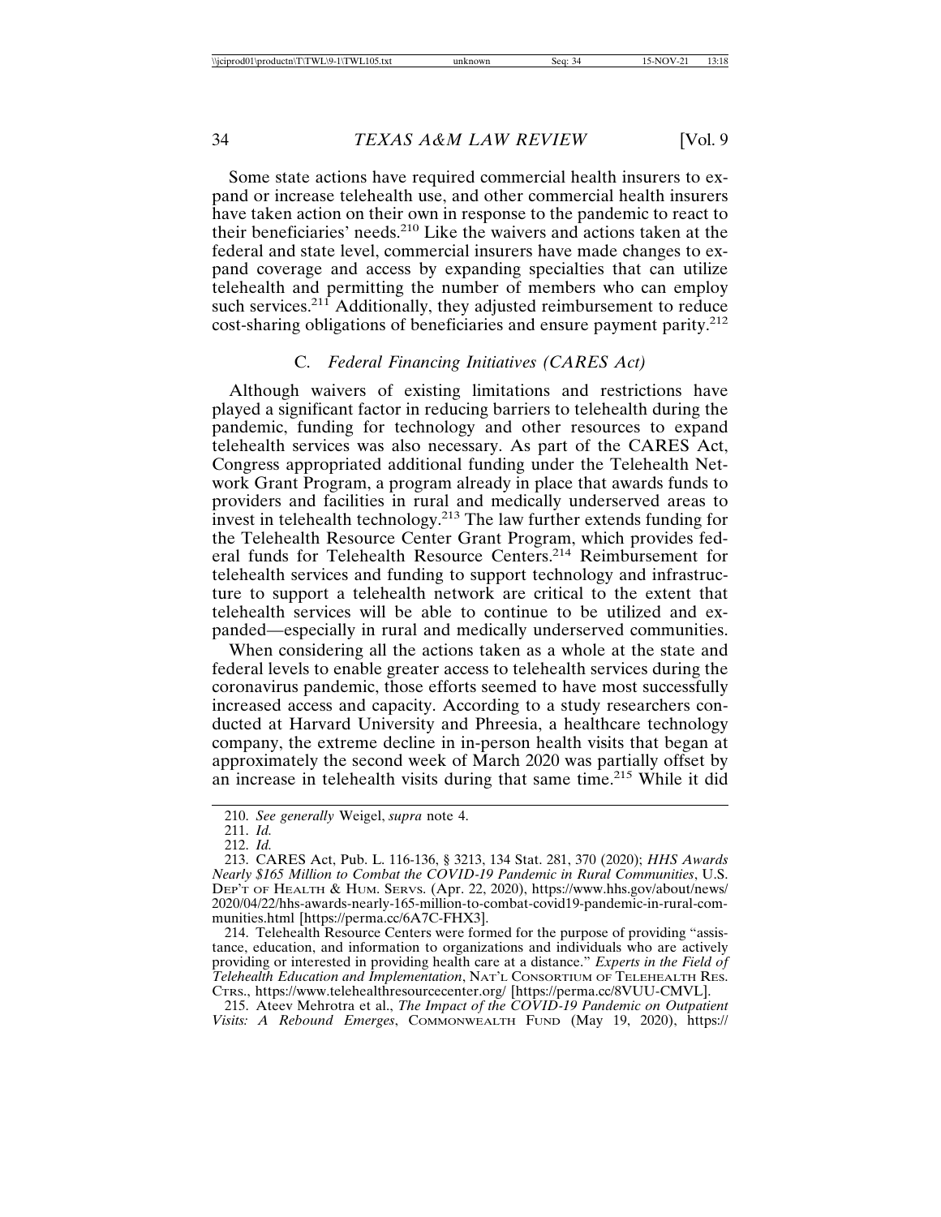Some state actions have required commercial health insurers to expand or increase telehealth use, and other commercial health insurers have taken action on their own in response to the pandemic to react to their beneficiaries' needs.[210] Like the waivers and actions taken at the federal and state level, commercial insurers have made changes to expand coverage and access by expanding specialties that can utilize telehealth and permitting the number of members who can employ such services.[211] Additionally, they adjusted reimbursement to reduce cost-sharing obligations of beneficiaries and ensure payment parity.[212]

### C. *Federal Financing Initiatives (CARES Act)*

Although waivers of existing limitations and restrictions have played a significant factor in reducing barriers to telehealth during the pandemic, funding for technology and other resources to expand telehealth services was also necessary. As part of the CARES Act, Congress appropriated additional funding under the Telehealth Network Grant Program, a program already in place that awards funds to providers and facilities in rural and medically underserved areas to invest in telehealth technology.[213] The law further extends funding for the Telehealth Resource Center Grant Program, which provides federal funds for Telehealth Resource Centers.[214] Reimbursement for telehealth services and funding to support technology and infrastructure to support a telehealth network are critical to the extent that telehealth services will be able to continue to be utilized and expanded—especially in rural and medically underserved communities.

When considering all the actions taken as a whole at the state and federal levels to enable greater access to telehealth services during the coronavirus pandemic, those efforts seemed to have most successfully increased access and capacity. According to a study researchers conducted at Harvard University and Phreesia, a healthcare technology company, the extreme decline in in-person health visits that began at approximately the second week of March 2020 was partially offset by an increase in telehealth visits during that same time.[215] While it did

---

210. *See generally* Weigel, *supra* note 4.

211. *Id.*

212. *Id.*

213. CARES Act, Pub. L. 116-136, § 3213, 134 Stat. 281, 370 (2020); *HHS Awards Nearly $165 Million to Combat the COVID-19 Pandemic in Rural Communities*, U.S. DEP'T OF HEALTH & HUM. SERVS. (Apr. 22, 2020), https://www.hhs.gov/about/news/2020/04/22/hhs-awards-nearly-165-million-to-combat-covid19-pandemic-in-rural-communities.html [https://perma.cc/6A7C-FHX3].

214. Telehealth Resource Centers were formed for the purpose of providing "assistance, education, and information to organizations and individuals who are actively providing or interested in providing health care at a distance." *Experts in the Field of Telehealth Education and Implementation*, NAT'L CONSORTIUM OF TELEHEALTH RES. CTRS., https://www.telehealthresourcecenter.org/ [https://perma.cc/8VUU-CMVL].

215. Ateev Mehrotra et al., *The Impact of the COVID-19 Pandemic on Outpatient Visits: A Rebound Emerges*, COMMONWEALTH FUND (May 19, 2020), https://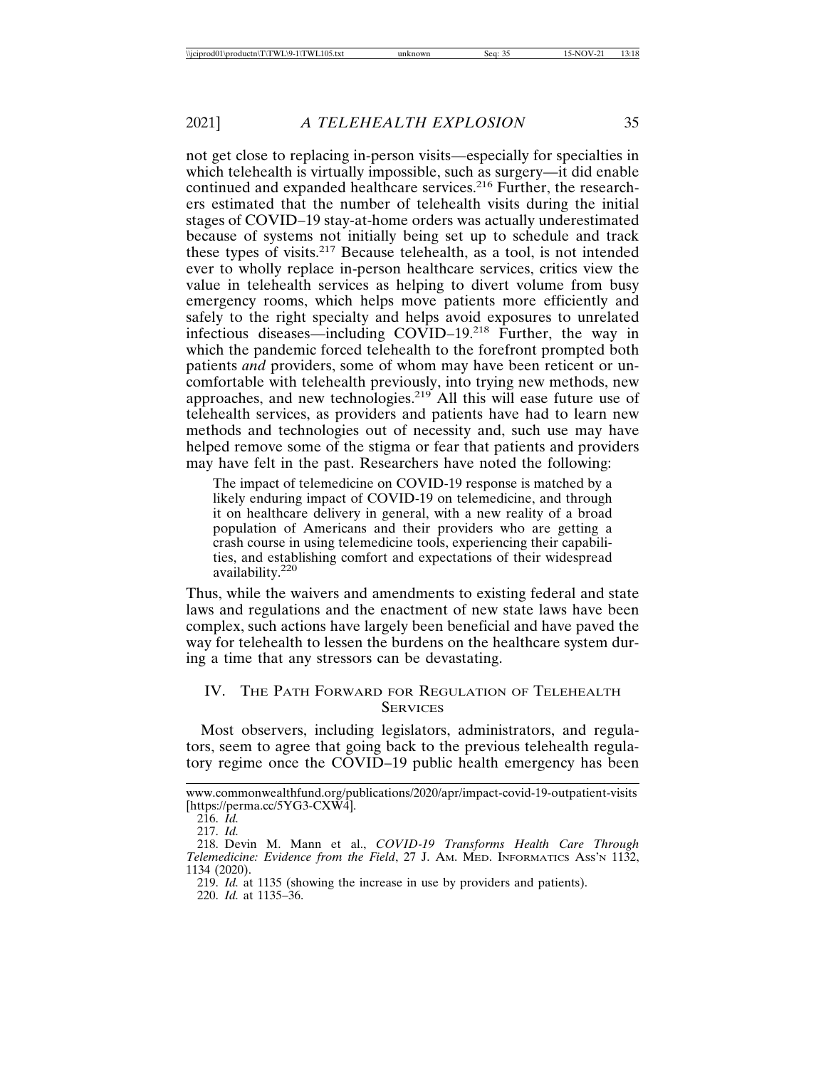not get close to replacing in-person visits—especially for specialties in which telehealth is virtually impossible, such as surgery—it did enable continued and expanded healthcare services.[216] Further, the researchers estimated that the number of telehealth visits during the initial stages of COVID–19 stay-at-home orders was actually underestimated because of systems not initially being set up to schedule and track these types of visits.[217] Because telehealth, as a tool, is not intended ever to wholly replace in-person healthcare services, critics view the value in telehealth services as helping to divert volume from busy emergency rooms, which helps move patients more efficiently and safely to the right specialty and helps avoid exposures to unrelated infectious diseases—including COVID–19.[218] Further, the way in which the pandemic forced telehealth to the forefront prompted both patients *and* providers, some of whom may have been reticent or uncomfortable with telehealth previously, into trying new methods, new approaches, and new technologies.[219] All this will ease future use of telehealth services, as providers and patients have had to learn new methods and technologies out of necessity and, such use may have helped remove some of the stigma or fear that patients and providers may have felt in the past. Researchers have noted the following:

> The impact of telemedicine on COVID-19 response is matched by a likely enduring impact of COVID-19 on telemedicine, and through it on healthcare delivery in general, with a new reality of a broad population of Americans and their providers who are getting a crash course in using telemedicine tools, experiencing their capabilities, and establishing comfort and expectations of their widespread availability.[220]

Thus, while the waivers and amendments to existing federal and state laws and regulations and the enactment of new state laws have been complex, such actions have largely been beneficial and have paved the way for telehealth to lessen the burdens on the healthcare system during a time that any stressors can be devastating.

## IV. The Path Forward for Regulation of Telehealth Services

Most observers, including legislators, administrators, and regulators, seem to agree that going back to the previous telehealth regulatory regime once the COVID–19 public health emergency has been

---

www.commonwealthfund.org/publications/2020/apr/impact-covid-19-outpatient-visits [https://perma.cc/5YG3-CXW4].

216. *Id.*

217. *Id.*

218. Devin M. Mann et al., *COVID-19 Transforms Health Care Through Telemedicine: Evidence from the Field*, 27 J. Am. Med. Informatics Ass'n 1132, 1134 (2020).

219. *Id.* at 1135 (showing the increase in use by providers and patients).

220. *Id.* at 1135–36.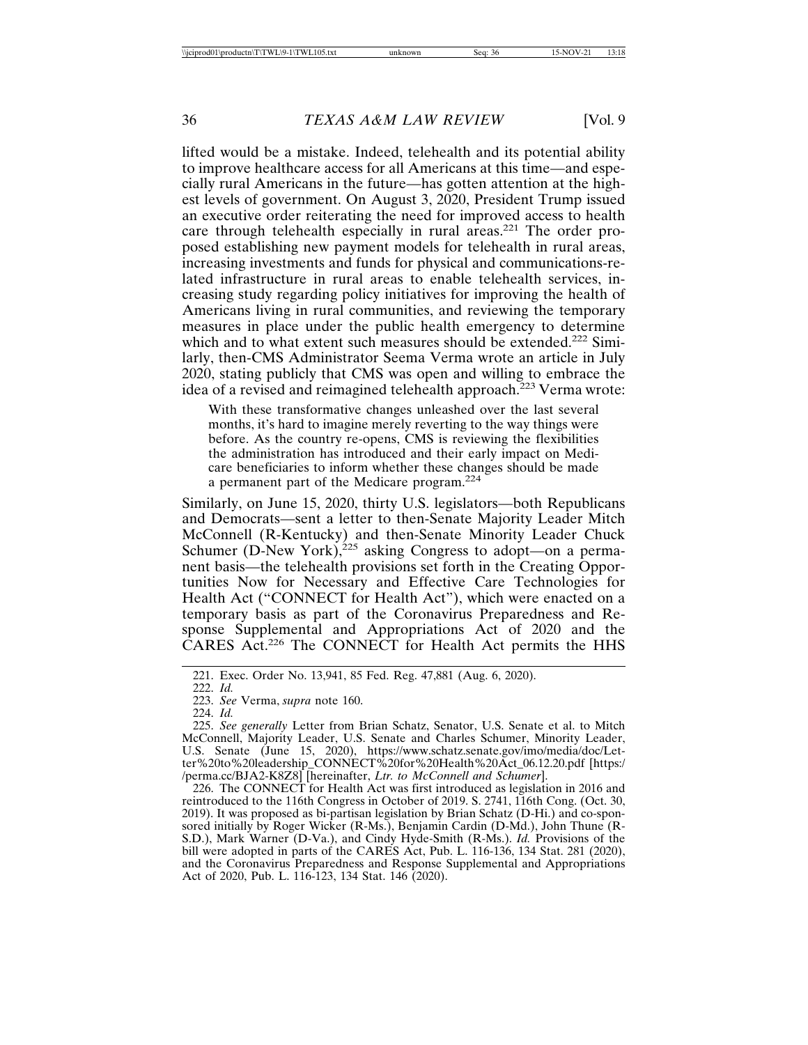lifted would be a mistake. Indeed, telehealth and its potential ability to improve healthcare access for all Americans at this time—and especially rural Americans in the future—has gotten attention at the highest levels of government. On August 3, 2020, President Trump issued an executive order reiterating the need for improved access to health care through telehealth especially in rural areas.[221] The order proposed establishing new payment models for telehealth in rural areas, increasing investments and funds for physical and communications-related infrastructure in rural areas to enable telehealth services, increasing study regarding policy initiatives for improving the health of Americans living in rural communities, and reviewing the temporary measures in place under the public health emergency to determine which and to what extent such measures should be extended.[222] Similarly, then-CMS Administrator Seema Verma wrote an article in July 2020, stating publicly that CMS was open and willing to embrace the idea of a revised and reimagined telehealth approach.[223] Verma wrote:

> With these transformative changes unleashed over the last several months, it's hard to imagine merely reverting to the way things were before. As the country re-opens, CMS is reviewing the flexibilities the administration has introduced and their early impact on Medicare beneficiaries to inform whether these changes should be made a permanent part of the Medicare program.[224]

Similarly, on June 15, 2020, thirty U.S. legislators—both Republicans and Democrats—sent a letter to then-Senate Majority Leader Mitch McConnell (R-Kentucky) and then-Senate Minority Leader Chuck Schumer (D-New York),[225] asking Congress to adopt—on a permanent basis—the telehealth provisions set forth in the Creating Opportunities Now for Necessary and Effective Care Technologies for Health Act ("CONNECT for Health Act"), which were enacted on a temporary basis as part of the Coronavirus Preparedness and Response Supplemental and Appropriations Act of 2020 and the CARES Act.[226] The CONNECT for Health Act permits the HHS

---

221. Exec. Order No. 13,941, 85 Fed. Reg. 47,881 (Aug. 6, 2020).

222. *Id.*

223. *See* Verma, *supra* note 160.

224. *Id.*

225. *See generally* Letter from Brian Schatz, Senator, U.S. Senate et al. to Mitch McConnell, Majority Leader, U.S. Senate and Charles Schumer, Minority Leader, U.S. Senate (June 15, 2020), https://www.schatz.senate.gov/imo/media/doc/Letter%20to%20leadership_CONNECT%20for%20Health%20Act_06.12.20.pdf [https://perma.cc/BJA2-K8Z8] [hereinafter, *Ltr. to McConnell and Schumer*].

226. The CONNECT for Health Act was first introduced as legislation in 2016 and reintroduced to the 116th Congress in October of 2019. S. 2741, 116th Cong. (Oct. 30, 2019). It was proposed as bi-partisan legislation by Brian Schatz (D-Hi.) and co-sponsored initially by Roger Wicker (R-Ms.), Benjamin Cardin (D-Md.), John Thune (R-S.D.), Mark Warner (D-Va.), and Cindy Hyde-Smith (R-Ms.). *Id.* Provisions of the bill were adopted in parts of the CARES Act, Pub. L. 116-136, 134 Stat. 281 (2020), and the Coronavirus Preparedness and Response Supplemental and Appropriations Act of 2020, Pub. L. 116-123, 134 Stat. 146 (2020).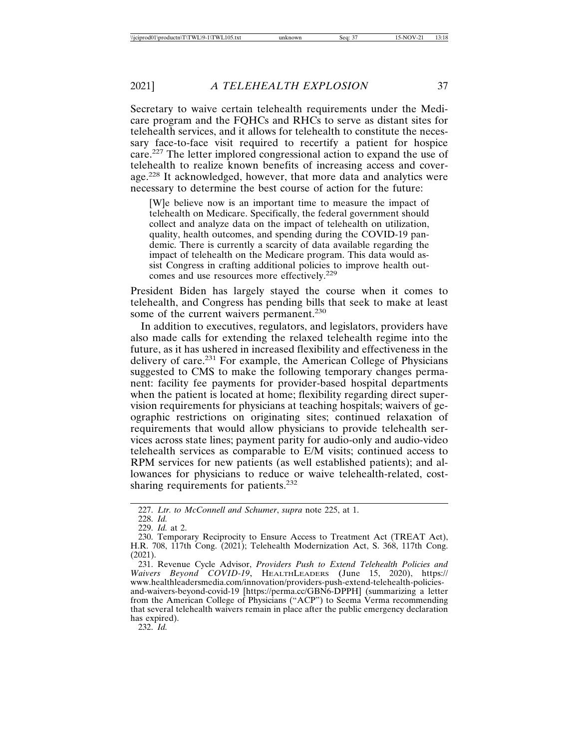Secretary to waive certain telehealth requirements under the Medicare program and the FQHCs and RHCs to serve as distant sites for telehealth services, and it allows for telehealth to constitute the necessary face-to-face visit required to recertify a patient for hospice care.[227] The letter implored congressional action to expand the use of telehealth to realize known benefits of increasing access and coverage.[228] It acknowledged, however, that more data and analytics were necessary to determine the best course of action for the future:

> [W]e believe now is an important time to measure the impact of telehealth on Medicare. Specifically, the federal government should collect and analyze data on the impact of telehealth on utilization, quality, health outcomes, and spending during the COVID-19 pandemic. There is currently a scarcity of data available regarding the impact of telehealth on the Medicare program. This data would assist Congress in crafting additional policies to improve health outcomes and use resources more effectively.[229]

President Biden has largely stayed the course when it comes to telehealth, and Congress has pending bills that seek to make at least some of the current waivers permanent.[230]

In addition to executives, regulators, and legislators, providers have also made calls for extending the relaxed telehealth regime into the future, as it has ushered in increased flexibility and effectiveness in the delivery of care.[231] For example, the American College of Physicians suggested to CMS to make the following temporary changes permanent: facility fee payments for provider-based hospital departments when the patient is located at home; flexibility regarding direct supervision requirements for physicians at teaching hospitals; waivers of geographic restrictions on originating sites; continued relaxation of requirements that would allow physicians to provide telehealth services across state lines; payment parity for audio-only and audio-video telehealth services as comparable to E/M visits; continued access to RPM services for new patients (as well established patients); and allowances for physicians to reduce or waive telehealth-related, cost-sharing requirements for patients.[232]

---

227. *Ltr. to McConnell and Schumer*, *supra* note 225, at 1.

228. *Id.*

229. *Id.* at 2.

230. Temporary Reciprocity to Ensure Access to Treatment Act (TREAT Act), H.R. 708, 117th Cong. (2021); Telehealth Modernization Act, S. 368, 117th Cong. (2021).

231. Revenue Cycle Advisor, *Providers Push to Extend Telehealth Policies and Waivers Beyond COVID-19*, HEALTHLEADERS (June 15, 2020), https://www.healthleadersmedia.com/innovation/providers-push-extend-telehealth-policies-and-waivers-beyond-covid-19 [https://perma.cc/GBN6-DPPH] (summarizing a letter from the American College of Physicians ("ACP") to Seema Verma recommending that several telehealth waivers remain in place after the public emergency declaration has expired).

232. *Id.*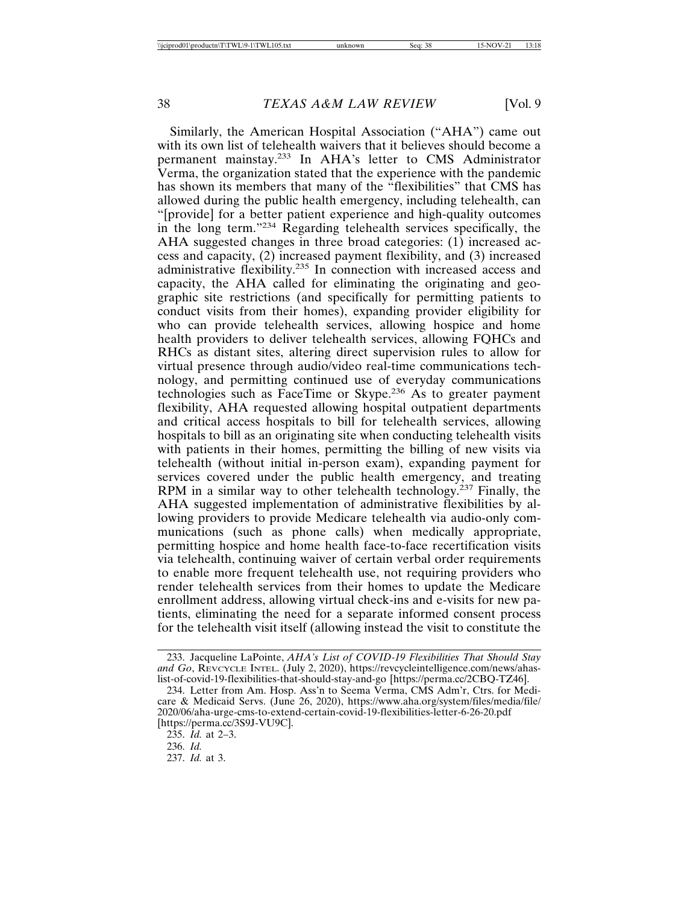Similarly, the American Hospital Association ("AHA") came out with its own list of telehealth waivers that it believes should become a permanent mainstay.[233] In AHA's letter to CMS Administrator Verma, the organization stated that the experience with the pandemic has shown its members that many of the "flexibilities" that CMS has allowed during the public health emergency, including telehealth, can "[provide] for a better patient experience and high-quality outcomes in the long term."[234] Regarding telehealth services specifically, the AHA suggested changes in three broad categories: (1) increased access and capacity, (2) increased payment flexibility, and (3) increased administrative flexibility.[235] In connection with increased access and capacity, the AHA called for eliminating the originating and geographic site restrictions (and specifically for permitting patients to conduct visits from their homes), expanding provider eligibility for who can provide telehealth services, allowing hospice and home health providers to deliver telehealth services, allowing FQHCs and RHCs as distant sites, altering direct supervision rules to allow for virtual presence through audio/video real-time communications technology, and permitting continued use of everyday communications technologies such as FaceTime or Skype.[236] As to greater payment flexibility, AHA requested allowing hospital outpatient departments and critical access hospitals to bill for telehealth services, allowing hospitals to bill as an originating site when conducting telehealth visits with patients in their homes, permitting the billing of new visits via telehealth (without initial in-person exam), expanding payment for services covered under the public health emergency, and treating RPM in a similar way to other telehealth technology.[237] Finally, the AHA suggested implementation of administrative flexibilities by allowing providers to provide Medicare telehealth via audio-only communications (such as phone calls) when medically appropriate, permitting hospice and home health face-to-face recertification visits via telehealth, continuing waiver of certain verbal order requirements to enable more frequent telehealth use, not requiring providers who render telehealth services from their homes to update the Medicare enrollment address, allowing virtual check-ins and e-visits for new patients, eliminating the need for a separate informed consent process for the telehealth visit itself (allowing instead the visit to constitute the

---

233. Jacqueline LaPointe, *AHA's List of COVID-19 Flexibilities That Should Stay and Go*, REVCYCLE INTEL. (July 2, 2020), https://revcycleintelligence.com/news/ahas-list-of-covid-19-flexibilities-that-should-stay-and-go [https://perma.cc/2CBQ-TZ46].

234. Letter from Am. Hosp. Ass'n to Seema Verma, CMS Adm'r, Ctrs. for Medicare & Medicaid Servs. (June 26, 2020), https://www.aha.org/system/files/media/file/2020/06/aha-urge-cms-to-extend-certain-covid-19-flexibilities-letter-6-26-20.pdf [https://perma.cc/3S9J-VU9C].

235. *Id.* at 2–3.

236. *Id.*

237. *Id.* at 3.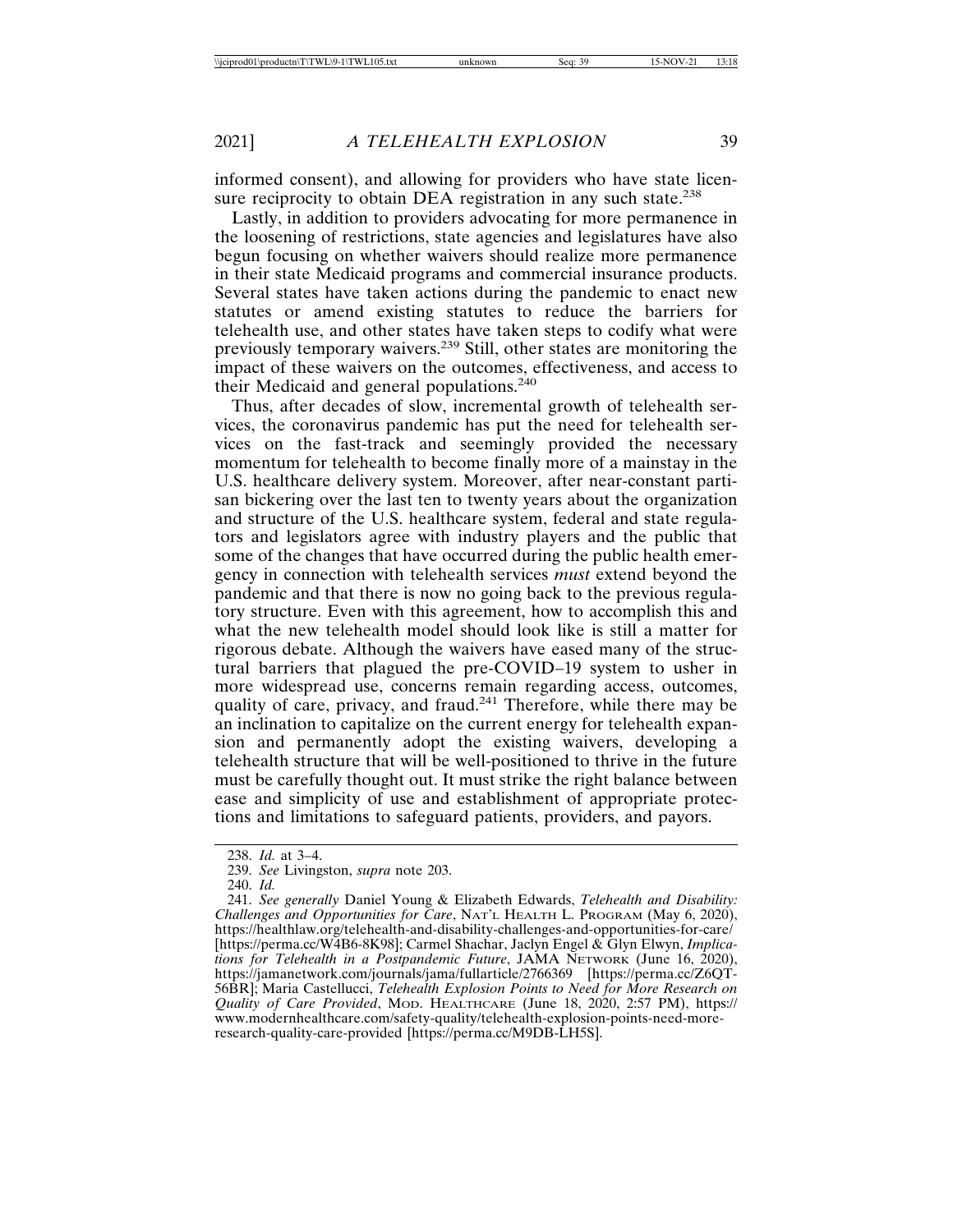informed consent), and allowing for providers who have state licensure reciprocity to obtain DEA registration in any such state.[238]

Lastly, in addition to providers advocating for more permanence in the loosening of restrictions, state agencies and legislatures have also begun focusing on whether waivers should realize more permanence in their state Medicaid programs and commercial insurance products. Several states have taken actions during the pandemic to enact new statutes or amend existing statutes to reduce the barriers for telehealth use, and other states have taken steps to codify what were previously temporary waivers.[239] Still, other states are monitoring the impact of these waivers on the outcomes, effectiveness, and access to their Medicaid and general populations.[240]

Thus, after decades of slow, incremental growth of telehealth services, the coronavirus pandemic has put the need for telehealth services on the fast-track and seemingly provided the necessary momentum for telehealth to become finally more of a mainstay in the U.S. healthcare delivery system. Moreover, after near-constant partisan bickering over the last ten to twenty years about the organization and structure of the U.S. healthcare system, federal and state regulators and legislators agree with industry players and the public that some of the changes that have occurred during the public health emergency in connection with telehealth services *must* extend beyond the pandemic and that there is now no going back to the previous regulatory structure. Even with this agreement, how to accomplish this and what the new telehealth model should look like is still a matter for rigorous debate. Although the waivers have eased many of the structural barriers that plagued the pre-COVID–19 system to usher in more widespread use, concerns remain regarding access, outcomes, quality of care, privacy, and fraud.[241] Therefore, while there may be an inclination to capitalize on the current energy for telehealth expansion and permanently adopt the existing waivers, developing a telehealth structure that will be well-positioned to thrive in the future must be carefully thought out. It must strike the right balance between ease and simplicity of use and establishment of appropriate protections and limitations to safeguard patients, providers, and payors.

---

238. *Id.* at 3–4.

239. *See* Livingston, *supra* note 203.

240. *Id.*

241. *See generally* Daniel Young & Elizabeth Edwards, *Telehealth and Disability: Challenges and Opportunities for Care*, NAT'L HEALTH L. PROGRAM (May 6, 2020), https://healthlaw.org/telehealth-and-disability-challenges-and-opportunities-for-care/ [https://perma.cc/W4B6-8K98]; Carmel Shachar, Jaclyn Engel & Glyn Elwyn, *Implications for Telehealth in a Postpandemic Future*, JAMA NETWORK (June 16, 2020), https://jamanetwork.com/journals/jama/fullarticle/2766369 [https://perma.cc/Z6QT-56BR]; Maria Castellucci, *Telehealth Explosion Points to Need for More Research on Quality of Care Provided*, MOD. HEALTHCARE (June 18, 2020, 2:57 PM), https://www.modernhealthcare.com/safety-quality/telehealth-explosion-points-need-more-research-quality-care-provided [https://perma.cc/M9DB-LH5S].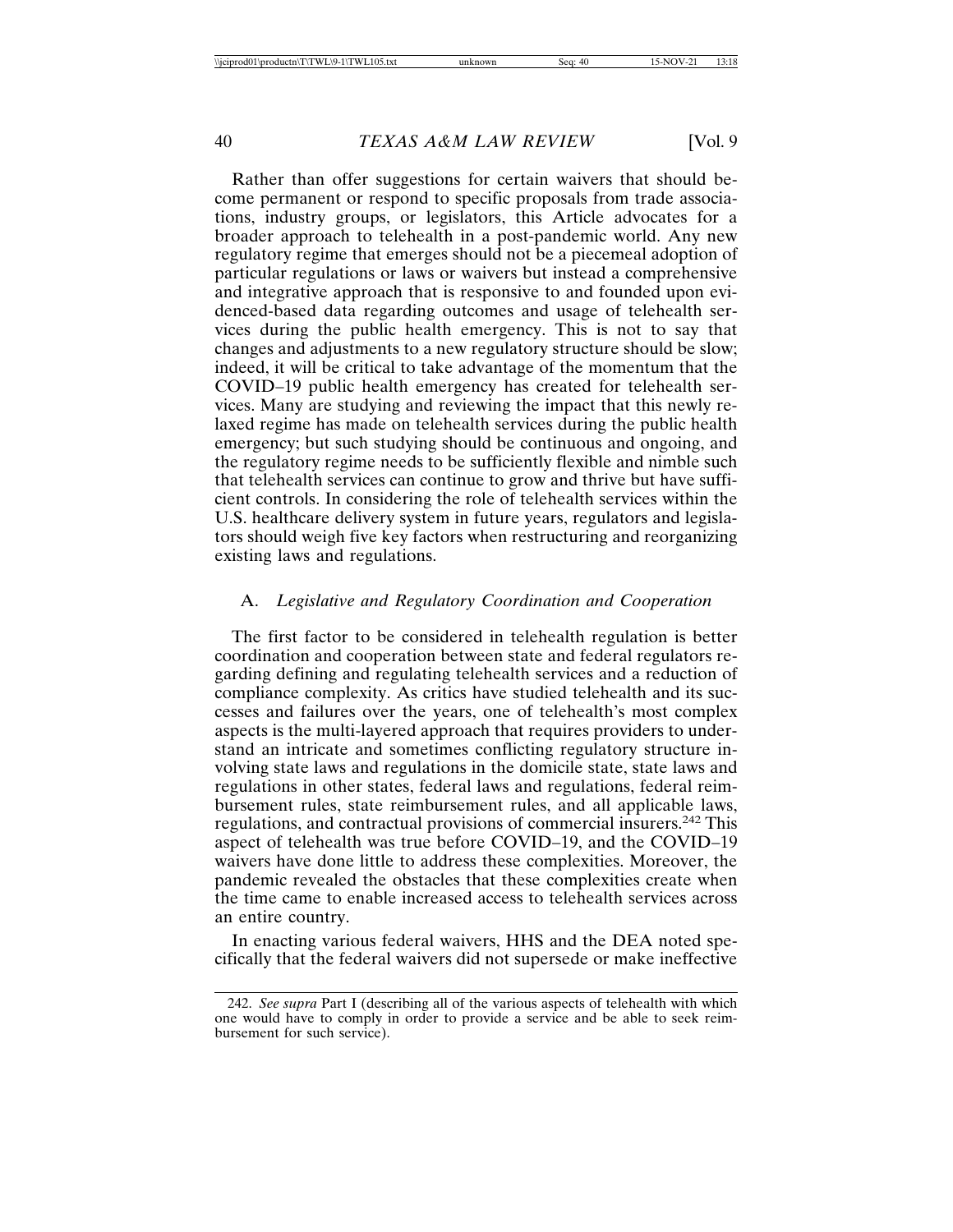Rather than offer suggestions for certain waivers that should become permanent or respond to specific proposals from trade associations, industry groups, or legislators, this Article advocates for a broader approach to telehealth in a post-pandemic world. Any new regulatory regime that emerges should not be a piecemeal adoption of particular regulations or laws or waivers but instead a comprehensive and integrative approach that is responsive to and founded upon evidenced-based data regarding outcomes and usage of telehealth services during the public health emergency. This is not to say that changes and adjustments to a new regulatory structure should be slow; indeed, it will be critical to take advantage of the momentum that the COVID–19 public health emergency has created for telehealth services. Many are studying and reviewing the impact that this newly relaxed regime has made on telehealth services during the public health emergency; but such studying should be continuous and ongoing, and the regulatory regime needs to be sufficiently flexible and nimble such that telehealth services can continue to grow and thrive but have sufficient controls. In considering the role of telehealth services within the U.S. healthcare delivery system in future years, regulators and legislators should weigh five key factors when restructuring and reorganizing existing laws and regulations.

### A. *Legislative and Regulatory Coordination and Cooperation*

The first factor to be considered in telehealth regulation is better coordination and cooperation between state and federal regulators regarding defining and regulating telehealth services and a reduction of compliance complexity. As critics have studied telehealth and its successes and failures over the years, one of telehealth's most complex aspects is the multi-layered approach that requires providers to understand an intricate and sometimes conflicting regulatory structure involving state laws and regulations in the domicile state, state laws and regulations in other states, federal laws and regulations, federal reimbursement rules, state reimbursement rules, and all applicable laws, regulations, and contractual provisions of commercial insurers.[242] This aspect of telehealth was true before COVID–19, and the COVID–19 waivers have done little to address these complexities. Moreover, the pandemic revealed the obstacles that these complexities create when the time came to enable increased access to telehealth services across an entire country.

In enacting various federal waivers, HHS and the DEA noted specifically that the federal waivers did not supersede or make ineffective

242. *See supra* Part I (describing all of the various aspects of telehealth with which one would have to comply in order to provide a service and be able to seek reimbursement for such service).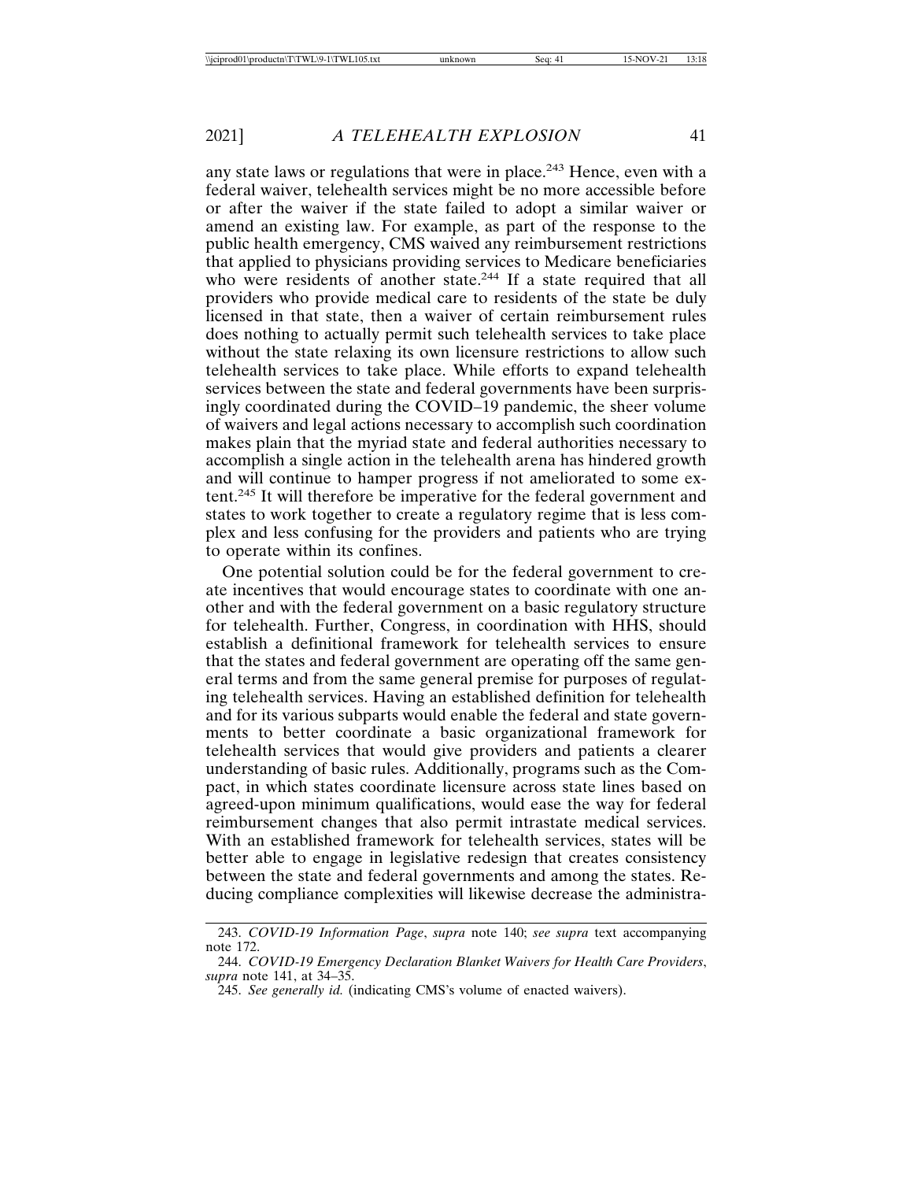any state laws or regulations that were in place.[243] Hence, even with a federal waiver, telehealth services might be no more accessible before or after the waiver if the state failed to adopt a similar waiver or amend an existing law. For example, as part of the response to the public health emergency, CMS waived any reimbursement restrictions that applied to physicians providing services to Medicare beneficiaries who were residents of another state.[244] If a state required that all providers who provide medical care to residents of the state be duly licensed in that state, then a waiver of certain reimbursement rules does nothing to actually permit such telehealth services to take place without the state relaxing its own licensure restrictions to allow such telehealth services to take place. While efforts to expand telehealth services between the state and federal governments have been surprisingly coordinated during the COVID–19 pandemic, the sheer volume of waivers and legal actions necessary to accomplish such coordination makes plain that the myriad state and federal authorities necessary to accomplish a single action in the telehealth arena has hindered growth and will continue to hamper progress if not ameliorated to some extent.[245] It will therefore be imperative for the federal government and states to work together to create a regulatory regime that is less complex and less confusing for the providers and patients who are trying to operate within its confines.

One potential solution could be for the federal government to create incentives that would encourage states to coordinate with one another and with the federal government on a basic regulatory structure for telehealth. Further, Congress, in coordination with HHS, should establish a definitional framework for telehealth services to ensure that the states and federal government are operating off the same general terms and from the same general premise for purposes of regulating telehealth services. Having an established definition for telehealth and for its various subparts would enable the federal and state governments to better coordinate a basic organizational framework for telehealth services that would give providers and patients a clearer understanding of basic rules. Additionally, programs such as the Compact, in which states coordinate licensure across state lines based on agreed-upon minimum qualifications, would ease the way for federal reimbursement changes that also permit intrastate medical services. With an established framework for telehealth services, states will be better able to engage in legislative redesign that creates consistency between the state and federal governments and among the states. Reducing compliance complexities will likewise decrease the administra-

243. *COVID-19 Information Page*, *supra* note 140; *see supra* text accompanying note 172.

244. *COVID-19 Emergency Declaration Blanket Waivers for Health Care Providers*, *supra* note 141, at 34–35.

245. *See generally id.* (indicating CMS's volume of enacted waivers).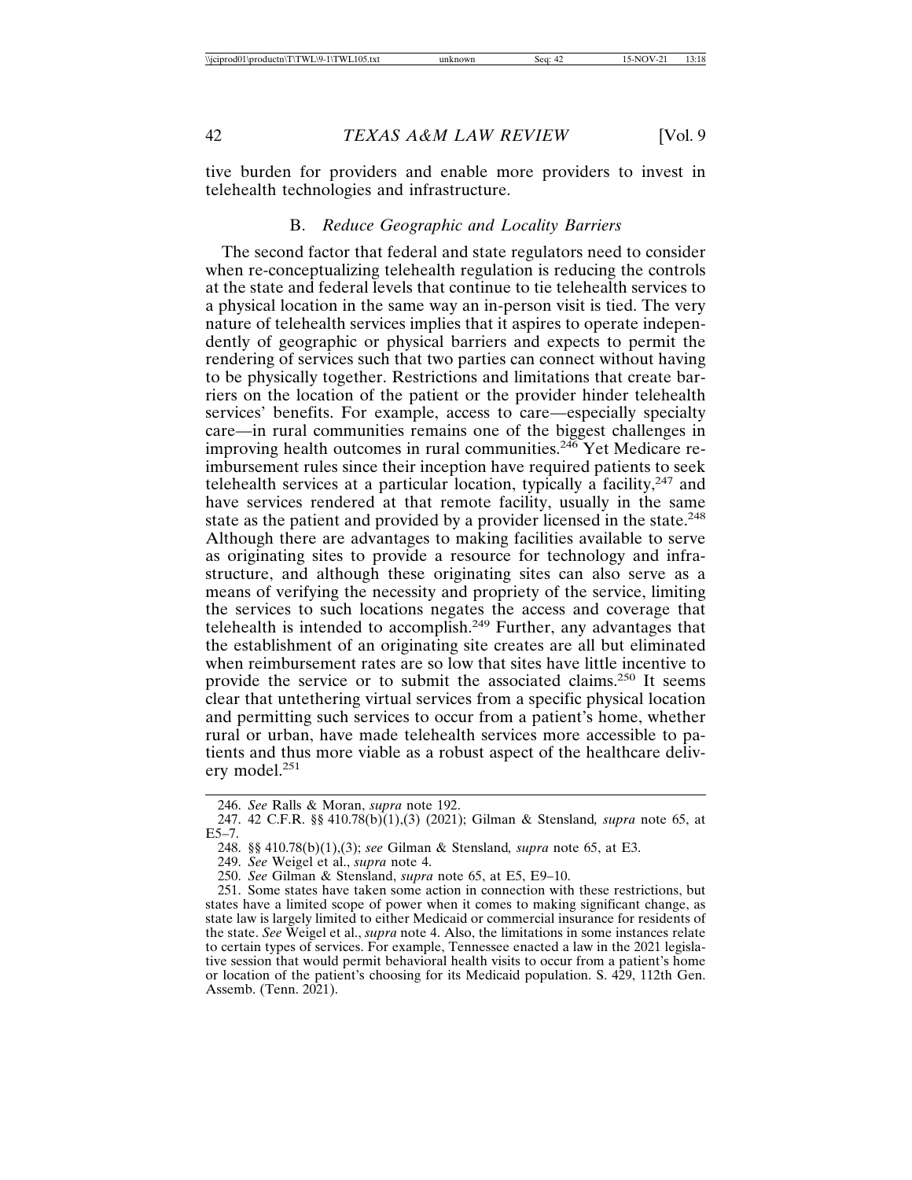tive burden for providers and enable more providers to invest in telehealth technologies and infrastructure.

### B. *Reduce Geographic and Locality Barriers*

The second factor that federal and state regulators need to consider when re-conceptualizing telehealth regulation is reducing the controls at the state and federal levels that continue to tie telehealth services to a physical location in the same way an in-person visit is tied. The very nature of telehealth services implies that it aspires to operate independently of geographic or physical barriers and expects to permit the rendering of services such that two parties can connect without having to be physically together. Restrictions and limitations that create barriers on the location of the patient or the provider hinder telehealth services' benefits. For example, access to care—especially specialty care—in rural communities remains one of the biggest challenges in improving health outcomes in rural communities.[246] Yet Medicare reimbursement rules since their inception have required patients to seek telehealth services at a particular location, typically a facility,[247] and have services rendered at that remote facility, usually in the same state as the patient and provided by a provider licensed in the state.[248] Although there are advantages to making facilities available to serve as originating sites to provide a resource for technology and infrastructure, and although these originating sites can also serve as a means of verifying the necessity and propriety of the service, limiting the services to such locations negates the access and coverage that telehealth is intended to accomplish.[249] Further, any advantages that the establishment of an originating site creates are all but eliminated when reimbursement rates are so low that sites have little incentive to provide the service or to submit the associated claims.[250] It seems clear that untethering virtual services from a specific physical location and permitting such services to occur from a patient's home, whether rural or urban, have made telehealth services more accessible to patients and thus more viable as a robust aspect of the healthcare delivery model.[251]

---

246. *See* Ralls & Moran, *supra* note 192.

247. 42 C.F.R. §§ 410.78(b)(1),(3) (2021); Gilman & Stensland*, supra* note 65, at E5–7.

248. §§ 410.78(b)(1),(3); *see* Gilman & Stensland*, supra* note 65, at E3.

249. *See* Weigel et al., *supra* note 4.

250. *See* Gilman & Stensland, *supra* note 65, at E5, E9–10.

251. Some states have taken some action in connection with these restrictions, but states have a limited scope of power when it comes to making significant change, as state law is largely limited to either Medicaid or commercial insurance for residents of the state. *See* Weigel et al., *supra* note 4. Also, the limitations in some instances relate to certain types of services. For example, Tennessee enacted a law in the 2021 legislative session that would permit behavioral health visits to occur from a patient's home or location of the patient's choosing for its Medicaid population. S. 429, 112th Gen. Assemb. (Tenn. 2021).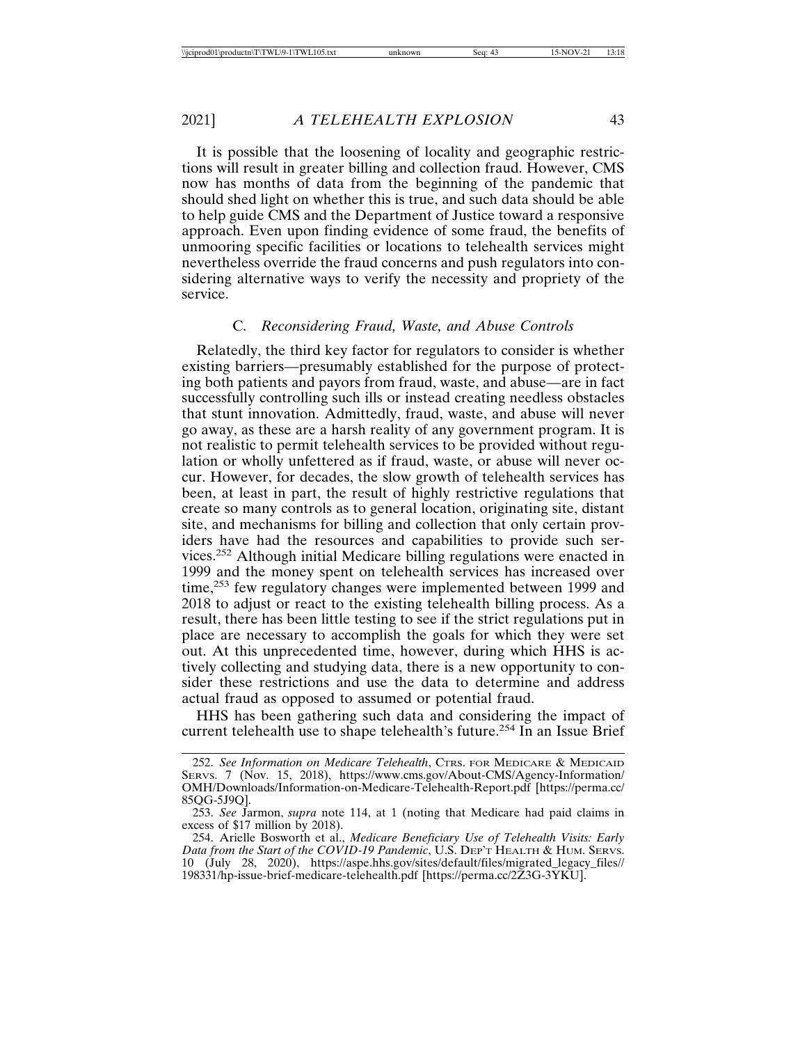It is possible that the loosening of locality and geographic restrictions will result in greater billing and collection fraud. However, CMS now has months of data from the beginning of the pandemic that should shed light on whether this is true, and such data should be able to help guide CMS and the Department of Justice toward a responsive approach. Even upon finding evidence of some fraud, the benefits of unmooring specific facilities or locations to telehealth services might nevertheless override the fraud concerns and push regulators into considering alternative ways to verify the necessity and propriety of the service.

### C. *Reconsidering Fraud, Waste, and Abuse Controls*

Relatedly, the third key factor for regulators to consider is whether existing barriers—presumably established for the purpose of protecting both patients and payors from fraud, waste, and abuse—are in fact successfully controlling such ills or instead creating needless obstacles that stunt innovation. Admittedly, fraud, waste, and abuse will never go away, as these are a harsh reality of any government program. It is not realistic to permit telehealth services to be provided without regulation or wholly unfettered as if fraud, waste, or abuse will never occur. However, for decades, the slow growth of telehealth services has been, at least in part, the result of highly restrictive regulations that create so many controls as to general location, originating site, distant site, and mechanisms for billing and collection that only certain providers have had the resources and capabilities to provide such services.[252] Although initial Medicare billing regulations were enacted in 1999 and the money spent on telehealth services has increased over time,[253] few regulatory changes were implemented between 1999 and 2018 to adjust or react to the existing telehealth billing process. As a result, there has been little testing to see if the strict regulations put in place are necessary to accomplish the goals for which they were set out. At this unprecedented time, however, during which HHS is actively collecting and studying data, there is a new opportunity to consider these restrictions and use the data to determine and address actual fraud as opposed to assumed or potential fraud.

HHS has been gathering such data and considering the impact of current telehealth use to shape telehealth's future.[254] In an Issue Brief

---

252. *See Information on Medicare Telehealth*, CTRS. FOR MEDICARE & MEDICAID SERVS. 7 (Nov. 15, 2018), https://www.cms.gov/About-CMS/Agency-Information/OMH/Downloads/Information-on-Medicare-Telehealth-Report.pdf [https://perma.cc/85QG-5J9Q].

253. *See* Jarmon, *supra* note 114, at 1 (noting that Medicare had paid claims in excess of $17 million by 2018).

254. Arielle Bosworth et al., *Medicare Beneficiary Use of Telehealth Visits: Early Data from the Start of the COVID-19 Pandemic*, U.S. DEP'T HEALTH & HUM. SERVS. 10 (July 28, 2020), https://aspe.hhs.gov/sites/default/files/migrated_legacy_files//198331/hp-issue-brief-medicare-telehealth.pdf [https://perma.cc/2Z3G-3YKU].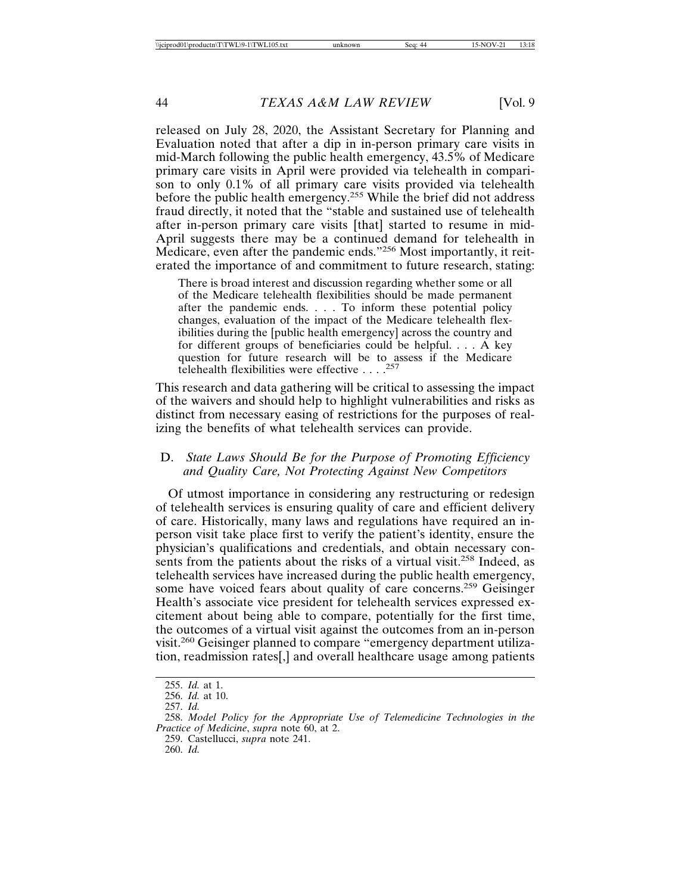released on July 28, 2020, the Assistant Secretary for Planning and Evaluation noted that after a dip in in-person primary care visits in mid-March following the public health emergency, 43.5% of Medicare primary care visits in April were provided via telehealth in comparison to only 0.1% of all primary care visits provided via telehealth before the public health emergency.[255] While the brief did not address fraud directly, it noted that the "stable and sustained use of telehealth after in-person primary care visits [that] started to resume in mid-April suggests there may be a continued demand for telehealth in Medicare, even after the pandemic ends."[256] Most importantly, it reiterated the importance of and commitment to future research, stating:

> There is broad interest and discussion regarding whether some or all of the Medicare telehealth flexibilities should be made permanent after the pandemic ends. . . . To inform these potential policy changes, evaluation of the impact of the Medicare telehealth flexibilities during the [public health emergency] across the country and for different groups of beneficiaries could be helpful. . . . A key question for future research will be to assess if the Medicare telehealth flexibilities were effective . . . .[257]

This research and data gathering will be critical to assessing the impact of the waivers and should help to highlight vulnerabilities and risks as distinct from necessary easing of restrictions for the purposes of realizing the benefits of what telehealth services can provide.

### D. *State Laws Should Be for the Purpose of Promoting Efficiency and Quality Care, Not Protecting Against New Competitors*

Of utmost importance in considering any restructuring or redesign of telehealth services is ensuring quality of care and efficient delivery of care. Historically, many laws and regulations have required an in-person visit take place first to verify the patient's identity, ensure the physician's qualifications and credentials, and obtain necessary consents from the patients about the risks of a virtual visit.[258] Indeed, as telehealth services have increased during the public health emergency, some have voiced fears about quality of care concerns.[259] Geisinger Health's associate vice president for telehealth services expressed excitement about being able to compare, potentially for the first time, the outcomes of a virtual visit against the outcomes from an in-person visit.[260] Geisinger planned to compare "emergency department utilization, readmission rates[,] and overall healthcare usage among patients

---

255. *Id.* at 1.

256. *Id.* at 10.

257. *Id.*

258. *Model Policy for the Appropriate Use of Telemedicine Technologies in the Practice of Medicine*, *supra* note 60, at 2.

259. Castellucci, *supra* note 241.

260. *Id.*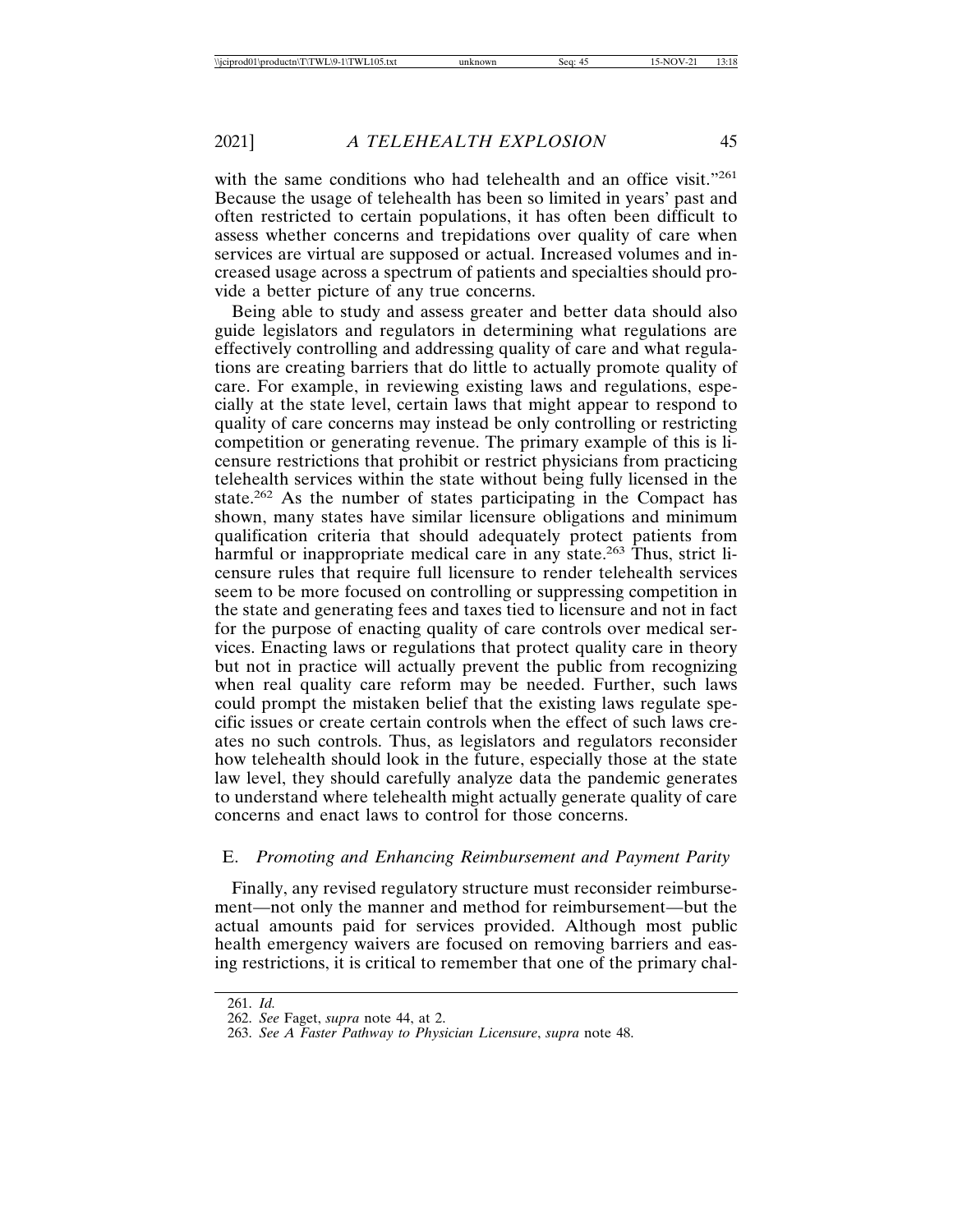with the same conditions who had telehealth and an office visit."[261] Because the usage of telehealth has been so limited in years' past and often restricted to certain populations, it has often been difficult to assess whether concerns and trepidations over quality of care when services are virtual are supposed or actual. Increased volumes and increased usage across a spectrum of patients and specialties should provide a better picture of any true concerns.

Being able to study and assess greater and better data should also guide legislators and regulators in determining what regulations are effectively controlling and addressing quality of care and what regulations are creating barriers that do little to actually promote quality of care. For example, in reviewing existing laws and regulations, especially at the state level, certain laws that might appear to respond to quality of care concerns may instead be only controlling or restricting competition or generating revenue. The primary example of this is licensure restrictions that prohibit or restrict physicians from practicing telehealth services within the state without being fully licensed in the state.[262] As the number of states participating in the Compact has shown, many states have similar licensure obligations and minimum qualification criteria that should adequately protect patients from harmful or inappropriate medical care in any state.[263] Thus, strict licensure rules that require full licensure to render telehealth services seem to be more focused on controlling or suppressing competition in the state and generating fees and taxes tied to licensure and not in fact for the purpose of enacting quality of care controls over medical services. Enacting laws or regulations that protect quality care in theory but not in practice will actually prevent the public from recognizing when real quality care reform may be needed. Further, such laws could prompt the mistaken belief that the existing laws regulate specific issues or create certain controls when the effect of such laws creates no such controls. Thus, as legislators and regulators reconsider how telehealth should look in the future, especially those at the state law level, they should carefully analyze data the pandemic generates to understand where telehealth might actually generate quality of care concerns and enact laws to control for those concerns.

### E. *Promoting and Enhancing Reimbursement and Payment Parity*

Finally, any revised regulatory structure must reconsider reimbursement—not only the manner and method for reimbursement—but the actual amounts paid for services provided. Although most public health emergency waivers are focused on removing barriers and easing restrictions, it is critical to remember that one of the primary chal-

261. *Id.*

262. *See* Faget, *supra* note 44, at 2.

263. *See A Faster Pathway to Physician Licensure*, *supra* note 48.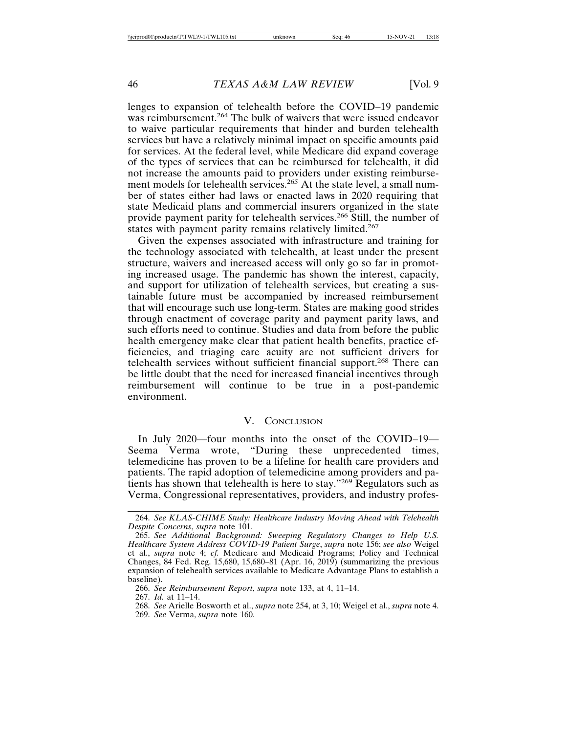lenges to expansion of telehealth before the COVID–19 pandemic was reimbursement.[264] The bulk of waivers that were issued endeavor to waive particular requirements that hinder and burden telehealth services but have a relatively minimal impact on specific amounts paid for services. At the federal level, while Medicare did expand coverage of the types of services that can be reimbursed for telehealth, it did not increase the amounts paid to providers under existing reimbursement models for telehealth services.[265] At the state level, a small number of states either had laws or enacted laws in 2020 requiring that state Medicaid plans and commercial insurers organized in the state provide payment parity for telehealth services.[266] Still, the number of states with payment parity remains relatively limited.[267]

Given the expenses associated with infrastructure and training for the technology associated with telehealth, at least under the present structure, waivers and increased access will only go so far in promoting increased usage. The pandemic has shown the interest, capacity, and support for utilization of telehealth services, but creating a sustainable future must be accompanied by increased reimbursement that will encourage such use long-term. States are making good strides through enactment of coverage parity and payment parity laws, and such efforts need to continue. Studies and data from before the public health emergency make clear that patient health benefits, practice efficiencies, and triaging care acuity are not sufficient drivers for telehealth services without sufficient financial support.[268] There can be little doubt that the need for increased financial incentives through reimbursement will continue to be true in a post-pandemic environment.

## V. Conclusion

In July 2020—four months into the onset of the COVID–19—Seema Verma wrote, "During these unprecedented times, telemedicine has proven to be a lifeline for health care providers and patients. The rapid adoption of telemedicine among providers and patients has shown that telehealth is here to stay."[269] Regulators such as Verma, Congressional representatives, providers, and industry profes-

---

264. *See KLAS-CHIME Study: Healthcare Industry Moving Ahead with Telehealth Despite Concerns*, *supra* note 101.

265. *See Additional Background: Sweeping Regulatory Changes to Help U.S. Healthcare System Address COVID-19 Patient Surge*, *supra* note 156; *see also* Weigel et al., *supra* note 4; *cf.* Medicare and Medicaid Programs; Policy and Technical Changes, 84 Fed. Reg. 15,680, 15,680–81 (Apr. 16, 2019) (summarizing the previous expansion of telehealth services available to Medicare Advantage Plans to establish a baseline).

266. *See Reimbursement Report*, *supra* note 133, at 4, 11–14.

267. *Id.* at 11–14.

268. *See* Arielle Bosworth et al., *supra* note 254, at 3, 10; Weigel et al., *supra* note 4.

269. *See* Verma, *supra* note 160.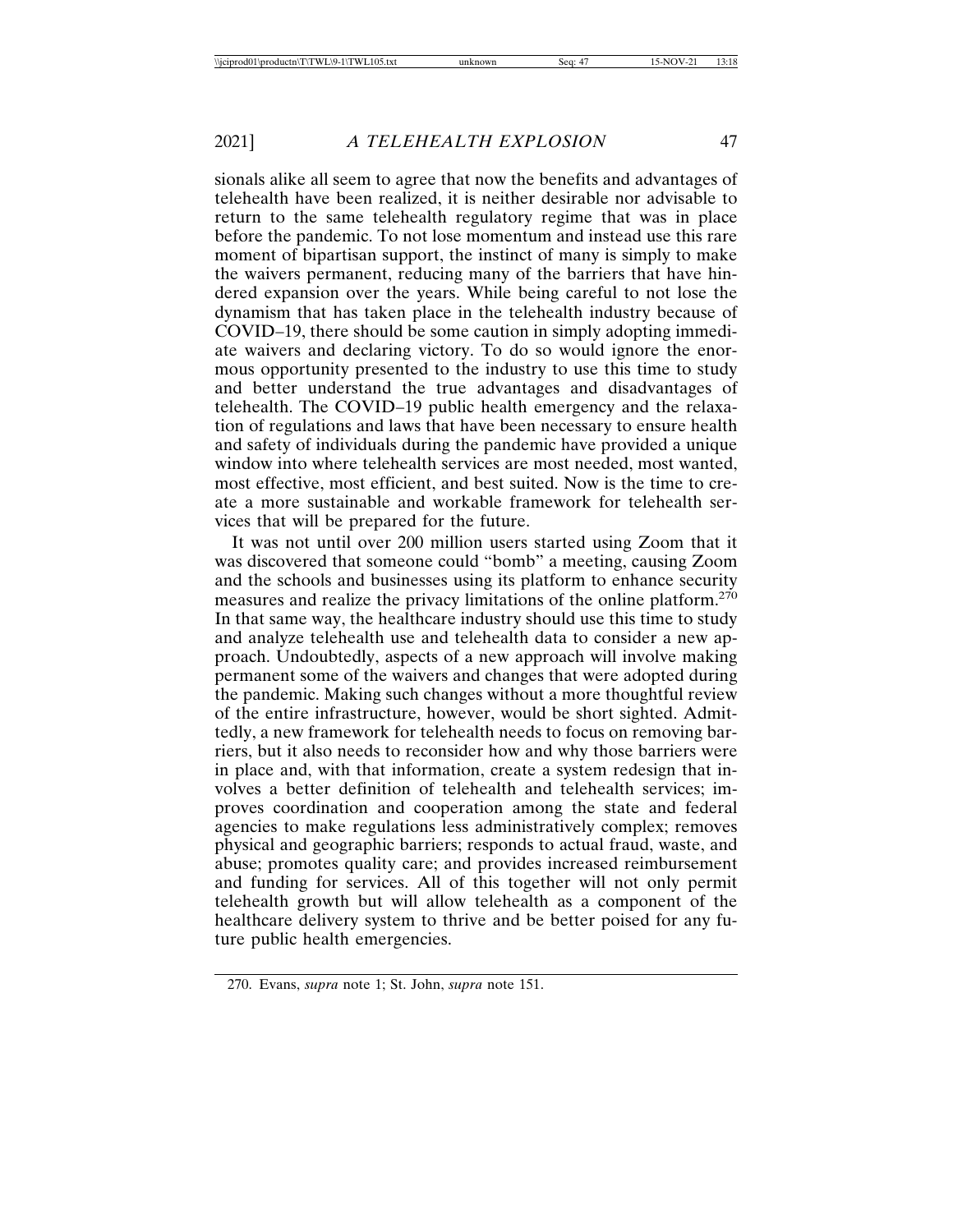sionals alike all seem to agree that now the benefits and advantages of telehealth have been realized, it is neither desirable nor advisable to return to the same telehealth regulatory regime that was in place before the pandemic. To not lose momentum and instead use this rare moment of bipartisan support, the instinct of many is simply to make the waivers permanent, reducing many of the barriers that have hindered expansion over the years. While being careful to not lose the dynamism that has taken place in the telehealth industry because of COVID–19, there should be some caution in simply adopting immediate waivers and declaring victory. To do so would ignore the enormous opportunity presented to the industry to use this time to study and better understand the true advantages and disadvantages of telehealth. The COVID–19 public health emergency and the relaxation of regulations and laws that have been necessary to ensure health and safety of individuals during the pandemic have provided a unique window into where telehealth services are most needed, most wanted, most effective, most efficient, and best suited. Now is the time to create a more sustainable and workable framework for telehealth services that will be prepared for the future.

It was not until over 200 million users started using Zoom that it was discovered that someone could "bomb" a meeting, causing Zoom and the schools and businesses using its platform to enhance security measures and realize the privacy limitations of the online platform.[270] In that same way, the healthcare industry should use this time to study and analyze telehealth use and telehealth data to consider a new approach. Undoubtedly, aspects of a new approach will involve making permanent some of the waivers and changes that were adopted during the pandemic. Making such changes without a more thoughtful review of the entire infrastructure, however, would be short sighted. Admittedly, a new framework for telehealth needs to focus on removing barriers, but it also needs to reconsider how and why those barriers were in place and, with that information, create a system redesign that involves a better definition of telehealth and telehealth services; improves coordination and cooperation among the state and federal agencies to make regulations less administratively complex; removes physical and geographic barriers; responds to actual fraud, waste, and abuse; promotes quality care; and provides increased reimbursement and funding for services. All of this together will not only permit telehealth growth but will allow telehealth as a component of the healthcare delivery system to thrive and be better poised for any future public health emergencies.

---

270. Evans, *supra* note 1; St. John, *supra* note 151.